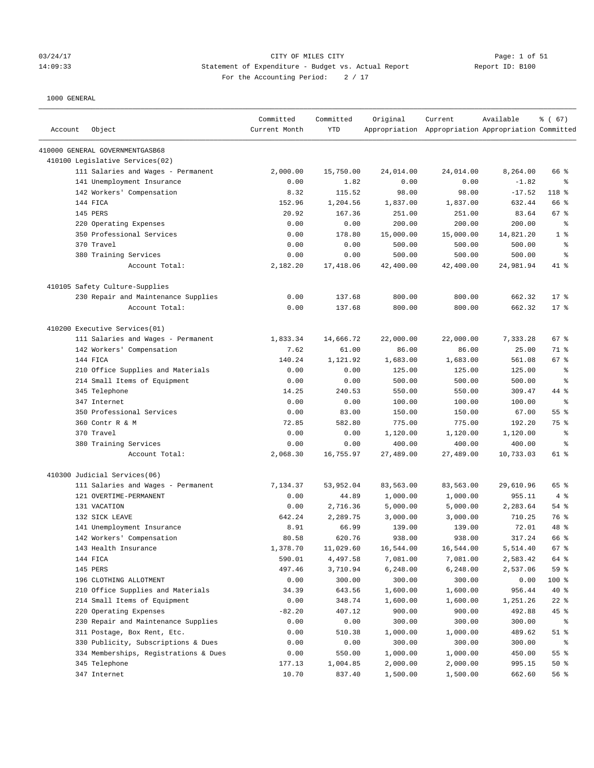CITY OF MILES CITY
Statement of Expenditure - Budget vs. Actual Report
For the Accounting Period: 2 / 17

03/24/17
14:09:33
Report ID: B100

1000 GENERAL

| Account | Object | Committed Current Month | Committed YTD | Original Appropriation | Current Appropriation | Available Appropriation | % ( 67) Committed |
|---|---|---|---|---|---|---|---|
| 410000 GENERAL GOVERNMENTGASB68 | | | | | | | |
| 410100 Legislative Services(02) | | | | | | | |
| | 111 Salaries and Wages - Permanent | 2,000.00 | 15,750.00 | 24,014.00 | 24,014.00 | 8,264.00 | 66 % |
| | 141 Unemployment Insurance | 0.00 | 1.82 | 0.00 | 0.00 | -1.82 | % |
| | 142 Workers' Compensation | 8.32 | 115.52 | 98.00 | 98.00 | -17.52 | 118 % |
| | 144 FICA | 152.96 | 1,204.56 | 1,837.00 | 1,837.00 | 632.44 | 66 % |
| | 145 PERS | 20.92 | 167.36 | 251.00 | 251.00 | 83.64 | 67 % |
| | 220 Operating Expenses | 0.00 | 0.00 | 200.00 | 200.00 | 200.00 | % |
| | 350 Professional Services | 0.00 | 178.80 | 15,000.00 | 15,000.00 | 14,821.20 | 1 % |
| | 370 Travel | 0.00 | 0.00 | 500.00 | 500.00 | 500.00 | % |
| | 380 Training Services | 0.00 | 0.00 | 500.00 | 500.00 | 500.00 | % |
| | Account Total: | 2,182.20 | 17,418.06 | 42,400.00 | 42,400.00 | 24,981.94 | 41 % |
| 410105 Safety Culture-Supplies | | | | | | | |
| | 230 Repair and Maintenance Supplies | 0.00 | 137.68 | 800.00 | 800.00 | 662.32 | 17 % |
| | Account Total: | 0.00 | 137.68 | 800.00 | 800.00 | 662.32 | 17 % |
| 410200 Executive Services(01) | | | | | | | |
| | 111 Salaries and Wages - Permanent | 1,833.34 | 14,666.72 | 22,000.00 | 22,000.00 | 7,333.28 | 67 % |
| | 142 Workers' Compensation | 7.62 | 61.00 | 86.00 | 86.00 | 25.00 | 71 % |
| | 144 FICA | 140.24 | 1,121.92 | 1,683.00 | 1,683.00 | 561.08 | 67 % |
| | 210 Office Supplies and Materials | 0.00 | 0.00 | 125.00 | 125.00 | 125.00 | % |
| | 214 Small Items of Equipment | 0.00 | 0.00 | 500.00 | 500.00 | 500.00 | % |
| | 345 Telephone | 14.25 | 240.53 | 550.00 | 550.00 | 309.47 | 44 % |
| | 347 Internet | 0.00 | 0.00 | 100.00 | 100.00 | 100.00 | % |
| | 350 Professional Services | 0.00 | 83.00 | 150.00 | 150.00 | 67.00 | 55 % |
| | 360 Contr R & M | 72.85 | 582.80 | 775.00 | 775.00 | 192.20 | 75 % |
| | 370 Travel | 0.00 | 0.00 | 1,120.00 | 1,120.00 | 1,120.00 | % |
| | 380 Training Services | 0.00 | 0.00 | 400.00 | 400.00 | 400.00 | % |
| | Account Total: | 2,068.30 | 16,755.97 | 27,489.00 | 27,489.00 | 10,733.03 | 61 % |
| 410300 Judicial Services(06) | | | | | | | |
| | 111 Salaries and Wages - Permanent | 7,134.37 | 53,952.04 | 83,563.00 | 83,563.00 | 29,610.96 | 65 % |
| | 121 OVERTIME-PERMANENT | 0.00 | 44.89 | 1,000.00 | 1,000.00 | 955.11 | 4 % |
| | 131 VACATION | 0.00 | 2,716.36 | 5,000.00 | 5,000.00 | 2,283.64 | 54 % |
| | 132 SICK LEAVE | 642.24 | 2,289.75 | 3,000.00 | 3,000.00 | 710.25 | 76 % |
| | 141 Unemployment Insurance | 8.91 | 66.99 | 139.00 | 139.00 | 72.01 | 48 % |
| | 142 Workers' Compensation | 80.58 | 620.76 | 938.00 | 938.00 | 317.24 | 66 % |
| | 143 Health Insurance | 1,378.70 | 11,029.60 | 16,544.00 | 16,544.00 | 5,514.40 | 67 % |
| | 144 FICA | 590.01 | 4,497.58 | 7,081.00 | 7,081.00 | 2,583.42 | 64 % |
| | 145 PERS | 497.46 | 3,710.94 | 6,248.00 | 6,248.00 | 2,537.06 | 59 % |
| | 196 CLOTHING ALLOTMENT | 0.00 | 300.00 | 300.00 | 300.00 | 0.00 | 100 % |
| | 210 Office Supplies and Materials | 34.39 | 643.56 | 1,600.00 | 1,600.00 | 956.44 | 40 % |
| | 214 Small Items of Equipment | 0.00 | 348.74 | 1,600.00 | 1,600.00 | 1,251.26 | 22 % |
| | 220 Operating Expenses | -82.20 | 407.12 | 900.00 | 900.00 | 492.88 | 45 % |
| | 230 Repair and Maintenance Supplies | 0.00 | 0.00 | 300.00 | 300.00 | 300.00 | % |
| | 311 Postage, Box Rent, Etc. | 0.00 | 510.38 | 1,000.00 | 1,000.00 | 489.62 | 51 % |
| | 330 Publicity, Subscriptions & Dues | 0.00 | 0.00 | 300.00 | 300.00 | 300.00 | % |
| | 334 Memberships, Registrations & Dues | 0.00 | 550.00 | 1,000.00 | 1,000.00 | 450.00 | 55 % |
| | 345 Telephone | 177.13 | 1,004.85 | 2,000.00 | 2,000.00 | 995.15 | 50 % |
| | 347 Internet | 10.70 | 837.40 | 1,500.00 | 1,500.00 | 662.60 | 56 % |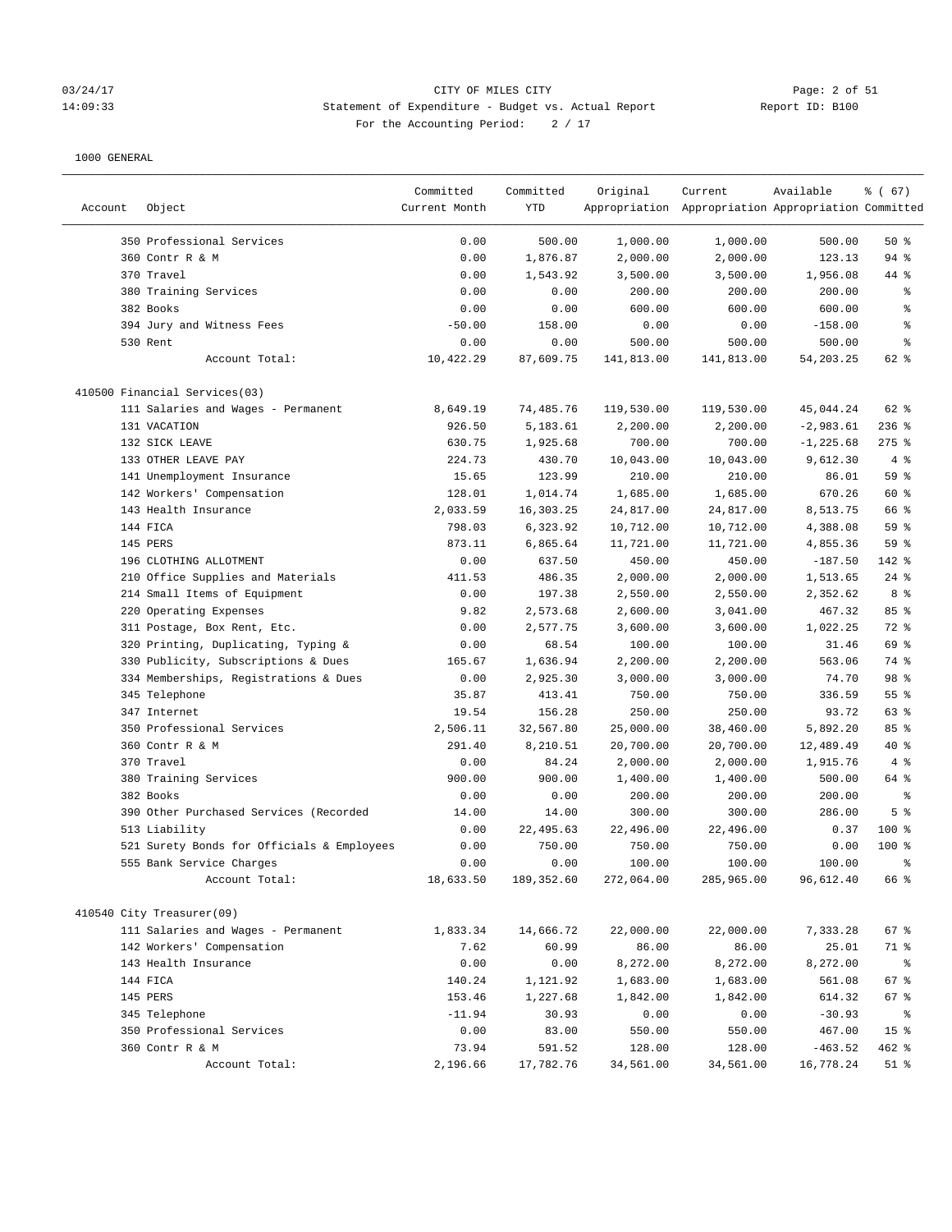CITY OF MILES CITY
Statement of Expenditure - Budget vs. Actual Report
For the Accounting Period: 2 / 17

1000 GENERAL

| Account | Object | Committed Current Month | Committed YTD | Original Appropriation | Current Appropriation | Available Appropriation | % ( 67) Committed |
|---|---|---|---|---|---|---|---|
| | 350 Professional Services | 0.00 | 500.00 | 1,000.00 | 1,000.00 | 500.00 | 50 % |
| | 360 Contr R & M | 0.00 | 1,876.87 | 2,000.00 | 2,000.00 | 123.13 | 94 % |
| | 370 Travel | 0.00 | 1,543.92 | 3,500.00 | 3,500.00 | 1,956.08 | 44 % |
| | 380 Training Services | 0.00 | 0.00 | 200.00 | 200.00 | 200.00 | % |
| | 382 Books | 0.00 | 0.00 | 600.00 | 600.00 | 600.00 | % |
| | 394 Jury and Witness Fees | -50.00 | 158.00 | 0.00 | 0.00 | -158.00 | % |
| | 530 Rent | 0.00 | 0.00 | 500.00 | 500.00 | 500.00 | % |
| | Account Total: | 10,422.29 | 87,609.75 | 141,813.00 | 141,813.00 | 54,203.25 | 62 % |
| 410500 Financial Services(03) | | | | | | | |
| | 111 Salaries and Wages - Permanent | 8,649.19 | 74,485.76 | 119,530.00 | 119,530.00 | 45,044.24 | 62 % |
| | 131 VACATION | 926.50 | 5,183.61 | 2,200.00 | 2,200.00 | -2,983.61 | 236 % |
| | 132 SICK LEAVE | 630.75 | 1,925.68 | 700.00 | 700.00 | -1,225.68 | 275 % |
| | 133 OTHER LEAVE PAY | 224.73 | 430.70 | 10,043.00 | 10,043.00 | 9,612.30 | 4 % |
| | 141 Unemployment Insurance | 15.65 | 123.99 | 210.00 | 210.00 | 86.01 | 59 % |
| | 142 Workers' Compensation | 128.01 | 1,014.74 | 1,685.00 | 1,685.00 | 670.26 | 60 % |
| | 143 Health Insurance | 2,033.59 | 16,303.25 | 24,817.00 | 24,817.00 | 8,513.75 | 66 % |
| | 144 FICA | 798.03 | 6,323.92 | 10,712.00 | 10,712.00 | 4,388.08 | 59 % |
| | 145 PERS | 873.11 | 6,865.64 | 11,721.00 | 11,721.00 | 4,855.36 | 59 % |
| | 196 CLOTHING ALLOTMENT | 0.00 | 637.50 | 450.00 | 450.00 | -187.50 | 142 % |
| | 210 Office Supplies and Materials | 411.53 | 486.35 | 2,000.00 | 2,000.00 | 1,513.65 | 24 % |
| | 214 Small Items of Equipment | 0.00 | 197.38 | 2,550.00 | 2,550.00 | 2,352.62 | 8 % |
| | 220 Operating Expenses | 9.82 | 2,573.68 | 2,600.00 | 3,041.00 | 467.32 | 85 % |
| | 311 Postage, Box Rent, Etc. | 0.00 | 2,577.75 | 3,600.00 | 3,600.00 | 1,022.25 | 72 % |
| | 320 Printing, Duplicating, Typing & | 0.00 | 68.54 | 100.00 | 100.00 | 31.46 | 69 % |
| | 330 Publicity, Subscriptions & Dues | 165.67 | 1,636.94 | 2,200.00 | 2,200.00 | 563.06 | 74 % |
| | 334 Memberships, Registrations & Dues | 0.00 | 2,925.30 | 3,000.00 | 3,000.00 | 74.70 | 98 % |
| | 345 Telephone | 35.87 | 413.41 | 750.00 | 750.00 | 336.59 | 55 % |
| | 347 Internet | 19.54 | 156.28 | 250.00 | 250.00 | 93.72 | 63 % |
| | 350 Professional Services | 2,506.11 | 32,567.80 | 25,000.00 | 38,460.00 | 5,892.20 | 85 % |
| | 360 Contr R & M | 291.40 | 8,210.51 | 20,700.00 | 20,700.00 | 12,489.49 | 40 % |
| | 370 Travel | 0.00 | 84.24 | 2,000.00 | 2,000.00 | 1,915.76 | 4 % |
| | 380 Training Services | 900.00 | 900.00 | 1,400.00 | 1,400.00 | 500.00 | 64 % |
| | 382 Books | 0.00 | 0.00 | 200.00 | 200.00 | 200.00 | % |
| | 390 Other Purchased Services (Recorded | 14.00 | 14.00 | 300.00 | 300.00 | 286.00 | 5 % |
| | 513 Liability | 0.00 | 22,495.63 | 22,496.00 | 22,496.00 | 0.37 | 100 % |
| | 521 Surety Bonds for Officials & Employees | 0.00 | 750.00 | 750.00 | 750.00 | 0.00 | 100 % |
| | 555 Bank Service Charges | 0.00 | 0.00 | 100.00 | 100.00 | 100.00 | % |
| | Account Total: | 18,633.50 | 189,352.60 | 272,064.00 | 285,965.00 | 96,612.40 | 66 % |
| 410540 City Treasurer(09) | | | | | | | |
| | 111 Salaries and Wages - Permanent | 1,833.34 | 14,666.72 | 22,000.00 | 22,000.00 | 7,333.28 | 67 % |
| | 142 Workers' Compensation | 7.62 | 60.99 | 86.00 | 86.00 | 25.01 | 71 % |
| | 143 Health Insurance | 0.00 | 0.00 | 8,272.00 | 8,272.00 | 8,272.00 | % |
| | 144 FICA | 140.24 | 1,121.92 | 1,683.00 | 1,683.00 | 561.08 | 67 % |
| | 145 PERS | 153.46 | 1,227.68 | 1,842.00 | 1,842.00 | 614.32 | 67 % |
| | 345 Telephone | -11.94 | 30.93 | 0.00 | 0.00 | -30.93 | % |
| | 350 Professional Services | 0.00 | 83.00 | 550.00 | 550.00 | 467.00 | 15 % |
| | 360 Contr R & M | 73.94 | 591.52 | 128.00 | 128.00 | -463.52 | 462 % |
| | Account Total: | 2,196.66 | 17,782.76 | 34,561.00 | 34,561.00 | 16,778.24 | 51 % |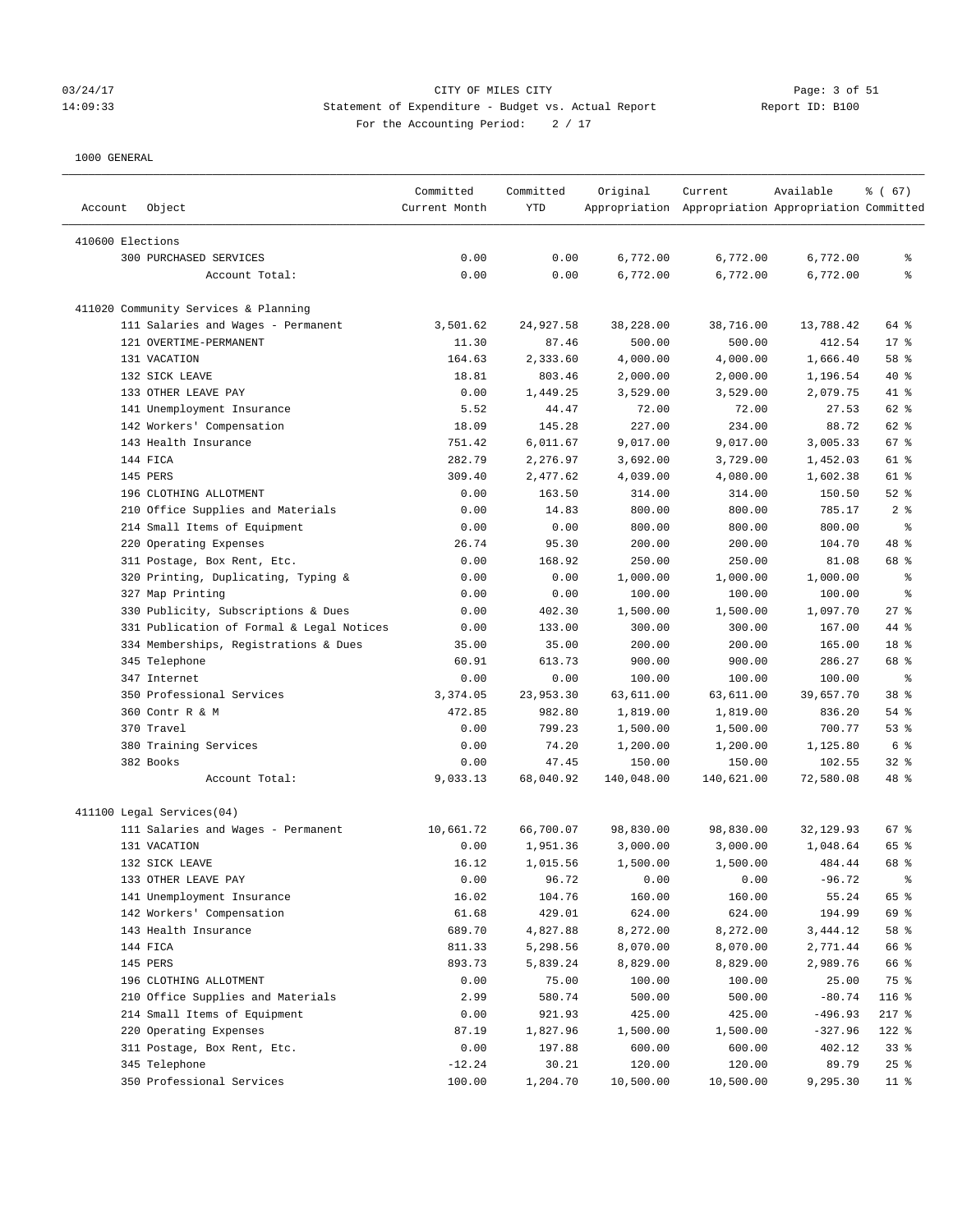CITY OF MILES CITY
Statement of Expenditure - Budget vs. Actual Report
For the Accounting Period: 2 / 17

1000 GENERAL

| Account | Object | Committed Current Month | Committed YTD | Original Appropriation | Current Appropriation | Available Appropriation | % ( 67) Committed |
|---|---|---|---|---|---|---|---|
| 410600 Elections | | | | | | | |
| | 300 PURCHASED SERVICES | 0.00 | 0.00 | 6,772.00 | 6,772.00 | 6,772.00 | % |
| | Account Total: | 0.00 | 0.00 | 6,772.00 | 6,772.00 | 6,772.00 | % |
| 411020 Community Services & Planning | | | | | | | |
| | 111 Salaries and Wages - Permanent | 3,501.62 | 24,927.58 | 38,228.00 | 38,716.00 | 13,788.42 | 64 % |
| | 121 OVERTIME-PERMANENT | 11.30 | 87.46 | 500.00 | 500.00 | 412.54 | 17 % |
| | 131 VACATION | 164.63 | 2,333.60 | 4,000.00 | 4,000.00 | 1,666.40 | 58 % |
| | 132 SICK LEAVE | 18.81 | 803.46 | 2,000.00 | 2,000.00 | 1,196.54 | 40 % |
| | 133 OTHER LEAVE PAY | 0.00 | 1,449.25 | 3,529.00 | 3,529.00 | 2,079.75 | 41 % |
| | 141 Unemployment Insurance | 5.52 | 44.47 | 72.00 | 72.00 | 27.53 | 62 % |
| | 142 Workers' Compensation | 18.09 | 145.28 | 227.00 | 234.00 | 88.72 | 62 % |
| | 143 Health Insurance | 751.42 | 6,011.67 | 9,017.00 | 9,017.00 | 3,005.33 | 67 % |
| | 144 FICA | 282.79 | 2,276.97 | 3,692.00 | 3,729.00 | 1,452.03 | 61 % |
| | 145 PERS | 309.40 | 2,477.62 | 4,039.00 | 4,080.00 | 1,602.38 | 61 % |
| | 196 CLOTHING ALLOTMENT | 0.00 | 163.50 | 314.00 | 314.00 | 150.50 | 52 % |
| | 210 Office Supplies and Materials | 0.00 | 14.83 | 800.00 | 800.00 | 785.17 | 2 % |
| | 214 Small Items of Equipment | 0.00 | 0.00 | 800.00 | 800.00 | 800.00 | % |
| | 220 Operating Expenses | 26.74 | 95.30 | 200.00 | 200.00 | 104.70 | 48 % |
| | 311 Postage, Box Rent, Etc. | 0.00 | 168.92 | 250.00 | 250.00 | 81.08 | 68 % |
| | 320 Printing, Duplicating, Typing & | 0.00 | 0.00 | 1,000.00 | 1,000.00 | 1,000.00 | % |
| | 327 Map Printing | 0.00 | 0.00 | 100.00 | 100.00 | 100.00 | % |
| | 330 Publicity, Subscriptions & Dues | 0.00 | 402.30 | 1,500.00 | 1,500.00 | 1,097.70 | 27 % |
| | 331 Publication of Formal & Legal Notices | 0.00 | 133.00 | 300.00 | 300.00 | 167.00 | 44 % |
| | 334 Memberships, Registrations & Dues | 35.00 | 35.00 | 200.00 | 200.00 | 165.00 | 18 % |
| | 345 Telephone | 60.91 | 613.73 | 900.00 | 900.00 | 286.27 | 68 % |
| | 347 Internet | 0.00 | 0.00 | 100.00 | 100.00 | 100.00 | % |
| | 350 Professional Services | 3,374.05 | 23,953.30 | 63,611.00 | 63,611.00 | 39,657.70 | 38 % |
| | 360 Contr R & M | 472.85 | 982.80 | 1,819.00 | 1,819.00 | 836.20 | 54 % |
| | 370 Travel | 0.00 | 799.23 | 1,500.00 | 1,500.00 | 700.77 | 53 % |
| | 380 Training Services | 0.00 | 74.20 | 1,200.00 | 1,200.00 | 1,125.80 | 6 % |
| | 382 Books | 0.00 | 47.45 | 150.00 | 150.00 | 102.55 | 32 % |
| | Account Total: | 9,033.13 | 68,040.92 | 140,048.00 | 140,621.00 | 72,580.08 | 48 % |
| 411100 Legal Services(04) | | | | | | | |
| | 111 Salaries and Wages - Permanent | 10,661.72 | 66,700.07 | 98,830.00 | 98,830.00 | 32,129.93 | 67 % |
| | 131 VACATION | 0.00 | 1,951.36 | 3,000.00 | 3,000.00 | 1,048.64 | 65 % |
| | 132 SICK LEAVE | 16.12 | 1,015.56 | 1,500.00 | 1,500.00 | 484.44 | 68 % |
| | 133 OTHER LEAVE PAY | 0.00 | 96.72 | 0.00 | 0.00 | -96.72 | % |
| | 141 Unemployment Insurance | 16.02 | 104.76 | 160.00 | 160.00 | 55.24 | 65 % |
| | 142 Workers' Compensation | 61.68 | 429.01 | 624.00 | 624.00 | 194.99 | 69 % |
| | 143 Health Insurance | 689.70 | 4,827.88 | 8,272.00 | 8,272.00 | 3,444.12 | 58 % |
| | 144 FICA | 811.33 | 5,298.56 | 8,070.00 | 8,070.00 | 2,771.44 | 66 % |
| | 145 PERS | 893.73 | 5,839.24 | 8,829.00 | 8,829.00 | 2,989.76 | 66 % |
| | 196 CLOTHING ALLOTMENT | 0.00 | 75.00 | 100.00 | 100.00 | 25.00 | 75 % |
| | 210 Office Supplies and Materials | 2.99 | 580.74 | 500.00 | 500.00 | -80.74 | 116 % |
| | 214 Small Items of Equipment | 0.00 | 921.93 | 425.00 | 425.00 | -496.93 | 217 % |
| | 220 Operating Expenses | 87.19 | 1,827.96 | 1,500.00 | 1,500.00 | -327.96 | 122 % |
| | 311 Postage, Box Rent, Etc. | 0.00 | 197.88 | 600.00 | 600.00 | 402.12 | 33 % |
| | 345 Telephone | -12.24 | 30.21 | 120.00 | 120.00 | 89.79 | 25 % |
| | 350 Professional Services | 100.00 | 1,204.70 | 10,500.00 | 10,500.00 | 9,295.30 | 11 % |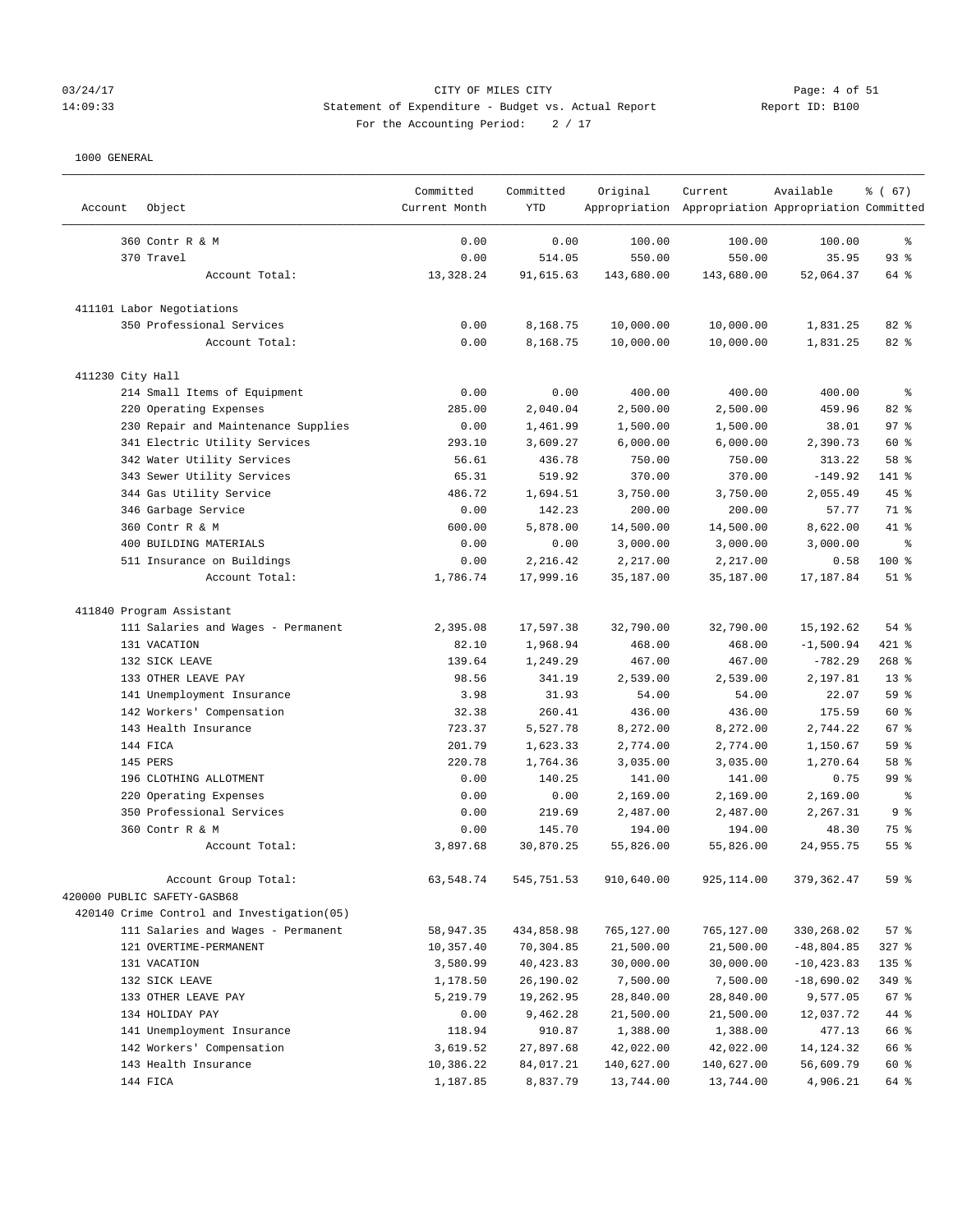03/24/17 CITY OF MILES CITY
14:09:33 Statement of Expenditure - Budget vs. Actual Report Report ID: B100
For the Accounting Period: 2 / 17

1000 GENERAL

| Account | Object | Committed Current Month | Committed YTD | Original Appropriation | Current Appropriation | Available Appropriation | % ( 67) Committed |
|---|---|---|---|---|---|---|---|
| | 360 Contr R & M | 0.00 | 0.00 | 100.00 | 100.00 | 100.00 | % |
| | 370 Travel | 0.00 | 514.05 | 550.00 | 550.00 | 35.95 | 93 % |
| | Account Total: | 13,328.24 | 91,615.63 | 143,680.00 | 143,680.00 | 52,064.37 | 64 % |
| 411101 Labor Negotiations | | | | | | | |
| | 350 Professional Services | 0.00 | 8,168.75 | 10,000.00 | 10,000.00 | 1,831.25 | 82 % |
| | Account Total: | 0.00 | 8,168.75 | 10,000.00 | 10,000.00 | 1,831.25 | 82 % |
| 411230 City Hall | | | | | | | |
| | 214 Small Items of Equipment | 0.00 | 0.00 | 400.00 | 400.00 | 400.00 | % |
| | 220 Operating Expenses | 285.00 | 2,040.04 | 2,500.00 | 2,500.00 | 459.96 | 82 % |
| | 230 Repair and Maintenance Supplies | 0.00 | 1,461.99 | 1,500.00 | 1,500.00 | 38.01 | 97 % |
| | 341 Electric Utility Services | 293.10 | 3,609.27 | 6,000.00 | 6,000.00 | 2,390.73 | 60 % |
| | 342 Water Utility Services | 56.61 | 436.78 | 750.00 | 750.00 | 313.22 | 58 % |
| | 343 Sewer Utility Services | 65.31 | 519.92 | 370.00 | 370.00 | -149.92 | 141 % |
| | 344 Gas Utility Service | 486.72 | 1,694.51 | 3,750.00 | 3,750.00 | 2,055.49 | 45 % |
| | 346 Garbage Service | 0.00 | 142.23 | 200.00 | 200.00 | 57.77 | 71 % |
| | 360 Contr R & M | 600.00 | 5,878.00 | 14,500.00 | 14,500.00 | 8,622.00 | 41 % |
| | 400 BUILDING MATERIALS | 0.00 | 0.00 | 3,000.00 | 3,000.00 | 3,000.00 | % |
| | 511 Insurance on Buildings | 0.00 | 2,216.42 | 2,217.00 | 2,217.00 | 0.58 | 100 % |
| | Account Total: | 1,786.74 | 17,999.16 | 35,187.00 | 35,187.00 | 17,187.84 | 51 % |
| 411840 Program Assistant | | | | | | | |
| | 111 Salaries and Wages - Permanent | 2,395.08 | 17,597.38 | 32,790.00 | 32,790.00 | 15,192.62 | 54 % |
| | 131 VACATION | 82.10 | 1,968.94 | 468.00 | 468.00 | -1,500.94 | 421 % |
| | 132 SICK LEAVE | 139.64 | 1,249.29 | 467.00 | 467.00 | -782.29 | 268 % |
| | 133 OTHER LEAVE PAY | 98.56 | 341.19 | 2,539.00 | 2,539.00 | 2,197.81 | 13 % |
| | 141 Unemployment Insurance | 3.98 | 31.93 | 54.00 | 54.00 | 22.07 | 59 % |
| | 142 Workers' Compensation | 32.38 | 260.41 | 436.00 | 436.00 | 175.59 | 60 % |
| | 143 Health Insurance | 723.37 | 5,527.78 | 8,272.00 | 8,272.00 | 2,744.22 | 67 % |
| | 144 FICA | 201.79 | 1,623.33 | 2,774.00 | 2,774.00 | 1,150.67 | 59 % |
| | 145 PERS | 220.78 | 1,764.36 | 3,035.00 | 3,035.00 | 1,270.64 | 58 % |
| | 196 CLOTHING ALLOTMENT | 0.00 | 140.25 | 141.00 | 141.00 | 0.75 | 99 % |
| | 220 Operating Expenses | 0.00 | 0.00 | 2,169.00 | 2,169.00 | 2,169.00 | % |
| | 350 Professional Services | 0.00 | 219.69 | 2,487.00 | 2,487.00 | 2,267.31 | 9 % |
| | 360 Contr R & M | 0.00 | 145.70 | 194.00 | 194.00 | 48.30 | 75 % |
| | Account Total: | 3,897.68 | 30,870.25 | 55,826.00 | 55,826.00 | 24,955.75 | 55 % |
| | Account Group Total: | 63,548.74 | 545,751.53 | 910,640.00 | 925,114.00 | 379,362.47 | 59 % |
| 420000 PUBLIC SAFETY-GASB68 | | | | | | | |
| 420140 Crime Control and Investigation(05) | | | | | | | |
| | 111 Salaries and Wages - Permanent | 58,947.35 | 434,858.98 | 765,127.00 | 765,127.00 | 330,268.02 | 57 % |
| | 121 OVERTIME-PERMANENT | 10,357.40 | 70,304.85 | 21,500.00 | 21,500.00 | -48,804.85 | 327 % |
| | 131 VACATION | 3,580.99 | 40,423.83 | 30,000.00 | 30,000.00 | -10,423.83 | 135 % |
| | 132 SICK LEAVE | 1,178.50 | 26,190.02 | 7,500.00 | 7,500.00 | -18,690.02 | 349 % |
| | 133 OTHER LEAVE PAY | 5,219.79 | 19,262.95 | 28,840.00 | 28,840.00 | 9,577.05 | 67 % |
| | 134 HOLIDAY PAY | 0.00 | 9,462.28 | 21,500.00 | 21,500.00 | 12,037.72 | 44 % |
| | 141 Unemployment Insurance | 118.94 | 910.87 | 1,388.00 | 1,388.00 | 477.13 | 66 % |
| | 142 Workers' Compensation | 3,619.52 | 27,897.68 | 42,022.00 | 42,022.00 | 14,124.32 | 66 % |
| | 143 Health Insurance | 10,386.22 | 84,017.21 | 140,627.00 | 140,627.00 | 56,609.79 | 60 % |
| | 144 FICA | 1,187.85 | 8,837.79 | 13,744.00 | 13,744.00 | 4,906.21 | 64 % |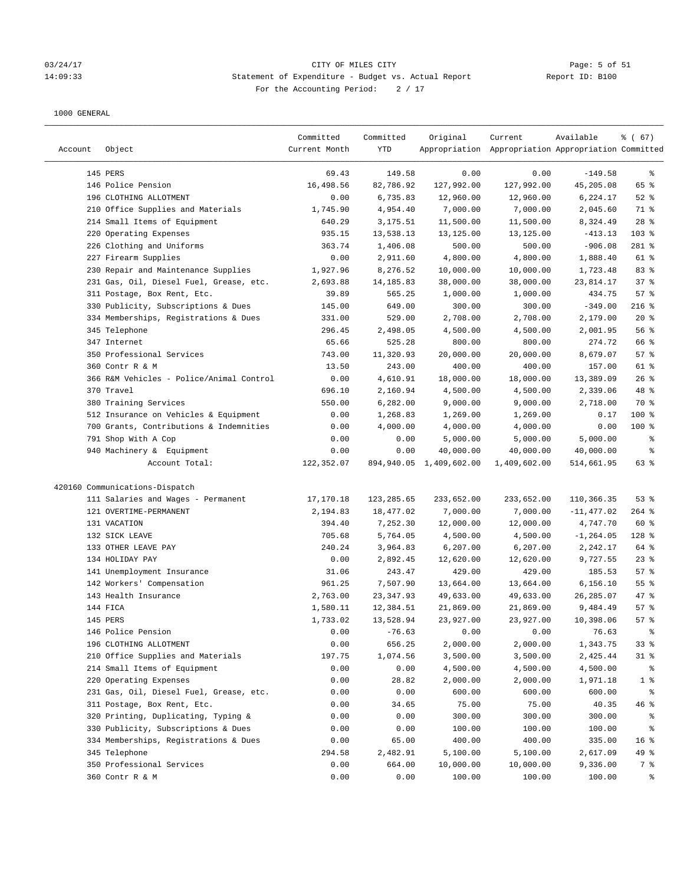CITY OF MILES CITY
Statement of Expenditure - Budget vs. Actual Report
For the Accounting Period: 2 / 17

1000 GENERAL

| Account | Object | Committed Current Month | Committed YTD | Original Appropriation | Current Appropriation | Available Appropriation | % ( 67) Committed |
|---|---|---|---|---|---|---|---|
| | 145 PERS | 69.43 | 149.58 | 0.00 | 0.00 | -149.58 | % |
| | 146 Police Pension | 16,498.56 | 82,786.92 | 127,992.00 | 127,992.00 | 45,205.08 | 65 % |
| | 196 CLOTHING ALLOTMENT | 0.00 | 6,735.83 | 12,960.00 | 12,960.00 | 6,224.17 | 52 % |
| | 210 Office Supplies and Materials | 1,745.90 | 4,954.40 | 7,000.00 | 7,000.00 | 2,045.60 | 71 % |
| | 214 Small Items of Equipment | 640.29 | 3,175.51 | 11,500.00 | 11,500.00 | 8,324.49 | 28 % |
| | 220 Operating Expenses | 935.15 | 13,538.13 | 13,125.00 | 13,125.00 | -413.13 | 103 % |
| | 226 Clothing and Uniforms | 363.74 | 1,406.08 | 500.00 | 500.00 | -906.08 | 281 % |
| | 227 Firearm Supplies | 0.00 | 2,911.60 | 4,800.00 | 4,800.00 | 1,888.40 | 61 % |
| | 230 Repair and Maintenance Supplies | 1,927.96 | 8,276.52 | 10,000.00 | 10,000.00 | 1,723.48 | 83 % |
| | 231 Gas, Oil, Diesel Fuel, Grease, etc. | 2,693.88 | 14,185.83 | 38,000.00 | 38,000.00 | 23,814.17 | 37 % |
| | 311 Postage, Box Rent, Etc. | 39.89 | 565.25 | 1,000.00 | 1,000.00 | 434.75 | 57 % |
| | 330 Publicity, Subscriptions & Dues | 145.00 | 649.00 | 300.00 | 300.00 | -349.00 | 216 % |
| | 334 Memberships, Registrations & Dues | 331.00 | 529.00 | 2,708.00 | 2,708.00 | 2,179.00 | 20 % |
| | 345 Telephone | 296.45 | 2,498.05 | 4,500.00 | 4,500.00 | 2,001.95 | 56 % |
| | 347 Internet | 65.66 | 525.28 | 800.00 | 800.00 | 274.72 | 66 % |
| | 350 Professional Services | 743.00 | 11,320.93 | 20,000.00 | 20,000.00 | 8,679.07 | 57 % |
| | 360 Contr R & M | 13.50 | 243.00 | 400.00 | 400.00 | 157.00 | 61 % |
| | 366 R&M Vehicles - Police/Animal Control | 0.00 | 4,610.91 | 18,000.00 | 18,000.00 | 13,389.09 | 26 % |
| | 370 Travel | 696.10 | 2,160.94 | 4,500.00 | 4,500.00 | 2,339.06 | 48 % |
| | 380 Training Services | 550.00 | 6,282.00 | 9,000.00 | 9,000.00 | 2,718.00 | 70 % |
| | 512 Insurance on Vehicles & Equipment | 0.00 | 1,268.83 | 1,269.00 | 1,269.00 | 0.17 | 100 % |
| | 700 Grants, Contributions & Indemnities | 0.00 | 4,000.00 | 4,000.00 | 4,000.00 | 0.00 | 100 % |
| | 791 Shop With A Cop | 0.00 | 0.00 | 5,000.00 | 5,000.00 | 5,000.00 | % |
| | 940 Machinery & Equipment | 0.00 | 0.00 | 40,000.00 | 40,000.00 | 40,000.00 | % |
| | Account Total: | 122,352.07 | 894,940.05 | 1,409,602.00 | 1,409,602.00 | 514,661.95 | 63 % |
| 420160 Communications-Dispatch | | | | | | | |
| | 111 Salaries and Wages - Permanent | 17,170.18 | 123,285.65 | 233,652.00 | 233,652.00 | 110,366.35 | 53 % |
| | 121 OVERTIME-PERMANENT | 2,194.83 | 18,477.02 | 7,000.00 | 7,000.00 | -11,477.02 | 264 % |
| | 131 VACATION | 394.40 | 7,252.30 | 12,000.00 | 12,000.00 | 4,747.70 | 60 % |
| | 132 SICK LEAVE | 705.68 | 5,764.05 | 4,500.00 | 4,500.00 | -1,264.05 | 128 % |
| | 133 OTHER LEAVE PAY | 240.24 | 3,964.83 | 6,207.00 | 6,207.00 | 2,242.17 | 64 % |
| | 134 HOLIDAY PAY | 0.00 | 2,892.45 | 12,620.00 | 12,620.00 | 9,727.55 | 23 % |
| | 141 Unemployment Insurance | 31.06 | 243.47 | 429.00 | 429.00 | 185.53 | 57 % |
| | 142 Workers' Compensation | 961.25 | 7,507.90 | 13,664.00 | 13,664.00 | 6,156.10 | 55 % |
| | 143 Health Insurance | 2,763.00 | 23,347.93 | 49,633.00 | 49,633.00 | 26,285.07 | 47 % |
| | 144 FICA | 1,580.11 | 12,384.51 | 21,869.00 | 21,869.00 | 9,484.49 | 57 % |
| | 145 PERS | 1,733.02 | 13,528.94 | 23,927.00 | 23,927.00 | 10,398.06 | 57 % |
| | 146 Police Pension | 0.00 | -76.63 | 0.00 | 0.00 | 76.63 | % |
| | 196 CLOTHING ALLOTMENT | 0.00 | 656.25 | 2,000.00 | 2,000.00 | 1,343.75 | 33 % |
| | 210 Office Supplies and Materials | 197.75 | 1,074.56 | 3,500.00 | 3,500.00 | 2,425.44 | 31 % |
| | 214 Small Items of Equipment | 0.00 | 0.00 | 4,500.00 | 4,500.00 | 4,500.00 | % |
| | 220 Operating Expenses | 0.00 | 28.82 | 2,000.00 | 2,000.00 | 1,971.18 | 1 % |
| | 231 Gas, Oil, Diesel Fuel, Grease, etc. | 0.00 | 0.00 | 600.00 | 600.00 | 600.00 | % |
| | 311 Postage, Box Rent, Etc. | 0.00 | 34.65 | 75.00 | 75.00 | 40.35 | 46 % |
| | 320 Printing, Duplicating, Typing & | 0.00 | 0.00 | 300.00 | 300.00 | 300.00 | % |
| | 330 Publicity, Subscriptions & Dues | 0.00 | 0.00 | 100.00 | 100.00 | 100.00 | % |
| | 334 Memberships, Registrations & Dues | 0.00 | 65.00 | 400.00 | 400.00 | 335.00 | 16 % |
| | 345 Telephone | 294.58 | 2,482.91 | 5,100.00 | 5,100.00 | 2,617.09 | 49 % |
| | 350 Professional Services | 0.00 | 664.00 | 10,000.00 | 10,000.00 | 9,336.00 | 7 % |
| | 360 Contr R & M | 0.00 | 0.00 | 100.00 | 100.00 | 100.00 | % |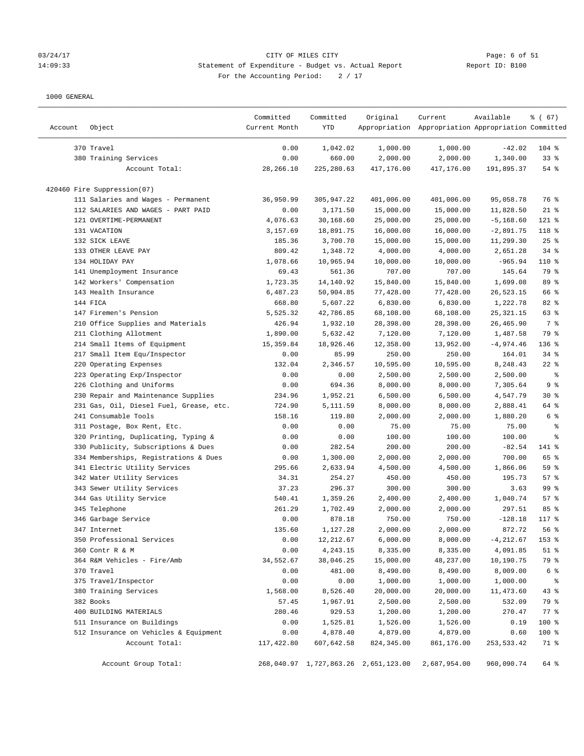CITY OF MILES CITY
Statement of Expenditure - Budget vs. Actual Report
For the Accounting Period: 2 / 17

1000 GENERAL

| Account | Object | Committed Current Month | Committed YTD | Original Appropriation | Current Appropriation | Available Appropriation | % ( 67) Committed |
|---|---|---|---|---|---|---|---|
| | 370 Travel | 0.00 | 1,042.02 | 1,000.00 | 1,000.00 | -42.02 | 104 % |
| | 380 Training Services | 0.00 | 660.00 | 2,000.00 | 2,000.00 | 1,340.00 | 33 % |
| | Account Total: | 28,266.10 | 225,280.63 | 417,176.00 | 417,176.00 | 191,895.37 | 54 % |
| 420460 Fire Suppression(07) | | | | | | | |
| | 111 Salaries and Wages - Permanent | 36,950.99 | 305,947.22 | 401,006.00 | 401,006.00 | 95,058.78 | 76 % |
| | 112 SALARIES AND WAGES - PART PAID | 0.00 | 3,171.50 | 15,000.00 | 15,000.00 | 11,828.50 | 21 % |
| | 121 OVERTIME-PERMANENT | 4,076.63 | 30,168.60 | 25,000.00 | 25,000.00 | -5,168.60 | 121 % |
| | 131 VACATION | 3,157.69 | 18,891.75 | 16,000.00 | 16,000.00 | -2,891.75 | 118 % |
| | 132 SICK LEAVE | 185.36 | 3,700.70 | 15,000.00 | 15,000.00 | 11,299.30 | 25 % |
| | 133 OTHER LEAVE PAY | 809.42 | 1,348.72 | 4,000.00 | 4,000.00 | 2,651.28 | 34 % |
| | 134 HOLIDAY PAY | 1,078.66 | 10,965.94 | 10,000.00 | 10,000.00 | -965.94 | 110 % |
| | 141 Unemployment Insurance | 69.43 | 561.36 | 707.00 | 707.00 | 145.64 | 79 % |
| | 142 Workers' Compensation | 1,723.35 | 14,140.92 | 15,840.00 | 15,840.00 | 1,699.08 | 89 % |
| | 143 Health Insurance | 6,487.23 | 50,904.85 | 77,428.00 | 77,428.00 | 26,523.15 | 66 % |
| | 144 FICA | 668.80 | 5,607.22 | 6,830.00 | 6,830.00 | 1,222.78 | 82 % |
| | 147 Firemen's Pension | 5,525.32 | 42,786.85 | 68,108.00 | 68,108.00 | 25,321.15 | 63 % |
| | 210 Office Supplies and Materials | 426.94 | 1,932.10 | 28,398.00 | 28,398.00 | 26,465.90 | 7 % |
| | 211 Clothing Allotment | 1,890.00 | 5,632.42 | 7,120.00 | 7,120.00 | 1,487.58 | 79 % |
| | 214 Small Items of Equipment | 15,359.84 | 18,926.46 | 12,358.00 | 13,952.00 | -4,974.46 | 136 % |
| | 217 Small Item Equ/Inspector | 0.00 | 85.99 | 250.00 | 250.00 | 164.01 | 34 % |
| | 220 Operating Expenses | 132.04 | 2,346.57 | 10,595.00 | 10,595.00 | 8,248.43 | 22 % |
| | 223 Operating Exp/Inspector | 0.00 | 0.00 | 2,500.00 | 2,500.00 | 2,500.00 | % |
| | 226 Clothing and Uniforms | 0.00 | 694.36 | 8,000.00 | 8,000.00 | 7,305.64 | 9 % |
| | 230 Repair and Maintenance Supplies | 234.96 | 1,952.21 | 6,500.00 | 6,500.00 | 4,547.79 | 30 % |
| | 231 Gas, Oil, Diesel Fuel, Grease, etc. | 724.90 | 5,111.59 | 8,000.00 | 8,000.00 | 2,888.41 | 64 % |
| | 241 Consumable Tools | 158.16 | 119.80 | 2,000.00 | 2,000.00 | 1,880.20 | 6 % |
| | 311 Postage, Box Rent, Etc. | 0.00 | 0.00 | 75.00 | 75.00 | 75.00 | % |
| | 320 Printing, Duplicating, Typing & | 0.00 | 0.00 | 100.00 | 100.00 | 100.00 | % |
| | 330 Publicity, Subscriptions & Dues | 0.00 | 282.54 | 200.00 | 200.00 | -82.54 | 141 % |
| | 334 Memberships, Registrations & Dues | 0.00 | 1,300.00 | 2,000.00 | 2,000.00 | 700.00 | 65 % |
| | 341 Electric Utility Services | 295.66 | 2,633.94 | 4,500.00 | 4,500.00 | 1,866.06 | 59 % |
| | 342 Water Utility Services | 34.31 | 254.27 | 450.00 | 450.00 | 195.73 | 57 % |
| | 343 Sewer Utility Services | 37.23 | 296.37 | 300.00 | 300.00 | 3.63 | 99 % |
| | 344 Gas Utility Service | 540.41 | 1,359.26 | 2,400.00 | 2,400.00 | 1,040.74 | 57 % |
| | 345 Telephone | 261.29 | 1,702.49 | 2,000.00 | 2,000.00 | 297.51 | 85 % |
| | 346 Garbage Service | 0.00 | 878.18 | 750.00 | 750.00 | -128.18 | 117 % |
| | 347 Internet | 135.60 | 1,127.28 | 2,000.00 | 2,000.00 | 872.72 | 56 % |
| | 350 Professional Services | 0.00 | 12,212.67 | 6,000.00 | 8,000.00 | -4,212.67 | 153 % |
| | 360 Contr R & M | 0.00 | 4,243.15 | 8,335.00 | 8,335.00 | 4,091.85 | 51 % |
| | 364 R&M Vehicles - Fire/Amb | 34,552.67 | 38,046.25 | 15,000.00 | 48,237.00 | 10,190.75 | 79 % |
| | 370 Travel | 0.00 | 481.00 | 8,490.00 | 8,490.00 | 8,009.00 | 6 % |
| | 375 Travel/Inspector | 0.00 | 0.00 | 1,000.00 | 1,000.00 | 1,000.00 | % |
| | 380 Training Services | 1,568.00 | 8,526.40 | 20,000.00 | 20,000.00 | 11,473.60 | 43 % |
| | 382 Books | 57.45 | 1,967.91 | 2,500.00 | 2,500.00 | 532.09 | 79 % |
| | 400 BUILDING MATERIALS | 280.46 | 929.53 | 1,200.00 | 1,200.00 | 270.47 | 77 % |
| | 511 Insurance on Buildings | 0.00 | 1,525.81 | 1,526.00 | 1,526.00 | 0.19 | 100 % |
| | 512 Insurance on Vehicles & Equipment | 0.00 | 4,878.40 | 4,879.00 | 4,879.00 | 0.60 | 100 % |
| | Account Total: | 117,422.80 | 607,642.58 | 824,345.00 | 861,176.00 | 253,533.42 | 71 % |
| | Account Group Total: | 268,040.97 | 1,727,863.26 | 2,651,123.00 | 2,687,954.00 | 960,090.74 | 64 % |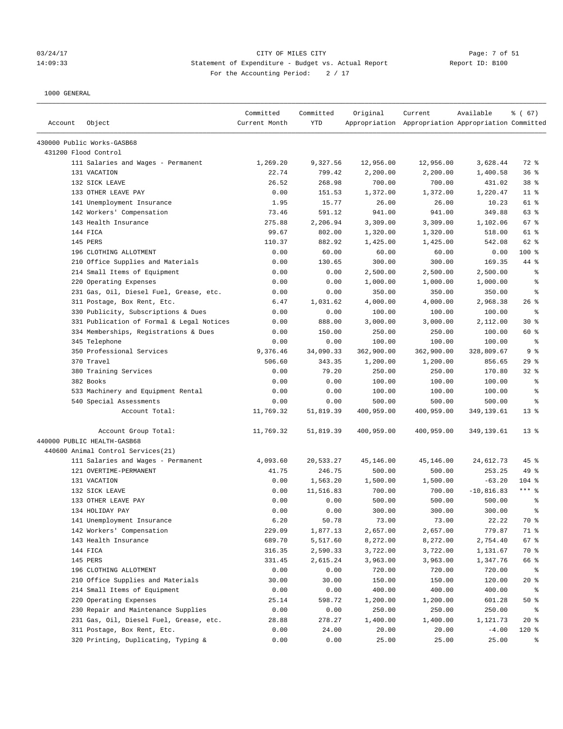CITY OF MILES CITY
Statement of Expenditure - Budget vs. Actual Report
For the Accounting Period: 2 / 17

1000 GENERAL

| Account | Object | Committed Current Month | Committed YTD | Original Appropriation | Current Appropriation | Available Appropriation | % ( 67) Committed |
|---|---|---|---|---|---|---|---|
| 430000 Public Works-GASB68 | | | | | | | |
| 431200 Flood Control | | | | | | | |
| | 111 Salaries and Wages - Permanent | 1,269.20 | 9,327.56 | 12,956.00 | 12,956.00 | 3,628.44 | 72 % |
| | 131 VACATION | 22.74 | 799.42 | 2,200.00 | 2,200.00 | 1,400.58 | 36 % |
| | 132 SICK LEAVE | 26.52 | 268.98 | 700.00 | 700.00 | 431.02 | 38 % |
| | 133 OTHER LEAVE PAY | 0.00 | 151.53 | 1,372.00 | 1,372.00 | 1,220.47 | 11 % |
| | 141 Unemployment Insurance | 1.95 | 15.77 | 26.00 | 26.00 | 10.23 | 61 % |
| | 142 Workers' Compensation | 73.46 | 591.12 | 941.00 | 941.00 | 349.88 | 63 % |
| | 143 Health Insurance | 275.88 | 2,206.94 | 3,309.00 | 3,309.00 | 1,102.06 | 67 % |
| | 144 FICA | 99.67 | 802.00 | 1,320.00 | 1,320.00 | 518.00 | 61 % |
| | 145 PERS | 110.37 | 882.92 | 1,425.00 | 1,425.00 | 542.08 | 62 % |
| | 196 CLOTHING ALLOTMENT | 0.00 | 60.00 | 60.00 | 60.00 | 0.00 | 100 % |
| | 210 Office Supplies and Materials | 0.00 | 130.65 | 300.00 | 300.00 | 169.35 | 44 % |
| | 214 Small Items of Equipment | 0.00 | 0.00 | 2,500.00 | 2,500.00 | 2,500.00 | % |
| | 220 Operating Expenses | 0.00 | 0.00 | 1,000.00 | 1,000.00 | 1,000.00 | % |
| | 231 Gas, Oil, Diesel Fuel, Grease, etc. | 0.00 | 0.00 | 350.00 | 350.00 | 350.00 | % |
| | 311 Postage, Box Rent, Etc. | 6.47 | 1,031.62 | 4,000.00 | 4,000.00 | 2,968.38 | 26 % |
| | 330 Publicity, Subscriptions & Dues | 0.00 | 0.00 | 100.00 | 100.00 | 100.00 | % |
| | 331 Publication of Formal & Legal Notices | 0.00 | 888.00 | 3,000.00 | 3,000.00 | 2,112.00 | 30 % |
| | 334 Memberships, Registrations & Dues | 0.00 | 150.00 | 250.00 | 250.00 | 100.00 | 60 % |
| | 345 Telephone | 0.00 | 0.00 | 100.00 | 100.00 | 100.00 | % |
| | 350 Professional Services | 9,376.46 | 34,090.33 | 362,900.00 | 362,900.00 | 328,809.67 | 9 % |
| | 370 Travel | 506.60 | 343.35 | 1,200.00 | 1,200.00 | 856.65 | 29 % |
| | 380 Training Services | 0.00 | 79.20 | 250.00 | 250.00 | 170.80 | 32 % |
| | 382 Books | 0.00 | 0.00 | 100.00 | 100.00 | 100.00 | % |
| | 533 Machinery and Equipment Rental | 0.00 | 0.00 | 100.00 | 100.00 | 100.00 | % |
| | 540 Special Assessments | 0.00 | 0.00 | 500.00 | 500.00 | 500.00 | % |
| | Account Total: | 11,769.32 | 51,819.39 | 400,959.00 | 400,959.00 | 349,139.61 | 13 % |
| | Account Group Total: | 11,769.32 | 51,819.39 | 400,959.00 | 400,959.00 | 349,139.61 | 13 % |
| 440000 PUBLIC HEALTH-GASB68 | | | | | | | |
| 440600 Animal Control Services(21) | | | | | | | |
| | 111 Salaries and Wages - Permanent | 4,093.60 | 20,533.27 | 45,146.00 | 45,146.00 | 24,612.73 | 45 % |
| | 121 OVERTIME-PERMANENT | 41.75 | 246.75 | 500.00 | 500.00 | 253.25 | 49 % |
| | 131 VACATION | 0.00 | 1,563.20 | 1,500.00 | 1,500.00 | -63.20 | 104 % |
| | 132 SICK LEAVE | 0.00 | 11,516.83 | 700.00 | 700.00 | -10,816.83 | *** % |
| | 133 OTHER LEAVE PAY | 0.00 | 0.00 | 500.00 | 500.00 | 500.00 | % |
| | 134 HOLIDAY PAY | 0.00 | 0.00 | 300.00 | 300.00 | 300.00 | % |
| | 141 Unemployment Insurance | 6.20 | 50.78 | 73.00 | 73.00 | 22.22 | 70 % |
| | 142 Workers' Compensation | 229.09 | 1,877.13 | 2,657.00 | 2,657.00 | 779.87 | 71 % |
| | 143 Health Insurance | 689.70 | 5,517.60 | 8,272.00 | 8,272.00 | 2,754.40 | 67 % |
| | 144 FICA | 316.35 | 2,590.33 | 3,722.00 | 3,722.00 | 1,131.67 | 70 % |
| | 145 PERS | 331.45 | 2,615.24 | 3,963.00 | 3,963.00 | 1,347.76 | 66 % |
| | 196 CLOTHING ALLOTMENT | 0.00 | 0.00 | 720.00 | 720.00 | 720.00 | % |
| | 210 Office Supplies and Materials | 30.00 | 30.00 | 150.00 | 150.00 | 120.00 | 20 % |
| | 214 Small Items of Equipment | 0.00 | 0.00 | 400.00 | 400.00 | 400.00 | % |
| | 220 Operating Expenses | 25.14 | 598.72 | 1,200.00 | 1,200.00 | 601.28 | 50 % |
| | 230 Repair and Maintenance Supplies | 0.00 | 0.00 | 250.00 | 250.00 | 250.00 | % |
| | 231 Gas, Oil, Diesel Fuel, Grease, etc. | 28.88 | 278.27 | 1,400.00 | 1,400.00 | 1,121.73 | 20 % |
| | 311 Postage, Box Rent, Etc. | 0.00 | 24.00 | 20.00 | 20.00 | -4.00 | 120 % |
| | 320 Printing, Duplicating, Typing & | 0.00 | 0.00 | 25.00 | 25.00 | 25.00 | % |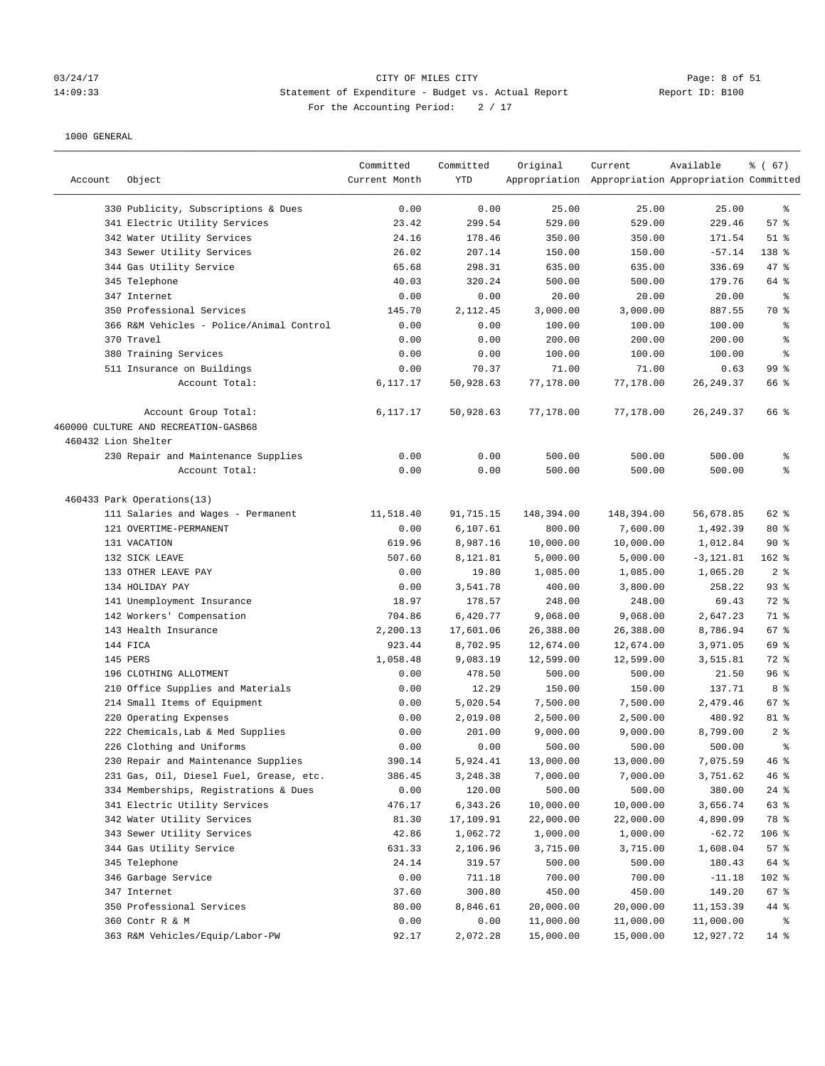1000 GENERAL

| Account | Object | Committed Current Month | Committed YTD | Original Appropriation | Current Appropriation | Available Appropriation | % ( 67) Committed |
|---|---|---|---|---|---|---|---|
| | 330 Publicity, Subscriptions & Dues | 0.00 | 0.00 | 25.00 | 25.00 | 25.00 | % |
| | 341 Electric Utility Services | 23.42 | 299.54 | 529.00 | 529.00 | 229.46 | 57 % |
| | 342 Water Utility Services | 24.16 | 178.46 | 350.00 | 350.00 | 171.54 | 51 % |
| | 343 Sewer Utility Services | 26.02 | 207.14 | 150.00 | 150.00 | -57.14 | 138 % |
| | 344 Gas Utility Service | 65.68 | 298.31 | 635.00 | 635.00 | 336.69 | 47 % |
| | 345 Telephone | 40.03 | 320.24 | 500.00 | 500.00 | 179.76 | 64 % |
| | 347 Internet | 0.00 | 0.00 | 20.00 | 20.00 | 20.00 | % |
| | 350 Professional Services | 145.70 | 2,112.45 | 3,000.00 | 3,000.00 | 887.55 | 70 % |
| | 366 R&M Vehicles - Police/Animal Control | 0.00 | 0.00 | 100.00 | 100.00 | 100.00 | % |
| | 370 Travel | 0.00 | 0.00 | 200.00 | 200.00 | 200.00 | % |
| | 380 Training Services | 0.00 | 0.00 | 100.00 | 100.00 | 100.00 | % |
| | 511 Insurance on Buildings | 0.00 | 70.37 | 71.00 | 71.00 | 0.63 | 99 % |
| | Account Total: | 6,117.17 | 50,928.63 | 77,178.00 | 77,178.00 | 26,249.37 | 66 % |
| | Account Group Total: | 6,117.17 | 50,928.63 | 77,178.00 | 77,178.00 | 26,249.37 | 66 % |
| 460000 CULTURE AND RECREATION-GASB68 | | | | | | | |
| 460432 Lion Shelter | | | | | | | |
| | 230 Repair and Maintenance Supplies | 0.00 | 0.00 | 500.00 | 500.00 | 500.00 | % |
| | Account Total: | 0.00 | 0.00 | 500.00 | 500.00 | 500.00 | % |
| 460433 Park Operations(13) | | | | | | | |
| | 111 Salaries and Wages - Permanent | 11,518.40 | 91,715.15 | 148,394.00 | 148,394.00 | 56,678.85 | 62 % |
| | 121 OVERTIME-PERMANENT | 0.00 | 6,107.61 | 800.00 | 7,600.00 | 1,492.39 | 80 % |
| | 131 VACATION | 619.96 | 8,987.16 | 10,000.00 | 10,000.00 | 1,012.84 | 90 % |
| | 132 SICK LEAVE | 507.60 | 8,121.81 | 5,000.00 | 5,000.00 | -3,121.81 | 162 % |
| | 133 OTHER LEAVE PAY | 0.00 | 19.80 | 1,085.00 | 1,085.00 | 1,065.20 | 2 % |
| | 134 HOLIDAY PAY | 0.00 | 3,541.78 | 400.00 | 3,800.00 | 258.22 | 93 % |
| | 141 Unemployment Insurance | 18.97 | 178.57 | 248.00 | 248.00 | 69.43 | 72 % |
| | 142 Workers' Compensation | 704.86 | 6,420.77 | 9,068.00 | 9,068.00 | 2,647.23 | 71 % |
| | 143 Health Insurance | 2,200.13 | 17,601.06 | 26,388.00 | 26,388.00 | 8,786.94 | 67 % |
| | 144 FICA | 923.44 | 8,702.95 | 12,674.00 | 12,674.00 | 3,971.05 | 69 % |
| | 145 PERS | 1,058.48 | 9,083.19 | 12,599.00 | 12,599.00 | 3,515.81 | 72 % |
| | 196 CLOTHING ALLOTMENT | 0.00 | 478.50 | 500.00 | 500.00 | 21.50 | 96 % |
| | 210 Office Supplies and Materials | 0.00 | 12.29 | 150.00 | 150.00 | 137.71 | 8 % |
| | 214 Small Items of Equipment | 0.00 | 5,020.54 | 7,500.00 | 7,500.00 | 2,479.46 | 67 % |
| | 220 Operating Expenses | 0.00 | 2,019.08 | 2,500.00 | 2,500.00 | 480.92 | 81 % |
| | 222 Chemicals,Lab & Med Supplies | 0.00 | 201.00 | 9,000.00 | 9,000.00 | 8,799.00 | 2 % |
| | 226 Clothing and Uniforms | 0.00 | 0.00 | 500.00 | 500.00 | 500.00 | % |
| | 230 Repair and Maintenance Supplies | 390.14 | 5,924.41 | 13,000.00 | 13,000.00 | 7,075.59 | 46 % |
| | 231 Gas, Oil, Diesel Fuel, Grease, etc. | 386.45 | 3,248.38 | 7,000.00 | 7,000.00 | 3,751.62 | 46 % |
| | 334 Memberships, Registrations & Dues | 0.00 | 120.00 | 500.00 | 500.00 | 380.00 | 24 % |
| | 341 Electric Utility Services | 476.17 | 6,343.26 | 10,000.00 | 10,000.00 | 3,656.74 | 63 % |
| | 342 Water Utility Services | 81.30 | 17,109.91 | 22,000.00 | 22,000.00 | 4,890.09 | 78 % |
| | 343 Sewer Utility Services | 42.86 | 1,062.72 | 1,000.00 | 1,000.00 | -62.72 | 106 % |
| | 344 Gas Utility Service | 631.33 | 2,106.96 | 3,715.00 | 3,715.00 | 1,608.04 | 57 % |
| | 345 Telephone | 24.14 | 319.57 | 500.00 | 500.00 | 180.43 | 64 % |
| | 346 Garbage Service | 0.00 | 711.18 | 700.00 | 700.00 | -11.18 | 102 % |
| | 347 Internet | 37.60 | 300.80 | 450.00 | 450.00 | 149.20 | 67 % |
| | 350 Professional Services | 80.00 | 8,846.61 | 20,000.00 | 20,000.00 | 11,153.39 | 44 % |
| | 360 Contr R & M | 0.00 | 0.00 | 11,000.00 | 11,000.00 | 11,000.00 | % |
| | 363 R&M Vehicles/Equip/Labor-PW | 92.17 | 2,072.28 | 15,000.00 | 15,000.00 | 12,927.72 | 14 % |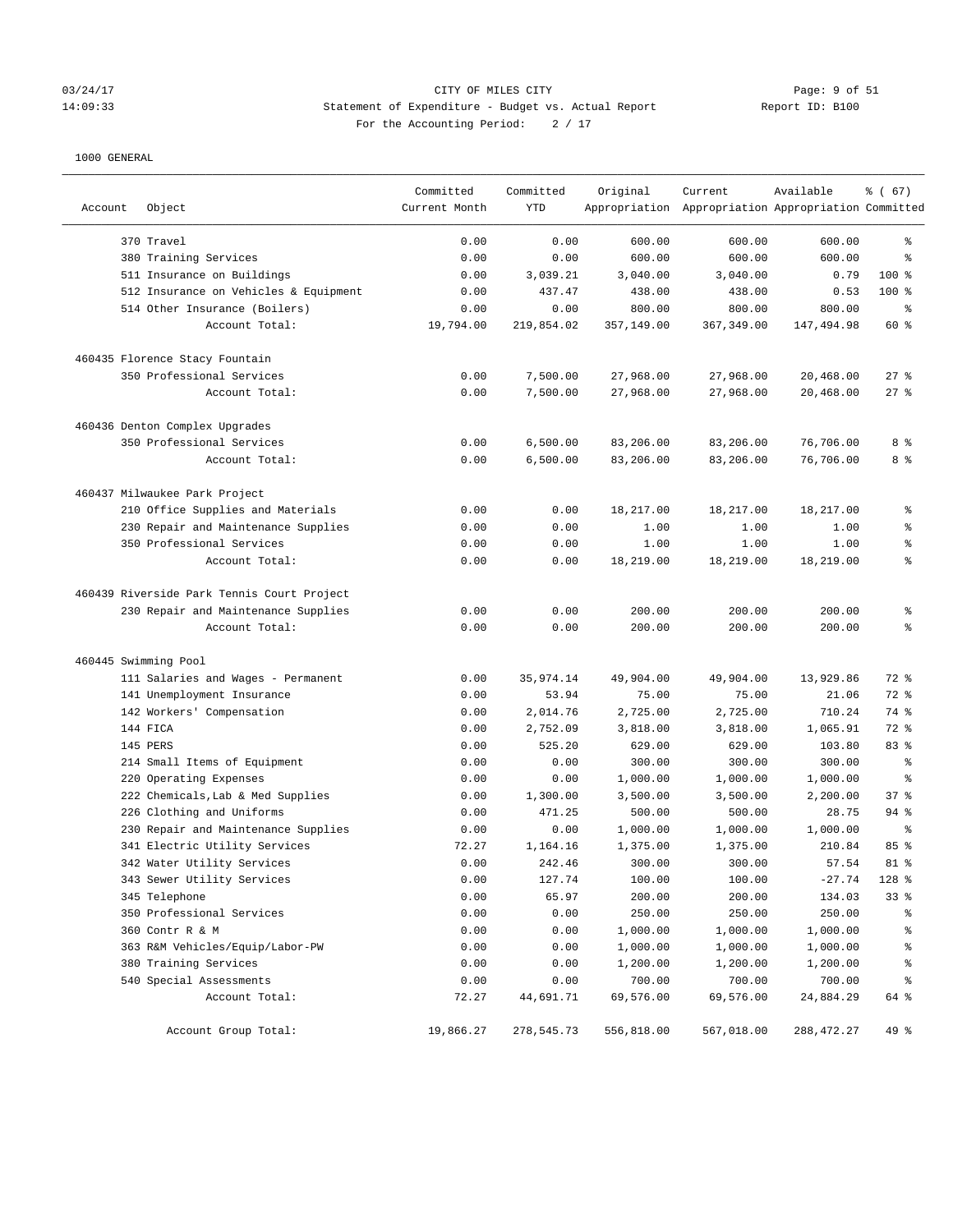CITY OF MILES CITY

Statement of Expenditure - Budget vs. Actual Report

For the Accounting Period: 2 / 17

1000 GENERAL

| Account | Object | Committed Current Month | Committed YTD | Original Appropriation | Current Appropriation | Available Appropriation | % ( 67) Committed |
|---|---|---|---|---|---|---|---|
| | 370 Travel | 0.00 | 0.00 | 600.00 | 600.00 | 600.00 | % |
| | 380 Training Services | 0.00 | 0.00 | 600.00 | 600.00 | 600.00 | % |
| | 511 Insurance on Buildings | 0.00 | 3,039.21 | 3,040.00 | 3,040.00 | 0.79 | 100 % |
| | 512 Insurance on Vehicles & Equipment | 0.00 | 437.47 | 438.00 | 438.00 | 0.53 | 100 % |
| | 514 Other Insurance (Boilers) | 0.00 | 0.00 | 800.00 | 800.00 | 800.00 | % |
| | Account Total: | 19,794.00 | 219,854.02 | 357,149.00 | 367,349.00 | 147,494.98 | 60 % |
| 460435 Florence Stacy Fountain | | | | | | | |
| | 350 Professional Services | 0.00 | 7,500.00 | 27,968.00 | 27,968.00 | 20,468.00 | 27 % |
| | Account Total: | 0.00 | 7,500.00 | 27,968.00 | 27,968.00 | 20,468.00 | 27 % |
| 460436 Denton Complex Upgrades | | | | | | | |
| | 350 Professional Services | 0.00 | 6,500.00 | 83,206.00 | 83,206.00 | 76,706.00 | 8 % |
| | Account Total: | 0.00 | 6,500.00 | 83,206.00 | 83,206.00 | 76,706.00 | 8 % |
| 460437 Milwaukee Park Project | | | | | | | |
| | 210 Office Supplies and Materials | 0.00 | 0.00 | 18,217.00 | 18,217.00 | 18,217.00 | % |
| | 230 Repair and Maintenance Supplies | 0.00 | 0.00 | 1.00 | 1.00 | 1.00 | % |
| | 350 Professional Services | 0.00 | 0.00 | 1.00 | 1.00 | 1.00 | % |
| | Account Total: | 0.00 | 0.00 | 18,219.00 | 18,219.00 | 18,219.00 | % |
| 460439 Riverside Park Tennis Court Project | | | | | | | |
| | 230 Repair and Maintenance Supplies | 0.00 | 0.00 | 200.00 | 200.00 | 200.00 | % |
| | Account Total: | 0.00 | 0.00 | 200.00 | 200.00 | 200.00 | % |
| 460445 Swimming Pool | | | | | | | |
| | 111 Salaries and Wages - Permanent | 0.00 | 35,974.14 | 49,904.00 | 49,904.00 | 13,929.86 | 72 % |
| | 141 Unemployment Insurance | 0.00 | 53.94 | 75.00 | 75.00 | 21.06 | 72 % |
| | 142 Workers' Compensation | 0.00 | 2,014.76 | 2,725.00 | 2,725.00 | 710.24 | 74 % |
| | 144 FICA | 0.00 | 2,752.09 | 3,818.00 | 3,818.00 | 1,065.91 | 72 % |
| | 145 PERS | 0.00 | 525.20 | 629.00 | 629.00 | 103.80 | 83 % |
| | 214 Small Items of Equipment | 0.00 | 0.00 | 300.00 | 300.00 | 300.00 | % |
| | 220 Operating Expenses | 0.00 | 0.00 | 1,000.00 | 1,000.00 | 1,000.00 | % |
| | 222 Chemicals,Lab & Med Supplies | 0.00 | 1,300.00 | 3,500.00 | 3,500.00 | 2,200.00 | 37 % |
| | 226 Clothing and Uniforms | 0.00 | 471.25 | 500.00 | 500.00 | 28.75 | 94 % |
| | 230 Repair and Maintenance Supplies | 0.00 | 0.00 | 1,000.00 | 1,000.00 | 1,000.00 | % |
| | 341 Electric Utility Services | 72.27 | 1,164.16 | 1,375.00 | 1,375.00 | 210.84 | 85 % |
| | 342 Water Utility Services | 0.00 | 242.46 | 300.00 | 300.00 | 57.54 | 81 % |
| | 343 Sewer Utility Services | 0.00 | 127.74 | 100.00 | 100.00 | -27.74 | 128 % |
| | 345 Telephone | 0.00 | 65.97 | 200.00 | 200.00 | 134.03 | 33 % |
| | 350 Professional Services | 0.00 | 0.00 | 250.00 | 250.00 | 250.00 | % |
| | 360 Contr R & M | 0.00 | 0.00 | 1,000.00 | 1,000.00 | 1,000.00 | % |
| | 363 R&M Vehicles/Equip/Labor-PW | 0.00 | 0.00 | 1,000.00 | 1,000.00 | 1,000.00 | % |
| | 380 Training Services | 0.00 | 0.00 | 1,200.00 | 1,200.00 | 1,200.00 | % |
| | 540 Special Assessments | 0.00 | 0.00 | 700.00 | 700.00 | 700.00 | % |
| | Account Total: | 72.27 | 44,691.71 | 69,576.00 | 69,576.00 | 24,884.29 | 64 % |
| | Account Group Total: | 19,866.27 | 278,545.73 | 556,818.00 | 567,018.00 | 288,472.27 | 49 % |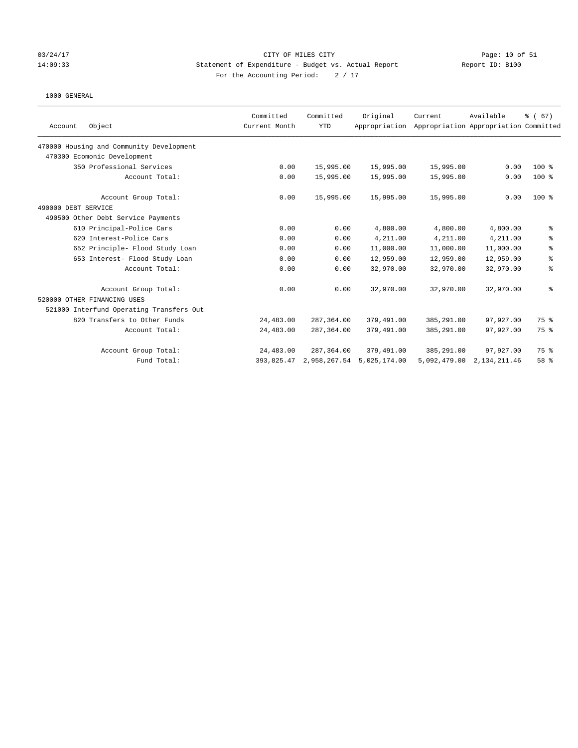CITY OF MILES CITY
Statement of Expenditure - Budget vs. Actual Report
For the Accounting Period: 2 / 17

03/24/17
14:09:33

Report ID: B100

1000 GENERAL

| Account Object | Committed Current Month | Committed YTD | Original Appropriation | Current Appropriation | Available Appropriation | % ( 67) Committed |
|---|---|---|---|---|---|---|
| 470000 Housing and Community Development | | | | | | |
| 470300 Ecomonic Development | | | | | | |
| 350 Professional Services | 0.00 | 15,995.00 | 15,995.00 | 15,995.00 | 0.00 | 100 % |
| Account Total: | 0.00 | 15,995.00 | 15,995.00 | 15,995.00 | 0.00 | 100 % |
| Account Group Total: | 0.00 | 15,995.00 | 15,995.00 | 15,995.00 | 0.00 | 100 % |
| 490000 DEBT SERVICE | | | | | | |
| 490500 Other Debt Service Payments | | | | | | |
| 610 Principal-Police Cars | 0.00 | 0.00 | 4,800.00 | 4,800.00 | 4,800.00 | % |
| 620 Interest-Police Cars | 0.00 | 0.00 | 4,211.00 | 4,211.00 | 4,211.00 | % |
| 652 Principle- Flood Study Loan | 0.00 | 0.00 | 11,000.00 | 11,000.00 | 11,000.00 | % |
| 653 Interest- Flood Study Loan | 0.00 | 0.00 | 12,959.00 | 12,959.00 | 12,959.00 | % |
| Account Total: | 0.00 | 0.00 | 32,970.00 | 32,970.00 | 32,970.00 | % |
| Account Group Total: | 0.00 | 0.00 | 32,970.00 | 32,970.00 | 32,970.00 | % |
| 520000 OTHER FINANCING USES | | | | | | |
| 521000 Interfund Operating Transfers Out | | | | | | |
| 820 Transfers to Other Funds | 24,483.00 | 287,364.00 | 379,491.00 | 385,291.00 | 97,927.00 | 75 % |
| Account Total: | 24,483.00 | 287,364.00 | 379,491.00 | 385,291.00 | 97,927.00 | 75 % |
| Account Group Total: | 24,483.00 | 287,364.00 | 379,491.00 | 385,291.00 | 97,927.00 | 75 % |
| Fund Total: | 393,825.47 | 2,958,267.54 | 5,025,174.00 | 5,092,479.00 | 2,134,211.46 | 58 % |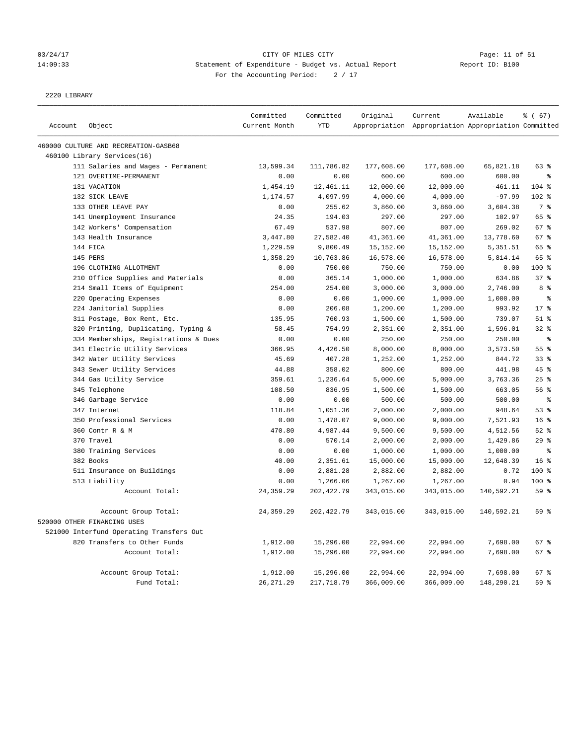03/24/17 CITY OF MILES CITY
14:09:33 Statement of Expenditure - Budget vs. Actual Report Report ID: B100
For the Accounting Period: 2 / 17

2220 LIBRARY

| Account | Object | Committed Current Month | Committed YTD | Original Appropriation | Current Appropriation | Available Appropriation | % ( 67) Committed |
|---|---|---|---|---|---|---|---|
| 460000 CULTURE AND RECREATION-GASB68 | | | | | | | |
| 460100 Library Services(16) | | | | | | | |
| | 111 Salaries and Wages - Permanent | 13,599.34 | 111,786.82 | 177,608.00 | 177,608.00 | 65,821.18 | 63 % |
| | 121 OVERTIME-PERMANENT | 0.00 | 0.00 | 600.00 | 600.00 | 600.00 | % |
| | 131 VACATION | 1,454.19 | 12,461.11 | 12,000.00 | 12,000.00 | -461.11 | 104 % |
| | 132 SICK LEAVE | 1,174.57 | 4,097.99 | 4,000.00 | 4,000.00 | -97.99 | 102 % |
| | 133 OTHER LEAVE PAY | 0.00 | 255.62 | 3,860.00 | 3,860.00 | 3,604.38 | 7 % |
| | 141 Unemployment Insurance | 24.35 | 194.03 | 297.00 | 297.00 | 102.97 | 65 % |
| | 142 Workers' Compensation | 67.49 | 537.98 | 807.00 | 807.00 | 269.02 | 67 % |
| | 143 Health Insurance | 3,447.80 | 27,582.40 | 41,361.00 | 41,361.00 | 13,778.60 | 67 % |
| | 144 FICA | 1,229.59 | 9,800.49 | 15,152.00 | 15,152.00 | 5,351.51 | 65 % |
| | 145 PERS | 1,358.29 | 10,763.86 | 16,578.00 | 16,578.00 | 5,814.14 | 65 % |
| | 196 CLOTHING ALLOTMENT | 0.00 | 750.00 | 750.00 | 750.00 | 0.00 | 100 % |
| | 210 Office Supplies and Materials | 0.00 | 365.14 | 1,000.00 | 1,000.00 | 634.86 | 37 % |
| | 214 Small Items of Equipment | 254.00 | 254.00 | 3,000.00 | 3,000.00 | 2,746.00 | 8 % |
| | 220 Operating Expenses | 0.00 | 0.00 | 1,000.00 | 1,000.00 | 1,000.00 | % |
| | 224 Janitorial Supplies | 0.00 | 206.08 | 1,200.00 | 1,200.00 | 993.92 | 17 % |
| | 311 Postage, Box Rent, Etc. | 135.95 | 760.93 | 1,500.00 | 1,500.00 | 739.07 | 51 % |
| | 320 Printing, Duplicating, Typing & | 58.45 | 754.99 | 2,351.00 | 2,351.00 | 1,596.01 | 32 % |
| | 334 Memberships, Registrations & Dues | 0.00 | 0.00 | 250.00 | 250.00 | 250.00 | % |
| | 341 Electric Utility Services | 366.95 | 4,426.50 | 8,000.00 | 8,000.00 | 3,573.50 | 55 % |
| | 342 Water Utility Services | 45.69 | 407.28 | 1,252.00 | 1,252.00 | 844.72 | 33 % |
| | 343 Sewer Utility Services | 44.88 | 358.02 | 800.00 | 800.00 | 441.98 | 45 % |
| | 344 Gas Utility Service | 359.61 | 1,236.64 | 5,000.00 | 5,000.00 | 3,763.36 | 25 % |
| | 345 Telephone | 108.50 | 836.95 | 1,500.00 | 1,500.00 | 663.05 | 56 % |
| | 346 Garbage Service | 0.00 | 0.00 | 500.00 | 500.00 | 500.00 | % |
| | 347 Internet | 118.84 | 1,051.36 | 2,000.00 | 2,000.00 | 948.64 | 53 % |
| | 350 Professional Services | 0.00 | 1,478.07 | 9,000.00 | 9,000.00 | 7,521.93 | 16 % |
| | 360 Contr R & M | 470.80 | 4,987.44 | 9,500.00 | 9,500.00 | 4,512.56 | 52 % |
| | 370 Travel | 0.00 | 570.14 | 2,000.00 | 2,000.00 | 1,429.86 | 29 % |
| | 380 Training Services | 0.00 | 0.00 | 1,000.00 | 1,000.00 | 1,000.00 | % |
| | 382 Books | 40.00 | 2,351.61 | 15,000.00 | 15,000.00 | 12,648.39 | 16 % |
| | 511 Insurance on Buildings | 0.00 | 2,881.28 | 2,882.00 | 2,882.00 | 0.72 | 100 % |
| | 513 Liability | 0.00 | 1,266.06 | 1,267.00 | 1,267.00 | 0.94 | 100 % |
| | Account Total: | 24,359.29 | 202,422.79 | 343,015.00 | 343,015.00 | 140,592.21 | 59 % |
| | Account Group Total: | 24,359.29 | 202,422.79 | 343,015.00 | 343,015.00 | 140,592.21 | 59 % |
| 520000 OTHER FINANCING USES | | | | | | | |
| 521000 Interfund Operating Transfers Out | | | | | | | |
| | 820 Transfers to Other Funds | 1,912.00 | 15,296.00 | 22,994.00 | 22,994.00 | 7,698.00 | 67 % |
| | Account Total: | 1,912.00 | 15,296.00 | 22,994.00 | 22,994.00 | 7,698.00 | 67 % |
| | Account Group Total: | 1,912.00 | 15,296.00 | 22,994.00 | 22,994.00 | 7,698.00 | 67 % |
| | Fund Total: | 26,271.29 | 217,718.79 | 366,009.00 | 366,009.00 | 148,290.21 | 59 % |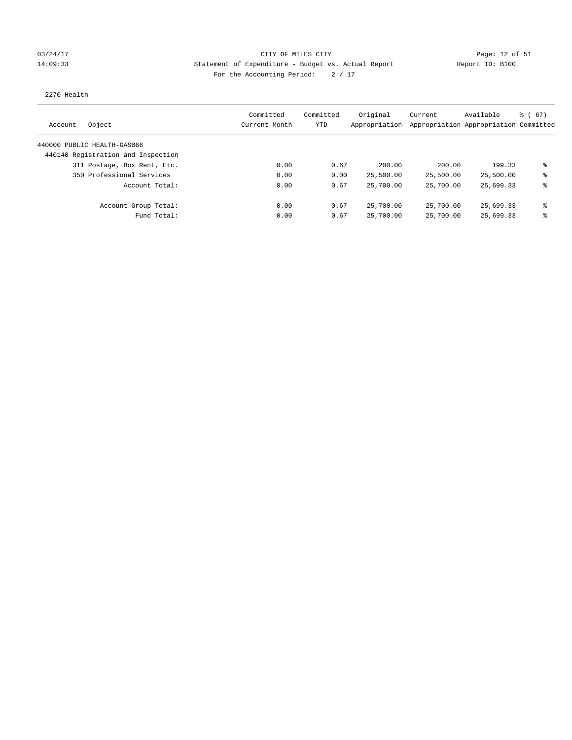CITY OF MILES CITY

Statement of Expenditure - Budget vs. Actual Report

For the Accounting Period: 2 / 17

2270 Health

| Account Object | Committed Current Month | Committed YTD | Original Appropriation | Current Appropriation | Available Appropriation | % ( 67) Committed |
|---|---|---|---|---|---|---|
| 440000 PUBLIC HEALTH-GASB68 | | | | | | |
| 440140 Registration and Inspection | | | | | | |
| 311 Postage, Box Rent, Etc. | 0.00 | 0.67 | 200.00 | 200.00 | 199.33 | % |
| 350 Professional Services | 0.00 | 0.00 | 25,500.00 | 25,500.00 | 25,500.00 | % |
| Account Total: | 0.00 | 0.67 | 25,700.00 | 25,700.00 | 25,699.33 | % |
| Account Group Total: | 0.00 | 0.67 | 25,700.00 | 25,700.00 | 25,699.33 | % |
| Fund Total: | 0.00 | 0.67 | 25,700.00 | 25,700.00 | 25,699.33 | % |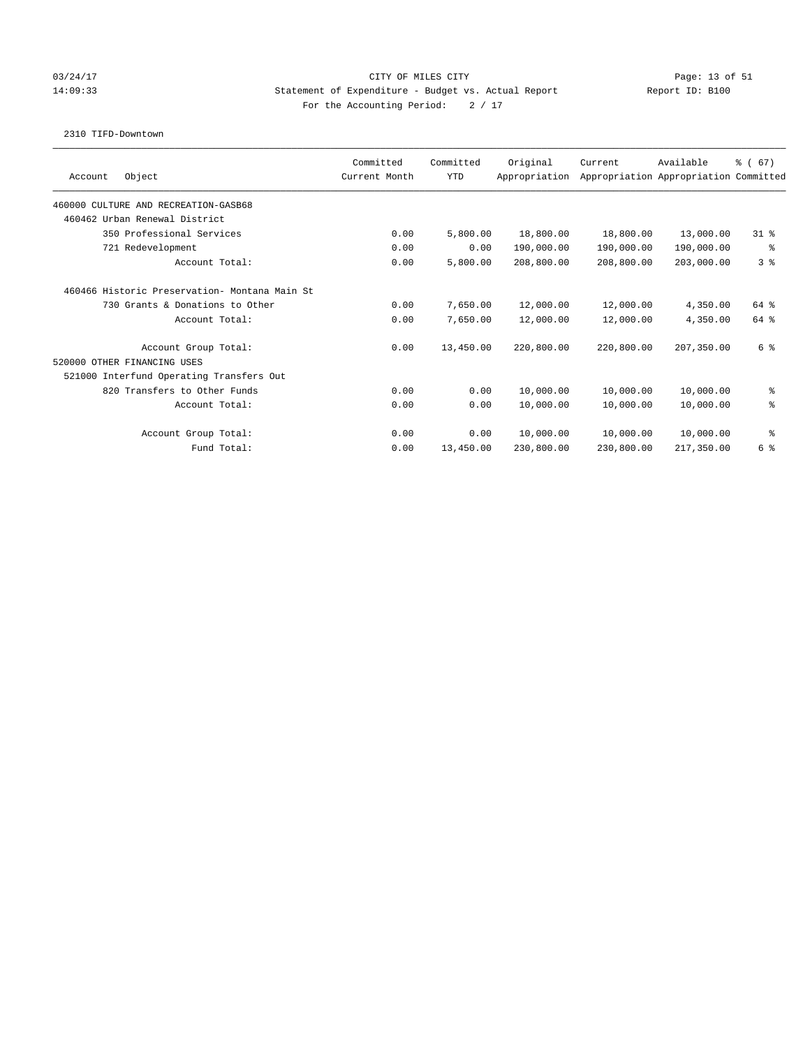03/24/17 CITY OF MILES CITY
14:09:33 Statement of Expenditure - Budget vs. Actual Report Report ID: B100
For the Accounting Period: 2 / 17

2310 TIFD-Downtown

| Account Object | Committed Current Month | Committed YTD | Original Appropriation | Current Appropriation | Available Appropriation | % ( 67) Committed |
|---|---|---|---|---|---|---|
| 460000 CULTURE AND RECREATION-GASB68 | | | | | | |
| 460462 Urban Renewal District | | | | | | |
| 350 Professional Services | 0.00 | 5,800.00 | 18,800.00 | 18,800.00 | 13,000.00 | 31 % |
| 721 Redevelopment | 0.00 | 0.00 | 190,000.00 | 190,000.00 | 190,000.00 | % |
| Account Total: | 0.00 | 5,800.00 | 208,800.00 | 208,800.00 | 203,000.00 | 3 % |
| 460466 Historic Preservation- Montana Main St | | | | | | |
| 730 Grants & Donations to Other | 0.00 | 7,650.00 | 12,000.00 | 12,000.00 | 4,350.00 | 64 % |
| Account Total: | 0.00 | 7,650.00 | 12,000.00 | 12,000.00 | 4,350.00 | 64 % |
| Account Group Total: | 0.00 | 13,450.00 | 220,800.00 | 220,800.00 | 207,350.00 | 6 % |
| 520000 OTHER FINANCING USES | | | | | | |
| 521000 Interfund Operating Transfers Out | | | | | | |
| 820 Transfers to Other Funds | 0.00 | 0.00 | 10,000.00 | 10,000.00 | 10,000.00 | % |
| Account Total: | 0.00 | 0.00 | 10,000.00 | 10,000.00 | 10,000.00 | % |
| Account Group Total: | 0.00 | 0.00 | 10,000.00 | 10,000.00 | 10,000.00 | % |
| Fund Total: | 0.00 | 13,450.00 | 230,800.00 | 230,800.00 | 217,350.00 | 6 % |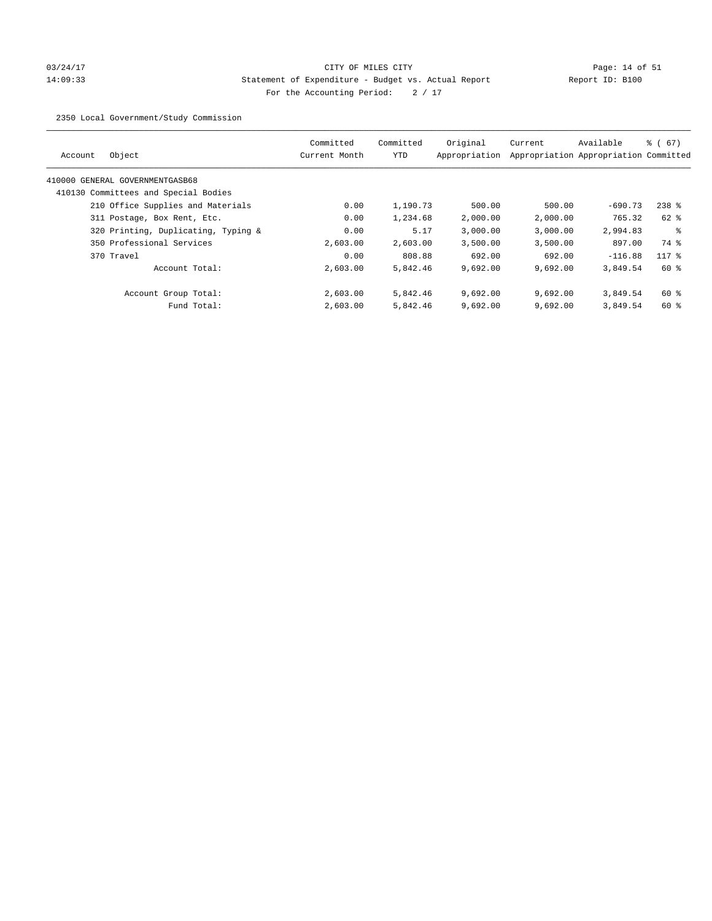CITY OF MILES CITY
Statement of Expenditure - Budget vs. Actual Report
For the Accounting Period: 2 / 17

03/24/17
14:09:33

Report ID: B100

2350 Local Government/Study Commission

| Account | Object | Committed Current Month | Committed YTD | Original Appropriation | Current Appropriation | Available Appropriation | % ( 67) Committed |
|---|---|---|---|---|---|---|---|
| 410000 GENERAL GOVERNMENTGASB68 | | | | | | | |
| 410130 Committees and Special Bodies | | | | | | | |
| | 210 Office Supplies and Materials | 0.00 | 1,190.73 | 500.00 | 500.00 | -690.73 | 238 % |
| | 311 Postage, Box Rent, Etc. | 0.00 | 1,234.68 | 2,000.00 | 2,000.00 | 765.32 | 62 % |
| | 320 Printing, Duplicating, Typing & | 0.00 | 5.17 | 3,000.00 | 3,000.00 | 2,994.83 | % |
| | 350 Professional Services | 2,603.00 | 2,603.00 | 3,500.00 | 3,500.00 | 897.00 | 74 % |
| | 370 Travel | 0.00 | 808.88 | 692.00 | 692.00 | -116.88 | 117 % |
| | Account Total: | 2,603.00 | 5,842.46 | 9,692.00 | 9,692.00 | 3,849.54 | 60 % |
| | Account Group Total: | 2,603.00 | 5,842.46 | 9,692.00 | 9,692.00 | 3,849.54 | 60 % |
| | Fund Total: | 2,603.00 | 5,842.46 | 9,692.00 | 9,692.00 | 3,849.54 | 60 % |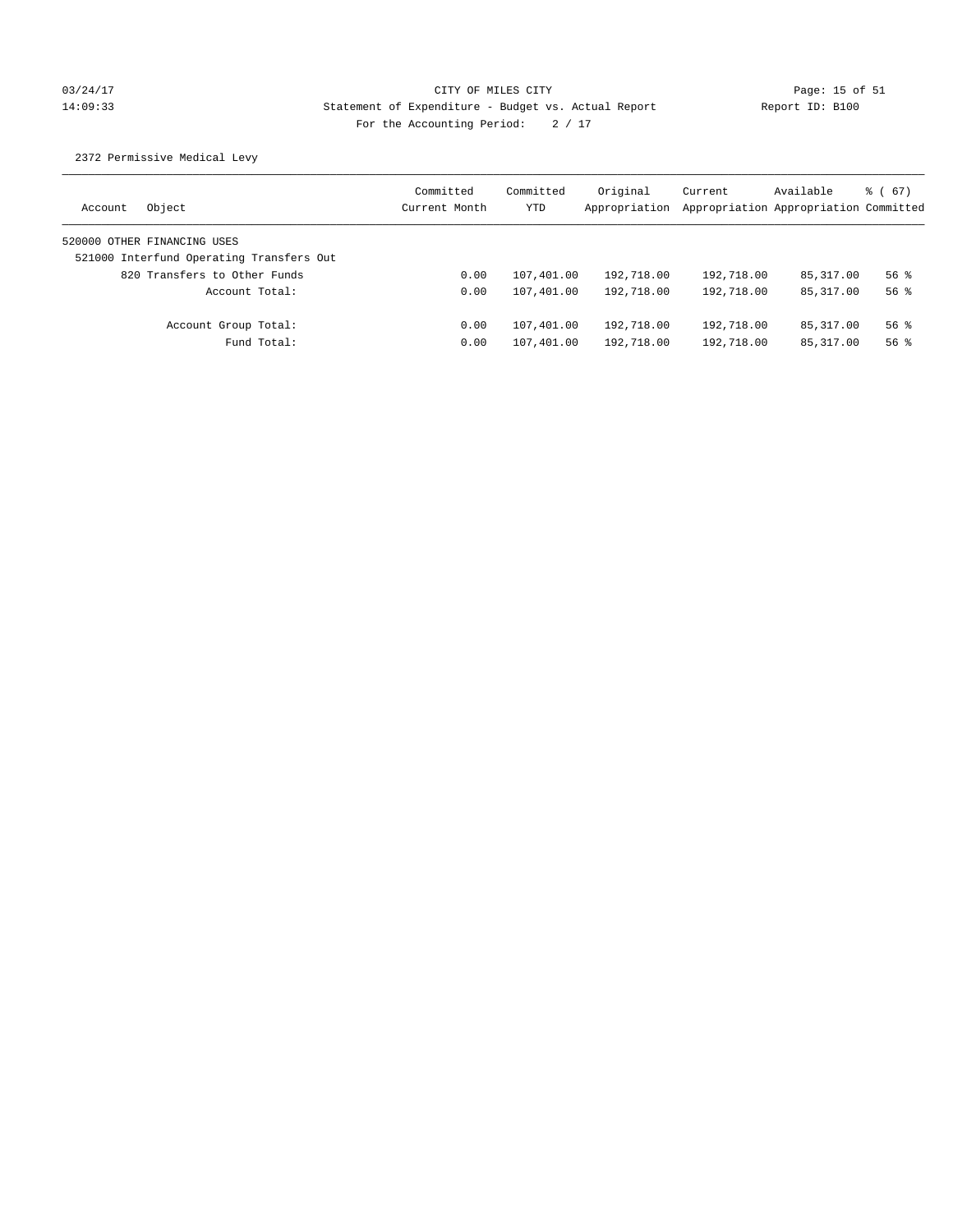CITY OF MILES CITY
Statement of Expenditure - Budget vs. Actual Report
For the Accounting Period: 2 / 17

03/24/17
14:09:33

Report ID: B100

2372 Permissive Medical Levy

| Account | Object | Committed Current Month | Committed YTD | Original Appropriation | Current Appropriation | Available Appropriation | % ( 67) Committed |
|---|---|---|---|---|---|---|---|
| 520000 OTHER FINANCING USES | | | | | | | |
| 521000 Interfund Operating Transfers Out | | | | | | | |
| | 820 Transfers to Other Funds | 0.00 | 107,401.00 | 192,718.00 | 192,718.00 | 85,317.00 | 56 % |
| | Account Total: | 0.00 | 107,401.00 | 192,718.00 | 192,718.00 | 85,317.00 | 56 % |
| | Account Group Total: | 0.00 | 107,401.00 | 192,718.00 | 192,718.00 | 85,317.00 | 56 % |
| | Fund Total: | 0.00 | 107,401.00 | 192,718.00 | 192,718.00 | 85,317.00 | 56 % |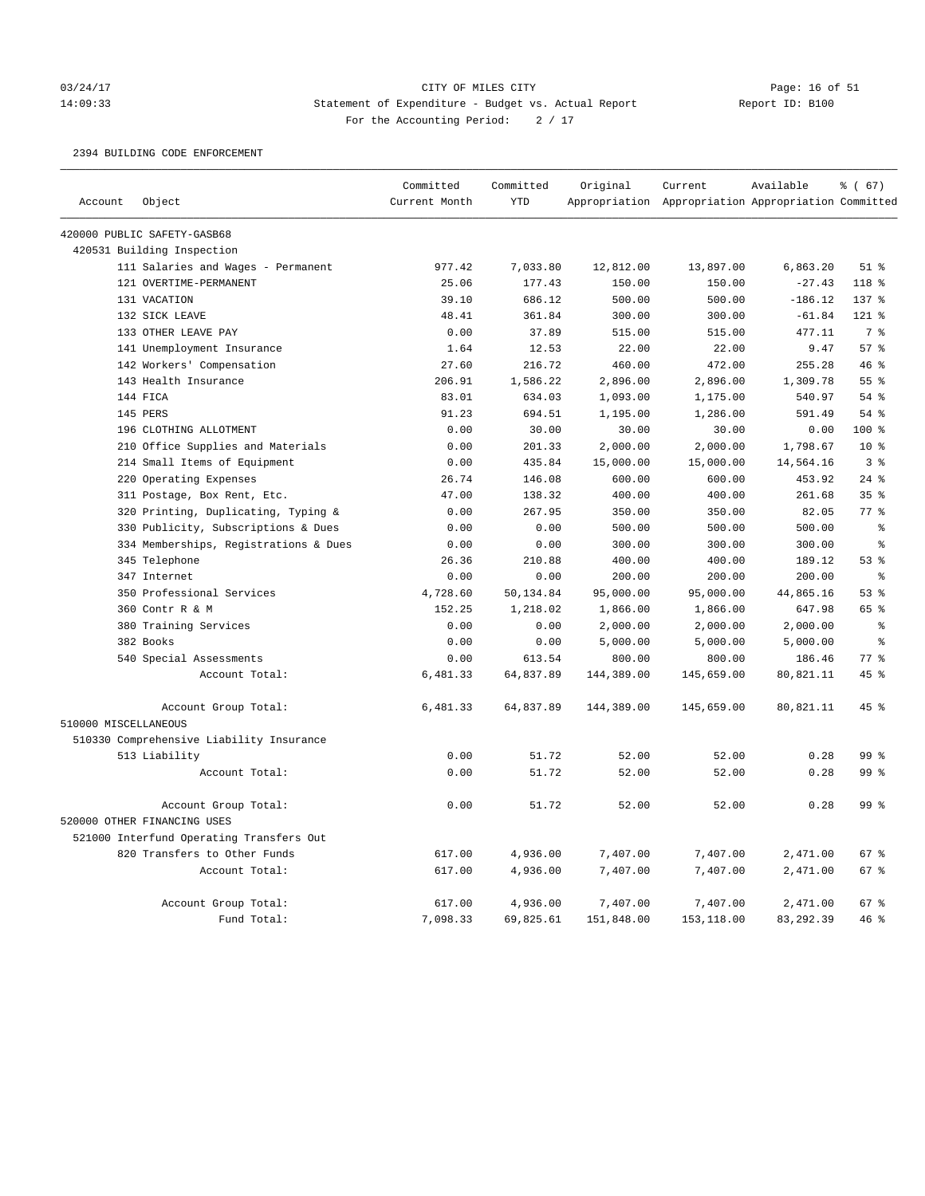CITY OF MILES CITY
Statement of Expenditure - Budget vs. Actual Report
For the Accounting Period: 2 / 17

2394 BUILDING CODE ENFORCEMENT

| Account | Object | Committed Current Month | Committed YTD | Original Appropriation | Current Appropriation | Available Appropriation | % ( 67) Committed |
|---|---|---|---|---|---|---|---|
| 420000 PUBLIC SAFETY-GASB68 | | | | | | | |
| 420531 Building Inspection | | | | | | | |
| | 111 Salaries and Wages - Permanent | 977.42 | 7,033.80 | 12,812.00 | 13,897.00 | 6,863.20 | 51 % |
| | 121 OVERTIME-PERMANENT | 25.06 | 177.43 | 150.00 | 150.00 | -27.43 | 118 % |
| | 131 VACATION | 39.10 | 686.12 | 500.00 | 500.00 | -186.12 | 137 % |
| | 132 SICK LEAVE | 48.41 | 361.84 | 300.00 | 300.00 | -61.84 | 121 % |
| | 133 OTHER LEAVE PAY | 0.00 | 37.89 | 515.00 | 515.00 | 477.11 | 7 % |
| | 141 Unemployment Insurance | 1.64 | 12.53 | 22.00 | 22.00 | 9.47 | 57 % |
| | 142 Workers' Compensation | 27.60 | 216.72 | 460.00 | 472.00 | 255.28 | 46 % |
| | 143 Health Insurance | 206.91 | 1,586.22 | 2,896.00 | 2,896.00 | 1,309.78 | 55 % |
| | 144 FICA | 83.01 | 634.03 | 1,093.00 | 1,175.00 | 540.97 | 54 % |
| | 145 PERS | 91.23 | 694.51 | 1,195.00 | 1,286.00 | 591.49 | 54 % |
| | 196 CLOTHING ALLOTMENT | 0.00 | 30.00 | 30.00 | 30.00 | 0.00 | 100 % |
| | 210 Office Supplies and Materials | 0.00 | 201.33 | 2,000.00 | 2,000.00 | 1,798.67 | 10 % |
| | 214 Small Items of Equipment | 0.00 | 435.84 | 15,000.00 | 15,000.00 | 14,564.16 | 3 % |
| | 220 Operating Expenses | 26.74 | 146.08 | 600.00 | 600.00 | 453.92 | 24 % |
| | 311 Postage, Box Rent, Etc. | 47.00 | 138.32 | 400.00 | 400.00 | 261.68 | 35 % |
| | 320 Printing, Duplicating, Typing & | 0.00 | 267.95 | 350.00 | 350.00 | 82.05 | 77 % |
| | 330 Publicity, Subscriptions & Dues | 0.00 | 0.00 | 500.00 | 500.00 | 500.00 | % |
| | 334 Memberships, Registrations & Dues | 0.00 | 0.00 | 300.00 | 300.00 | 300.00 | % |
| | 345 Telephone | 26.36 | 210.88 | 400.00 | 400.00 | 189.12 | 53 % |
| | 347 Internet | 0.00 | 0.00 | 200.00 | 200.00 | 200.00 | % |
| | 350 Professional Services | 4,728.60 | 50,134.84 | 95,000.00 | 95,000.00 | 44,865.16 | 53 % |
| | 360 Contr R & M | 152.25 | 1,218.02 | 1,866.00 | 1,866.00 | 647.98 | 65 % |
| | 380 Training Services | 0.00 | 0.00 | 2,000.00 | 2,000.00 | 2,000.00 | % |
| | 382 Books | 0.00 | 0.00 | 5,000.00 | 5,000.00 | 5,000.00 | % |
| | 540 Special Assessments | 0.00 | 613.54 | 800.00 | 800.00 | 186.46 | 77 % |
| | Account Total: | 6,481.33 | 64,837.89 | 144,389.00 | 145,659.00 | 80,821.11 | 45 % |
| | Account Group Total: | 6,481.33 | 64,837.89 | 144,389.00 | 145,659.00 | 80,821.11 | 45 % |
| 510000 MISCELLANEOUS | | | | | | | |
| 510330 Comprehensive Liability Insurance | | | | | | | |
| | 513 Liability | 0.00 | 51.72 | 52.00 | 52.00 | 0.28 | 99 % |
| | Account Total: | 0.00 | 51.72 | 52.00 | 52.00 | 0.28 | 99 % |
| | Account Group Total: | 0.00 | 51.72 | 52.00 | 52.00 | 0.28 | 99 % |
| 520000 OTHER FINANCING USES | | | | | | | |
| 521000 Interfund Operating Transfers Out | | | | | | | |
| | 820 Transfers to Other Funds | 617.00 | 4,936.00 | 7,407.00 | 7,407.00 | 2,471.00 | 67 % |
| | Account Total: | 617.00 | 4,936.00 | 7,407.00 | 7,407.00 | 2,471.00 | 67 % |
| | Account Group Total: | 617.00 | 4,936.00 | 7,407.00 | 7,407.00 | 2,471.00 | 67 % |
| | Fund Total: | 7,098.33 | 69,825.61 | 151,848.00 | 153,118.00 | 83,292.39 | 46 % |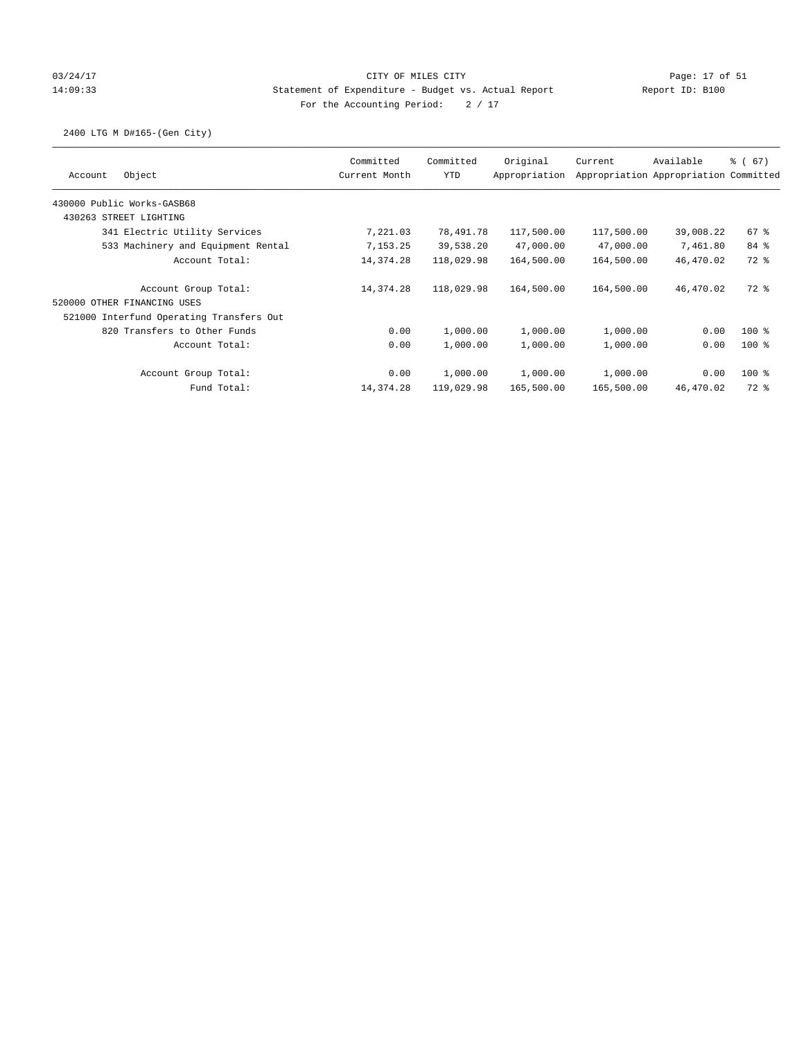CITY OF MILES CITY

Statement of Expenditure - Budget vs. Actual Report

Report ID: B100

For the Accounting Period: 2 / 17

03/24/17
14:09:33

2400 LTG M D#165-(Gen City)

| Account | Object | Committed Current Month | Committed YTD | Original Appropriation | Current Appropriation | Available Appropriation | % ( 67) Committed |
|---|---|---|---|---|---|---|---|
| 430000 Public Works-GASB68 | | | | | | | |
| 430263 STREET LIGHTING | | | | | | | |
| | 341 Electric Utility Services | 7,221.03 | 78,491.78 | 117,500.00 | 117,500.00 | 39,008.22 | 67 % |
| | 533 Machinery and Equipment Rental | 7,153.25 | 39,538.20 | 47,000.00 | 47,000.00 | 7,461.80 | 84 % |
| | Account Total: | 14,374.28 | 118,029.98 | 164,500.00 | 164,500.00 | 46,470.02 | 72 % |
| | Account Group Total: | 14,374.28 | 118,029.98 | 164,500.00 | 164,500.00 | 46,470.02 | 72 % |
| 520000 OTHER FINANCING USES | | | | | | | |
| 521000 Interfund Operating Transfers Out | | | | | | | |
| | 820 Transfers to Other Funds | 0.00 | 1,000.00 | 1,000.00 | 1,000.00 | 0.00 | 100 % |
| | Account Total: | 0.00 | 1,000.00 | 1,000.00 | 1,000.00 | 0.00 | 100 % |
| | Account Group Total: | 0.00 | 1,000.00 | 1,000.00 | 1,000.00 | 0.00 | 100 % |
| | Fund Total: | 14,374.28 | 119,029.98 | 165,500.00 | 165,500.00 | 46,470.02 | 72 % |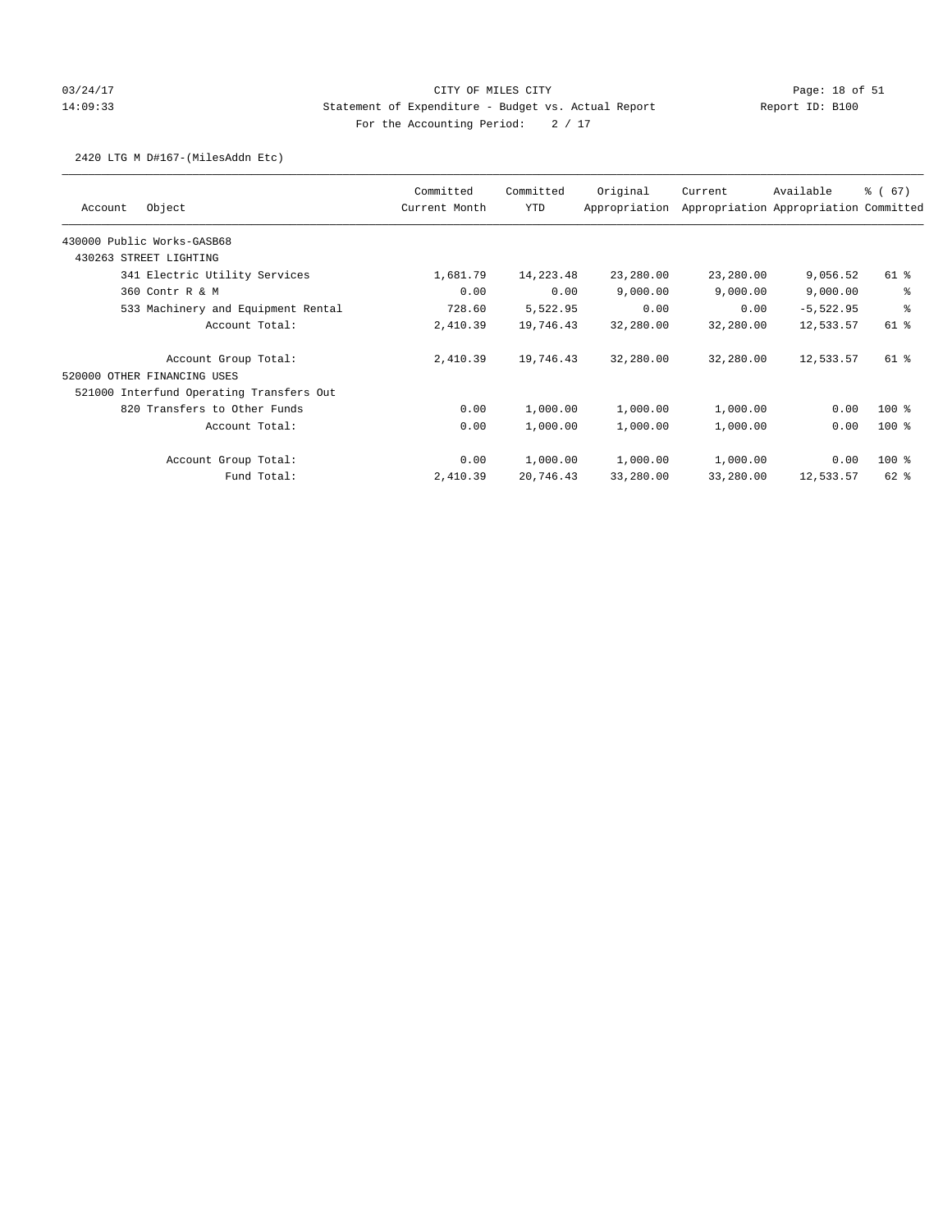CITY OF MILES CITY
Statement of Expenditure - Budget vs. Actual Report
For the Accounting Period: 2 / 17

2420 LTG M D#167-(MilesAddn Etc)

| Account | Object | Committed Current Month | Committed YTD | Original Appropriation | Current Appropriation | Available Appropriation | % ( 67) Committed |
|---|---|---|---|---|---|---|---|
| 430000 Public Works-GASB68 | | | | | | | |
| 430263 STREET LIGHTING | | | | | | | |
| | 341 Electric Utility Services | 1,681.79 | 14,223.48 | 23,280.00 | 23,280.00 | 9,056.52 | 61 % |
| | 360 Contr R & M | 0.00 | 0.00 | 9,000.00 | 9,000.00 | 9,000.00 | % |
| | 533 Machinery and Equipment Rental | 728.60 | 5,522.95 | 0.00 | 0.00 | -5,522.95 | % |
| | Account Total: | 2,410.39 | 19,746.43 | 32,280.00 | 32,280.00 | 12,533.57 | 61 % |
| | Account Group Total: | 2,410.39 | 19,746.43 | 32,280.00 | 32,280.00 | 12,533.57 | 61 % |
| 520000 OTHER FINANCING USES | | | | | | | |
| 521000 Interfund Operating Transfers Out | | | | | | | |
| | 820 Transfers to Other Funds | 0.00 | 1,000.00 | 1,000.00 | 1,000.00 | 0.00 | 100 % |
| | Account Total: | 0.00 | 1,000.00 | 1,000.00 | 1,000.00 | 0.00 | 100 % |
| | Account Group Total: | 0.00 | 1,000.00 | 1,000.00 | 1,000.00 | 0.00 | 100 % |
| | Fund Total: | 2,410.39 | 20,746.43 | 33,280.00 | 33,280.00 | 12,533.57 | 62 % |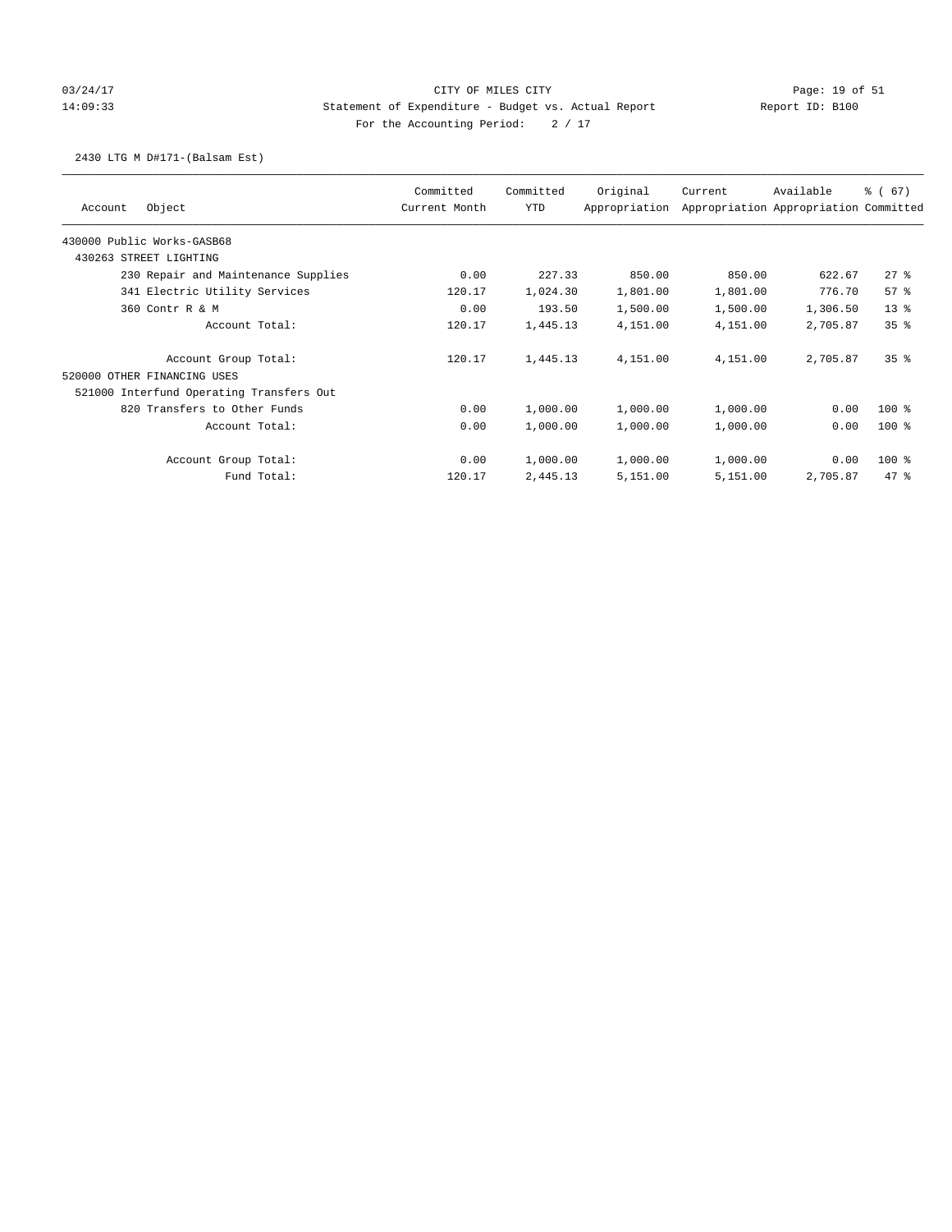CITY OF MILES CITY

Statement of Expenditure - Budget vs. Actual Report

Report ID: B100

For the Accounting Period: 2 / 17

2430 LTG M D#171-(Balsam Est)

| Account | Object | Committed Current Month | Committed YTD | Original Appropriation | Current Appropriation | Available Appropriation | % ( 67) Committed |
|---|---|---|---|---|---|---|---|
| 430000 Public Works-GASB68 | | | | | | | |
| 430263 STREET LIGHTING | | | | | | | |
| | 230 Repair and Maintenance Supplies | 0.00 | 227.33 | 850.00 | 850.00 | 622.67 | 27 % |
| | 341 Electric Utility Services | 120.17 | 1,024.30 | 1,801.00 | 1,801.00 | 776.70 | 57 % |
| | 360 Contr R & M | 0.00 | 193.50 | 1,500.00 | 1,500.00 | 1,306.50 | 13 % |
| | Account Total: | 120.17 | 1,445.13 | 4,151.00 | 4,151.00 | 2,705.87 | 35 % |
| | Account Group Total: | 120.17 | 1,445.13 | 4,151.00 | 4,151.00 | 2,705.87 | 35 % |
| 520000 OTHER FINANCING USES | | | | | | | |
| 521000 Interfund Operating Transfers Out | | | | | | | |
| | 820 Transfers to Other Funds | 0.00 | 1,000.00 | 1,000.00 | 1,000.00 | 0.00 | 100 % |
| | Account Total: | 0.00 | 1,000.00 | 1,000.00 | 1,000.00 | 0.00 | 100 % |
| | Account Group Total: | 0.00 | 1,000.00 | 1,000.00 | 1,000.00 | 0.00 | 100 % |
| | Fund Total: | 120.17 | 2,445.13 | 5,151.00 | 5,151.00 | 2,705.87 | 47 % |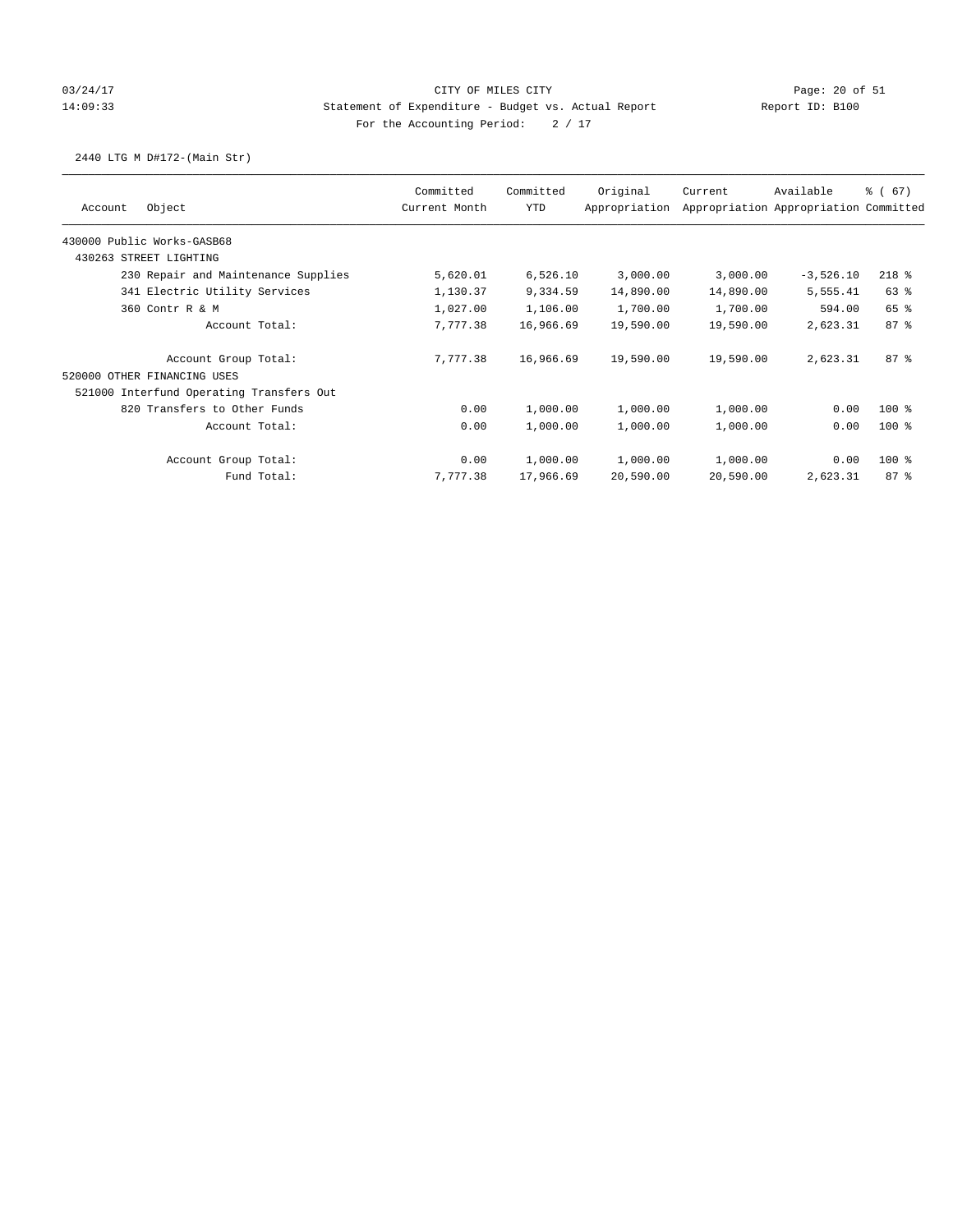CITY OF MILES CITY
Statement of Expenditure - Budget vs. Actual Report
For the Accounting Period: 2 / 17

03/24/17 14:09:33 — Report ID: B100

2440 LTG M D#172-(Main Str)

| Account Object | Committed Current Month | Committed YTD | Original Appropriation | Current Appropriation | Available Appropriation | % ( 67) Committed |
|---|---|---|---|---|---|---|
| 430000 Public Works-GASB68 | | | | | | |
| 430263 STREET LIGHTING | | | | | | |
| 230 Repair and Maintenance Supplies | 5,620.01 | 6,526.10 | 3,000.00 | 3,000.00 | -3,526.10 | 218 % |
| 341 Electric Utility Services | 1,130.37 | 9,334.59 | 14,890.00 | 14,890.00 | 5,555.41 | 63 % |
| 360 Contr R & M | 1,027.00 | 1,106.00 | 1,700.00 | 1,700.00 | 594.00 | 65 % |
| Account Total: | 7,777.38 | 16,966.69 | 19,590.00 | 19,590.00 | 2,623.31 | 87 % |
| Account Group Total: | 7,777.38 | 16,966.69 | 19,590.00 | 19,590.00 | 2,623.31 | 87 % |
| 520000 OTHER FINANCING USES | | | | | | |
| 521000 Interfund Operating Transfers Out | | | | | | |
| 820 Transfers to Other Funds | 0.00 | 1,000.00 | 1,000.00 | 1,000.00 | 0.00 | 100 % |
| Account Total: | 0.00 | 1,000.00 | 1,000.00 | 1,000.00 | 0.00 | 100 % |
| Account Group Total: | 0.00 | 1,000.00 | 1,000.00 | 1,000.00 | 0.00 | 100 % |
| Fund Total: | 7,777.38 | 17,966.69 | 20,590.00 | 20,590.00 | 2,623.31 | 87 % |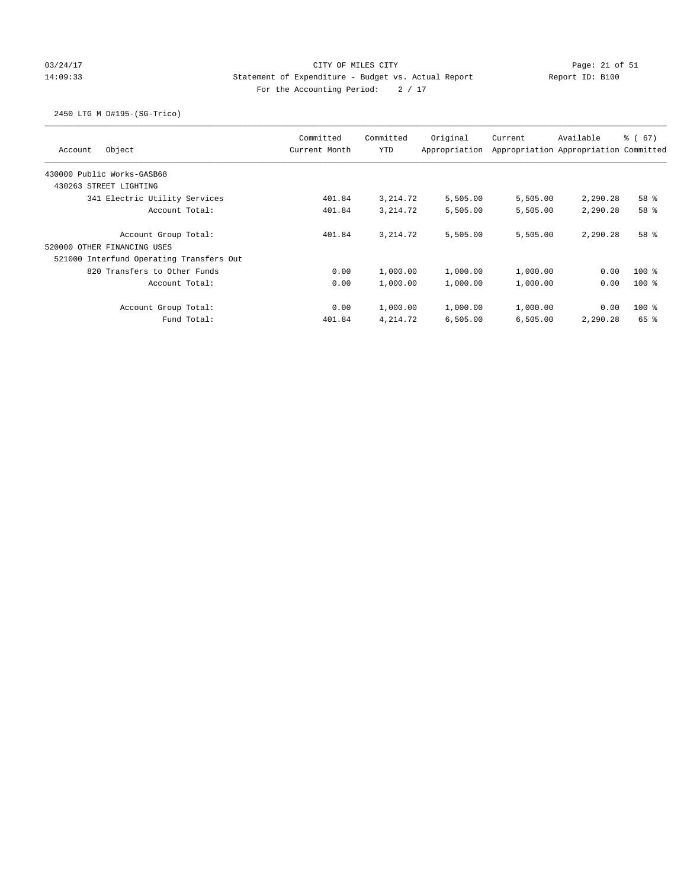CITY OF MILES CITY

Statement of Expenditure - Budget vs. Actual Report

Report ID: B100

For the Accounting Period: 2 / 17

03/24/17 14:09:33

2450 LTG M D#195-(SG-Trico)

| Account Object | Committed Current Month | Committed YTD | Original Appropriation | Current Appropriation | Available Appropriation | % ( 67) Committed |
|---|---|---|---|---|---|---|
| 430000 Public Works-GASB68 | | | | | | |
| 430263 STREET LIGHTING | | | | | | |
| 341 Electric Utility Services | 401.84 | 3,214.72 | 5,505.00 | 5,505.00 | 2,290.28 | 58 % |
| Account Total: | 401.84 | 3,214.72 | 5,505.00 | 5,505.00 | 2,290.28 | 58 % |
| Account Group Total: | 401.84 | 3,214.72 | 5,505.00 | 5,505.00 | 2,290.28 | 58 % |
| 520000 OTHER FINANCING USES | | | | | | |
| 521000 Interfund Operating Transfers Out | | | | | | |
| 820 Transfers to Other Funds | 0.00 | 1,000.00 | 1,000.00 | 1,000.00 | 0.00 | 100 % |
| Account Total: | 0.00 | 1,000.00 | 1,000.00 | 1,000.00 | 0.00 | 100 % |
| Account Group Total: | 0.00 | 1,000.00 | 1,000.00 | 1,000.00 | 0.00 | 100 % |
| Fund Total: | 401.84 | 4,214.72 | 6,505.00 | 6,505.00 | 2,290.28 | 65 % |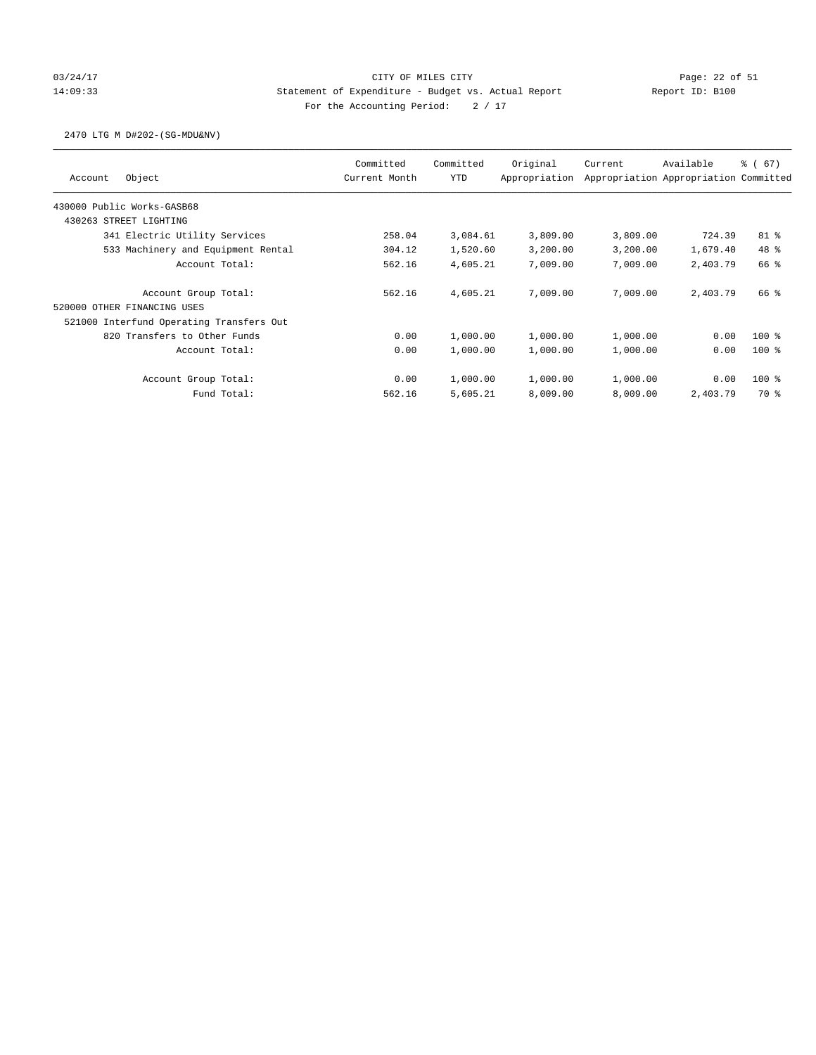CITY OF MILES CITY
Statement of Expenditure - Budget vs. Actual Report
For the Accounting Period: 2 / 17

03/24/17 14:09:33 — Report ID: B100

2470 LTG M D#202-(SG-MDU&NV)

| Account Object | Committed Current Month | Committed YTD | Original Appropriation | Current Appropriation | Available Appropriation | % ( 67) Committed |
|---|---|---|---|---|---|---|
| 430000 Public Works-GASB68 | | | | | | |
| 430263 STREET LIGHTING | | | | | | |
| 341 Electric Utility Services | 258.04 | 3,084.61 | 3,809.00 | 3,809.00 | 724.39 | 81 % |
| 533 Machinery and Equipment Rental | 304.12 | 1,520.60 | 3,200.00 | 3,200.00 | 1,679.40 | 48 % |
| Account Total: | 562.16 | 4,605.21 | 7,009.00 | 7,009.00 | 2,403.79 | 66 % |
| Account Group Total: | 562.16 | 4,605.21 | 7,009.00 | 7,009.00 | 2,403.79 | 66 % |
| 520000 OTHER FINANCING USES | | | | | | |
| 521000 Interfund Operating Transfers Out | | | | | | |
| 820 Transfers to Other Funds | 0.00 | 1,000.00 | 1,000.00 | 1,000.00 | 0.00 | 100 % |
| Account Total: | 0.00 | 1,000.00 | 1,000.00 | 1,000.00 | 0.00 | 100 % |
| Account Group Total: | 0.00 | 1,000.00 | 1,000.00 | 1,000.00 | 0.00 | 100 % |
| Fund Total: | 562.16 | 5,605.21 | 8,009.00 | 8,009.00 | 2,403.79 | 70 % |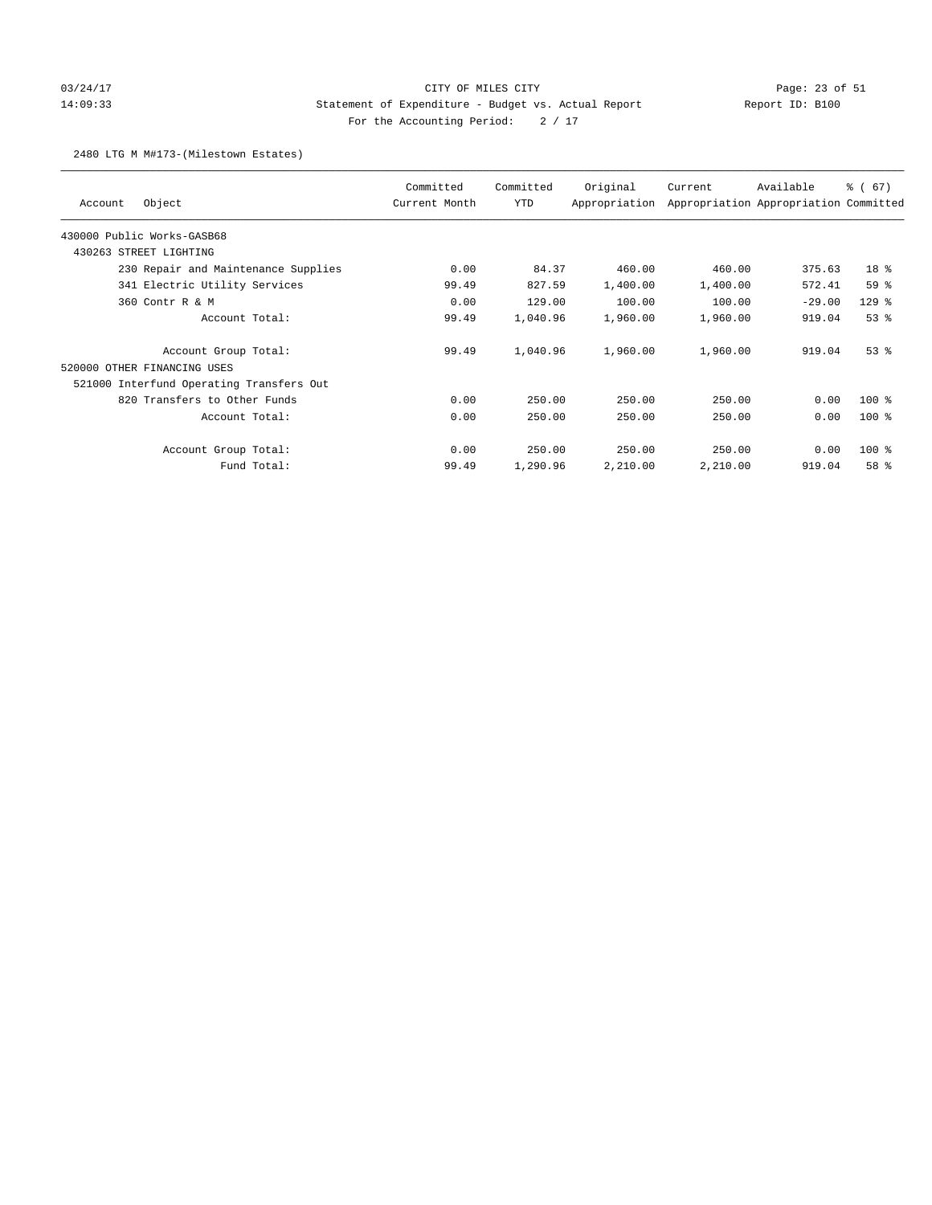CITY OF MILES CITY
Statement of Expenditure - Budget vs. Actual Report
For the Accounting Period: 2 / 17

03/24/17
14:09:33

Report ID: B100

2480 LTG M M#173-(Milestown Estates)

| Account Object | Committed Current Month | Committed YTD | Original Appropriation | Current Appropriation | Available Appropriation | % ( 67) Committed |
|---|---|---|---|---|---|---|
| 430000 Public Works-GASB68 | | | | | | |
| 430263 STREET LIGHTING | | | | | | |
| 230 Repair and Maintenance Supplies | 0.00 | 84.37 | 460.00 | 460.00 | 375.63 | 18 % |
| 341 Electric Utility Services | 99.49 | 827.59 | 1,400.00 | 1,400.00 | 572.41 | 59 % |
| 360 Contr R & M | 0.00 | 129.00 | 100.00 | 100.00 | -29.00 | 129 % |
| Account Total: | 99.49 | 1,040.96 | 1,960.00 | 1,960.00 | 919.04 | 53 % |
| Account Group Total: | 99.49 | 1,040.96 | 1,960.00 | 1,960.00 | 919.04 | 53 % |
| 520000 OTHER FINANCING USES | | | | | | |
| 521000 Interfund Operating Transfers Out | | | | | | |
| 820 Transfers to Other Funds | 0.00 | 250.00 | 250.00 | 250.00 | 0.00 | 100 % |
| Account Total: | 0.00 | 250.00 | 250.00 | 250.00 | 0.00 | 100 % |
| Account Group Total: | 0.00 | 250.00 | 250.00 | 250.00 | 0.00 | 100 % |
| Fund Total: | 99.49 | 1,290.96 | 2,210.00 | 2,210.00 | 919.04 | 58 % |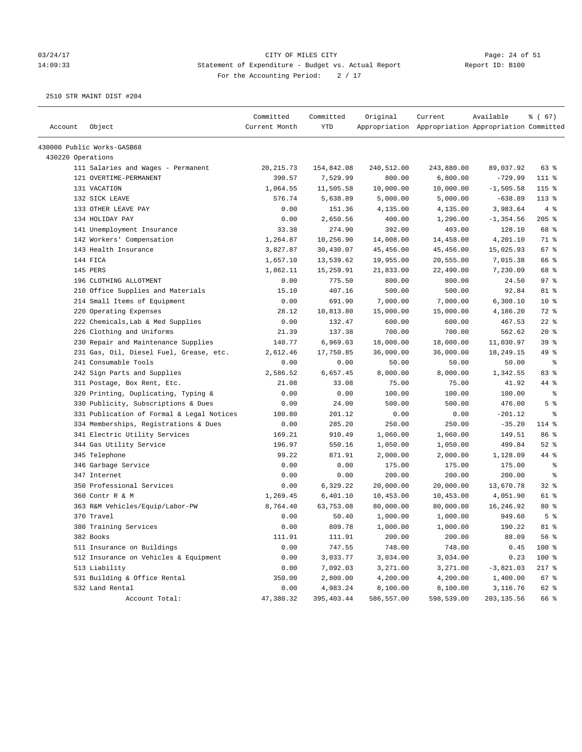CITY OF MILES CITY

Statement of Expenditure - Budget vs. Actual Report

For the Accounting Period: 2 / 17

03/24/17 14:09:33 Report ID: B100

2510 STR MAINT DIST #204

| Account | Object | Committed Current Month | Committed YTD | Original Appropriation | Current Appropriation | Available Appropriation | % ( 67) Committed |
|---|---|---|---|---|---|---|---|
| 430000 Public Works-GASB68 | | | | | | | |
| 430220 Operations | | | | | | | |
| | 111 Salaries and Wages - Permanent | 20,215.73 | 154,842.08 | 240,512.00 | 243,880.00 | 89,037.92 | 63 % |
| | 121 OVERTIME-PERMANENT | 390.57 | 7,529.99 | 800.00 | 6,800.00 | -729.99 | 111 % |
| | 131 VACATION | 1,064.55 | 11,505.58 | 10,000.00 | 10,000.00 | -1,505.58 | 115 % |
| | 132 SICK LEAVE | 576.74 | 5,638.89 | 5,000.00 | 5,000.00 | -638.89 | 113 % |
| | 133 OTHER LEAVE PAY | 0.00 | 151.36 | 4,135.00 | 4,135.00 | 3,983.64 | 4 % |
| | 134 HOLIDAY PAY | 0.00 | 2,650.56 | 400.00 | 1,296.00 | -1,354.56 | 205 % |
| | 141 Unemployment Insurance | 33.38 | 274.90 | 392.00 | 403.00 | 128.10 | 68 % |
| | 142 Workers' Compensation | 1,264.87 | 10,256.90 | 14,008.00 | 14,458.00 | 4,201.10 | 71 % |
| | 143 Health Insurance | 3,827.87 | 30,430.07 | 45,456.00 | 45,456.00 | 15,025.93 | 67 % |
| | 144 FICA | 1,657.10 | 13,539.62 | 19,955.00 | 20,555.00 | 7,015.38 | 66 % |
| | 145 PERS | 1,862.11 | 15,259.91 | 21,833.00 | 22,490.00 | 7,230.09 | 68 % |
| | 196 CLOTHING ALLOTMENT | 0.00 | 775.50 | 800.00 | 800.00 | 24.50 | 97 % |
| | 210 Office Supplies and Materials | 15.10 | 407.16 | 500.00 | 500.00 | 92.84 | 81 % |
| | 214 Small Items of Equipment | 0.00 | 691.90 | 7,000.00 | 7,000.00 | 6,308.10 | 10 % |
| | 220 Operating Expenses | 28.12 | 10,813.80 | 15,000.00 | 15,000.00 | 4,186.20 | 72 % |
| | 222 Chemicals,Lab & Med Supplies | 0.00 | 132.47 | 600.00 | 600.00 | 467.53 | 22 % |
| | 226 Clothing and Uniforms | 21.39 | 137.38 | 700.00 | 700.00 | 562.62 | 20 % |
| | 230 Repair and Maintenance Supplies | 140.77 | 6,969.03 | 18,000.00 | 18,000.00 | 11,030.97 | 39 % |
| | 231 Gas, Oil, Diesel Fuel, Grease, etc. | 2,612.46 | 17,750.85 | 36,000.00 | 36,000.00 | 18,249.15 | 49 % |
| | 241 Consumable Tools | 0.00 | 0.00 | 50.00 | 50.00 | 50.00 | % |
| | 242 Sign Parts and Supplies | 2,586.52 | 6,657.45 | 8,000.00 | 8,000.00 | 1,342.55 | 83 % |
| | 311 Postage, Box Rent, Etc. | 21.08 | 33.08 | 75.00 | 75.00 | 41.92 | 44 % |
| | 320 Printing, Duplicating, Typing & | 0.00 | 0.00 | 100.00 | 100.00 | 100.00 | % |
| | 330 Publicity, Subscriptions & Dues | 0.00 | 24.00 | 500.00 | 500.00 | 476.00 | 5 % |
| | 331 Publication of Formal & Legal Notices | 100.80 | 201.12 | 0.00 | 0.00 | -201.12 | % |
| | 334 Memberships, Registrations & Dues | 0.00 | 285.20 | 250.00 | 250.00 | -35.20 | 114 % |
| | 341 Electric Utility Services | 169.21 | 910.49 | 1,060.00 | 1,060.00 | 149.51 | 86 % |
| | 344 Gas Utility Service | 196.97 | 550.16 | 1,050.00 | 1,050.00 | 499.84 | 52 % |
| | 345 Telephone | 99.22 | 871.91 | 2,000.00 | 2,000.00 | 1,128.09 | 44 % |
| | 346 Garbage Service | 0.00 | 0.00 | 175.00 | 175.00 | 175.00 | % |
| | 347 Internet | 0.00 | 0.00 | 200.00 | 200.00 | 200.00 | % |
| | 350 Professional Services | 0.00 | 6,329.22 | 20,000.00 | 20,000.00 | 13,670.78 | 32 % |
| | 360 Contr R & M | 1,269.45 | 6,401.10 | 10,453.00 | 10,453.00 | 4,051.90 | 61 % |
| | 363 R&M Vehicles/Equip/Labor-PW | 8,764.40 | 63,753.08 | 80,000.00 | 80,000.00 | 16,246.92 | 80 % |
| | 370 Travel | 0.00 | 50.40 | 1,000.00 | 1,000.00 | 949.60 | 5 % |
| | 380 Training Services | 0.00 | 809.78 | 1,000.00 | 1,000.00 | 190.22 | 81 % |
| | 382 Books | 111.91 | 111.91 | 200.00 | 200.00 | 88.09 | 56 % |
| | 511 Insurance on Buildings | 0.00 | 747.55 | 748.00 | 748.00 | 0.45 | 100 % |
| | 512 Insurance on Vehicles & Equipment | 0.00 | 3,033.77 | 3,034.00 | 3,034.00 | 0.23 | 100 % |
| | 513 Liability | 0.00 | 7,092.03 | 3,271.00 | 3,271.00 | -3,821.03 | 217 % |
| | 531 Building & Office Rental | 350.00 | 2,800.00 | 4,200.00 | 4,200.00 | 1,400.00 | 67 % |
| | 532 Land Rental | 0.00 | 4,983.24 | 8,100.00 | 8,100.00 | 3,116.76 | 62 % |
| | Account Total: | 47,380.32 | 395,403.44 | 586,557.00 | 598,539.00 | 203,135.56 | 66 % |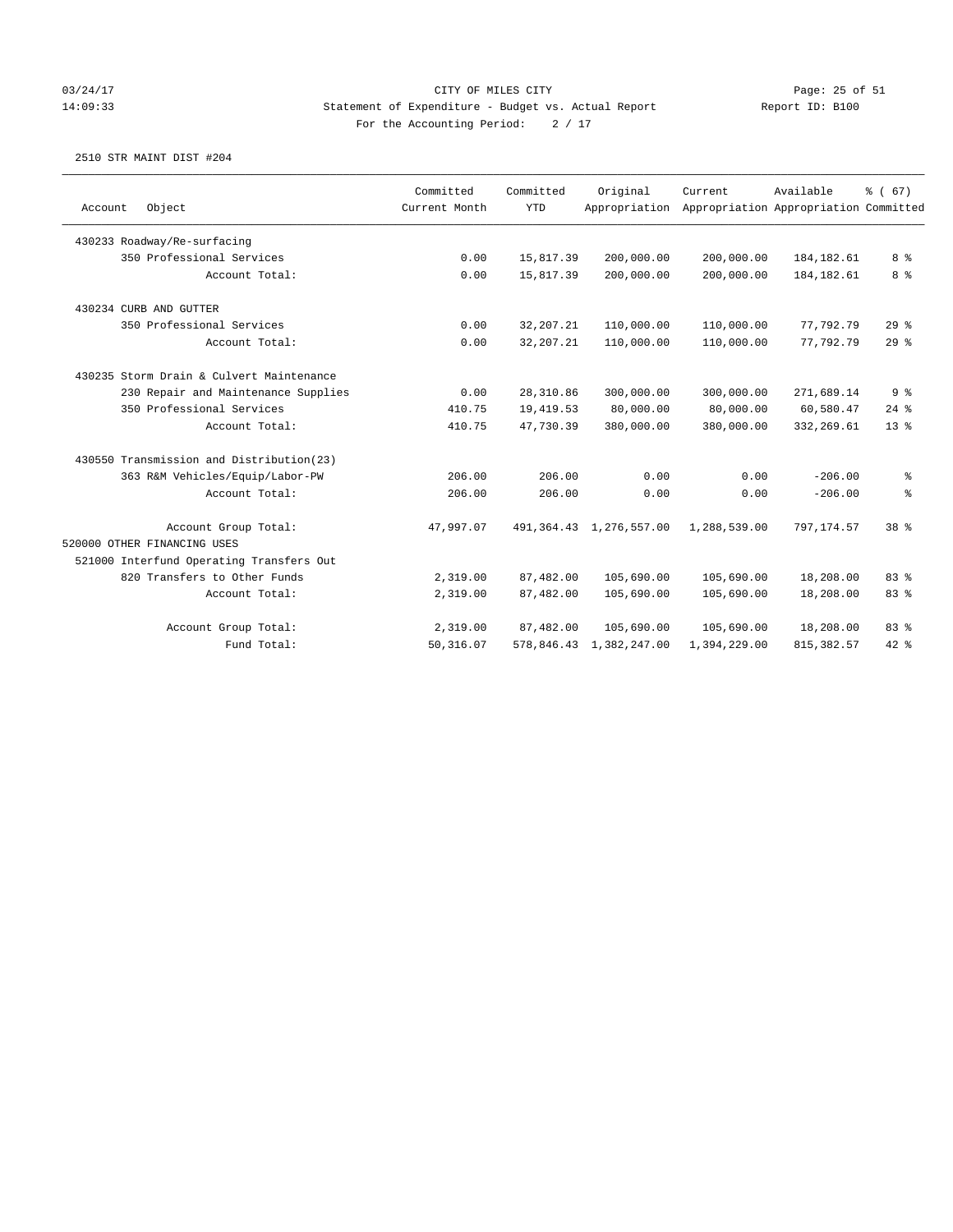CITY OF MILES CITY
Statement of Expenditure - Budget vs. Actual Report
For the Accounting Period: 2 / 17

03/24/17 14:09:33 Report ID: B100

2510 STR MAINT DIST #204

| Account Object | Committed Current Month | Committed YTD | Original Appropriation | Current Appropriation | Available Appropriation | % ( 67) Committed |
|---|---|---|---|---|---|---|
| 430233 Roadway/Re-surfacing | | | | | | |
| 350 Professional Services | 0.00 | 15,817.39 | 200,000.00 | 200,000.00 | 184,182.61 | 8 % |
| Account Total: | 0.00 | 15,817.39 | 200,000.00 | 200,000.00 | 184,182.61 | 8 % |
| 430234 CURB AND GUTTER | | | | | | |
| 350 Professional Services | 0.00 | 32,207.21 | 110,000.00 | 110,000.00 | 77,792.79 | 29 % |
| Account Total: | 0.00 | 32,207.21 | 110,000.00 | 110,000.00 | 77,792.79 | 29 % |
| 430235 Storm Drain & Culvert Maintenance | | | | | | |
| 230 Repair and Maintenance Supplies | 0.00 | 28,310.86 | 300,000.00 | 300,000.00 | 271,689.14 | 9 % |
| 350 Professional Services | 410.75 | 19,419.53 | 80,000.00 | 80,000.00 | 60,580.47 | 24 % |
| Account Total: | 410.75 | 47,730.39 | 380,000.00 | 380,000.00 | 332,269.61 | 13 % |
| 430550 Transmission and Distribution(23) | | | | | | |
| 363 R&M Vehicles/Equip/Labor-PW | 206.00 | 206.00 | 0.00 | 0.00 | -206.00 | % |
| Account Total: | 206.00 | 206.00 | 0.00 | 0.00 | -206.00 | % |
| Account Group Total: | 47,997.07 | 491,364.43 | 1,276,557.00 | 1,288,539.00 | 797,174.57 | 38 % |
| 520000 OTHER FINANCING USES | | | | | | |
| 521000 Interfund Operating Transfers Out | | | | | | |
| 820 Transfers to Other Funds | 2,319.00 | 87,482.00 | 105,690.00 | 105,690.00 | 18,208.00 | 83 % |
| Account Total: | 2,319.00 | 87,482.00 | 105,690.00 | 105,690.00 | 18,208.00 | 83 % |
| Account Group Total: | 2,319.00 | 87,482.00 | 105,690.00 | 105,690.00 | 18,208.00 | 83 % |
| Fund Total: | 50,316.07 | 578,846.43 | 1,382,247.00 | 1,394,229.00 | 815,382.57 | 42 % |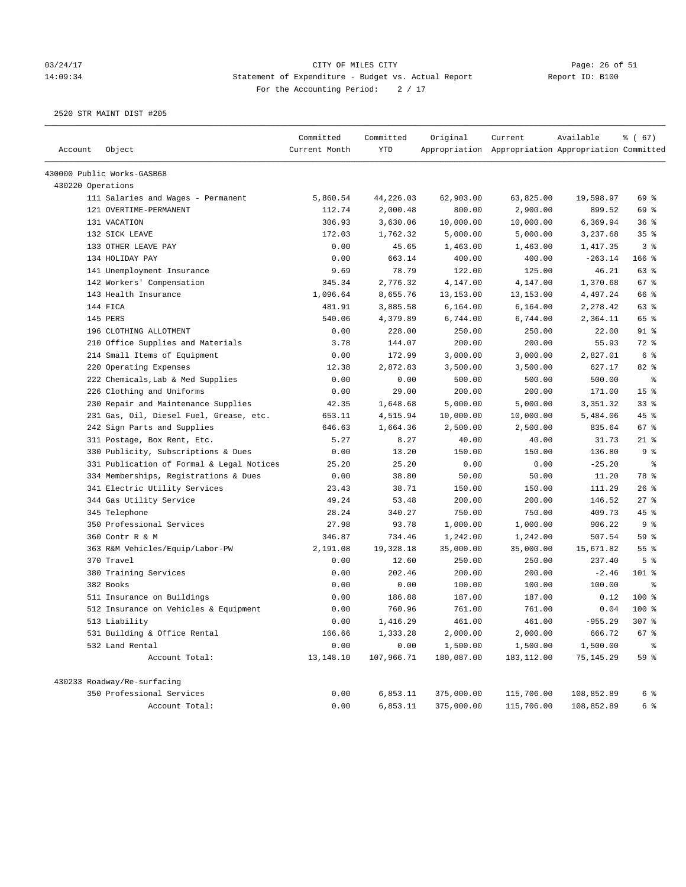CITY OF MILES CITY
Statement of Expenditure - Budget vs. Actual Report
For the Accounting Period: 2 / 17

2520 STR MAINT DIST #205

| Account | Object | Committed Current Month | Committed YTD | Original Appropriation | Current Appropriation | Available Appropriation | % ( 67) Committed |
|---|---|---|---|---|---|---|---|
| 430000 Public Works-GASB68 | | | | | | | |
| 430220 Operations | | | | | | | |
| | 111 Salaries and Wages - Permanent | 5,860.54 | 44,226.03 | 62,903.00 | 63,825.00 | 19,598.97 | 69 % |
| | 121 OVERTIME-PERMANENT | 112.74 | 2,000.48 | 800.00 | 2,900.00 | 899.52 | 69 % |
| | 131 VACATION | 306.93 | 3,630.06 | 10,000.00 | 10,000.00 | 6,369.94 | 36 % |
| | 132 SICK LEAVE | 172.03 | 1,762.32 | 5,000.00 | 5,000.00 | 3,237.68 | 35 % |
| | 133 OTHER LEAVE PAY | 0.00 | 45.65 | 1,463.00 | 1,463.00 | 1,417.35 | 3 % |
| | 134 HOLIDAY PAY | 0.00 | 663.14 | 400.00 | 400.00 | -263.14 | 166 % |
| | 141 Unemployment Insurance | 9.69 | 78.79 | 122.00 | 125.00 | 46.21 | 63 % |
| | 142 Workers' Compensation | 345.34 | 2,776.32 | 4,147.00 | 4,147.00 | 1,370.68 | 67 % |
| | 143 Health Insurance | 1,096.64 | 8,655.76 | 13,153.00 | 13,153.00 | 4,497.24 | 66 % |
| | 144 FICA | 481.91 | 3,885.58 | 6,164.00 | 6,164.00 | 2,278.42 | 63 % |
| | 145 PERS | 540.06 | 4,379.89 | 6,744.00 | 6,744.00 | 2,364.11 | 65 % |
| | 196 CLOTHING ALLOTMENT | 0.00 | 228.00 | 250.00 | 250.00 | 22.00 | 91 % |
| | 210 Office Supplies and Materials | 3.78 | 144.07 | 200.00 | 200.00 | 55.93 | 72 % |
| | 214 Small Items of Equipment | 0.00 | 172.99 | 3,000.00 | 3,000.00 | 2,827.01 | 6 % |
| | 220 Operating Expenses | 12.38 | 2,872.83 | 3,500.00 | 3,500.00 | 627.17 | 82 % |
| | 222 Chemicals,Lab & Med Supplies | 0.00 | 0.00 | 500.00 | 500.00 | 500.00 | % |
| | 226 Clothing and Uniforms | 0.00 | 29.00 | 200.00 | 200.00 | 171.00 | 15 % |
| | 230 Repair and Maintenance Supplies | 42.35 | 1,648.68 | 5,000.00 | 5,000.00 | 3,351.32 | 33 % |
| | 231 Gas, Oil, Diesel Fuel, Grease, etc. | 653.11 | 4,515.94 | 10,000.00 | 10,000.00 | 5,484.06 | 45 % |
| | 242 Sign Parts and Supplies | 646.63 | 1,664.36 | 2,500.00 | 2,500.00 | 835.64 | 67 % |
| | 311 Postage, Box Rent, Etc. | 5.27 | 8.27 | 40.00 | 40.00 | 31.73 | 21 % |
| | 330 Publicity, Subscriptions & Dues | 0.00 | 13.20 | 150.00 | 150.00 | 136.80 | 9 % |
| | 331 Publication of Formal & Legal Notices | 25.20 | 25.20 | 0.00 | 0.00 | -25.20 | % |
| | 334 Memberships, Registrations & Dues | 0.00 | 38.80 | 50.00 | 50.00 | 11.20 | 78 % |
| | 341 Electric Utility Services | 23.43 | 38.71 | 150.00 | 150.00 | 111.29 | 26 % |
| | 344 Gas Utility Service | 49.24 | 53.48 | 200.00 | 200.00 | 146.52 | 27 % |
| | 345 Telephone | 28.24 | 340.27 | 750.00 | 750.00 | 409.73 | 45 % |
| | 350 Professional Services | 27.98 | 93.78 | 1,000.00 | 1,000.00 | 906.22 | 9 % |
| | 360 Contr R & M | 346.87 | 734.46 | 1,242.00 | 1,242.00 | 507.54 | 59 % |
| | 363 R&M Vehicles/Equip/Labor-PW | 2,191.08 | 19,328.18 | 35,000.00 | 35,000.00 | 15,671.82 | 55 % |
| | 370 Travel | 0.00 | 12.60 | 250.00 | 250.00 | 237.40 | 5 % |
| | 380 Training Services | 0.00 | 202.46 | 200.00 | 200.00 | -2.46 | 101 % |
| | 382 Books | 0.00 | 0.00 | 100.00 | 100.00 | 100.00 | % |
| | 511 Insurance on Buildings | 0.00 | 186.88 | 187.00 | 187.00 | 0.12 | 100 % |
| | 512 Insurance on Vehicles & Equipment | 0.00 | 760.96 | 761.00 | 761.00 | 0.04 | 100 % |
| | 513 Liability | 0.00 | 1,416.29 | 461.00 | 461.00 | -955.29 | 307 % |
| | 531 Building & Office Rental | 166.66 | 1,333.28 | 2,000.00 | 2,000.00 | 666.72 | 67 % |
| | 532 Land Rental | 0.00 | 0.00 | 1,500.00 | 1,500.00 | 1,500.00 | % |
| | Account Total: | 13,148.10 | 107,966.71 | 180,087.00 | 183,112.00 | 75,145.29 | 59 % |
| 430233 Roadway/Re-surfacing | | | | | | | |
| | 350 Professional Services | 0.00 | 6,853.11 | 375,000.00 | 115,706.00 | 108,852.89 | 6 % |
| | Account Total: | 0.00 | 6,853.11 | 375,000.00 | 115,706.00 | 108,852.89 | 6 % |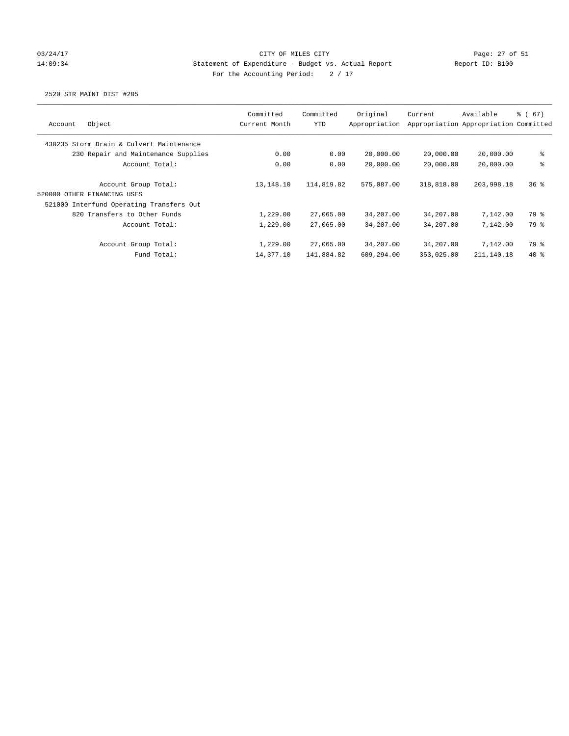CITY OF MILES CITY
Statement of Expenditure - Budget vs. Actual Report
For the Accounting Period: 2 / 17

2520 STR MAINT DIST #205

| Account Object | Committed Current Month | Committed YTD | Original Appropriation | Current Appropriation | Available Appropriation | % ( 67) Committed |
|---|---|---|---|---|---|---|
| 430235 Storm Drain & Culvert Maintenance | | | | | | |
| 230 Repair and Maintenance Supplies | 0.00 | 0.00 | 20,000.00 | 20,000.00 | 20,000.00 | % |
| Account Total: | 0.00 | 0.00 | 20,000.00 | 20,000.00 | 20,000.00 | % |
| Account Group Total: | 13,148.10 | 114,819.82 | 575,087.00 | 318,818.00 | 203,998.18 | 36 % |
| 520000 OTHER FINANCING USES | | | | | | |
| 521000 Interfund Operating Transfers Out | | | | | | |
| 820 Transfers to Other Funds | 1,229.00 | 27,065.00 | 34,207.00 | 34,207.00 | 7,142.00 | 79 % |
| Account Total: | 1,229.00 | 27,065.00 | 34,207.00 | 34,207.00 | 7,142.00 | 79 % |
| Account Group Total: | 1,229.00 | 27,065.00 | 34,207.00 | 34,207.00 | 7,142.00 | 79 % |
| Fund Total: | 14,377.10 | 141,884.82 | 609,294.00 | 353,025.00 | 211,140.18 | 40 % |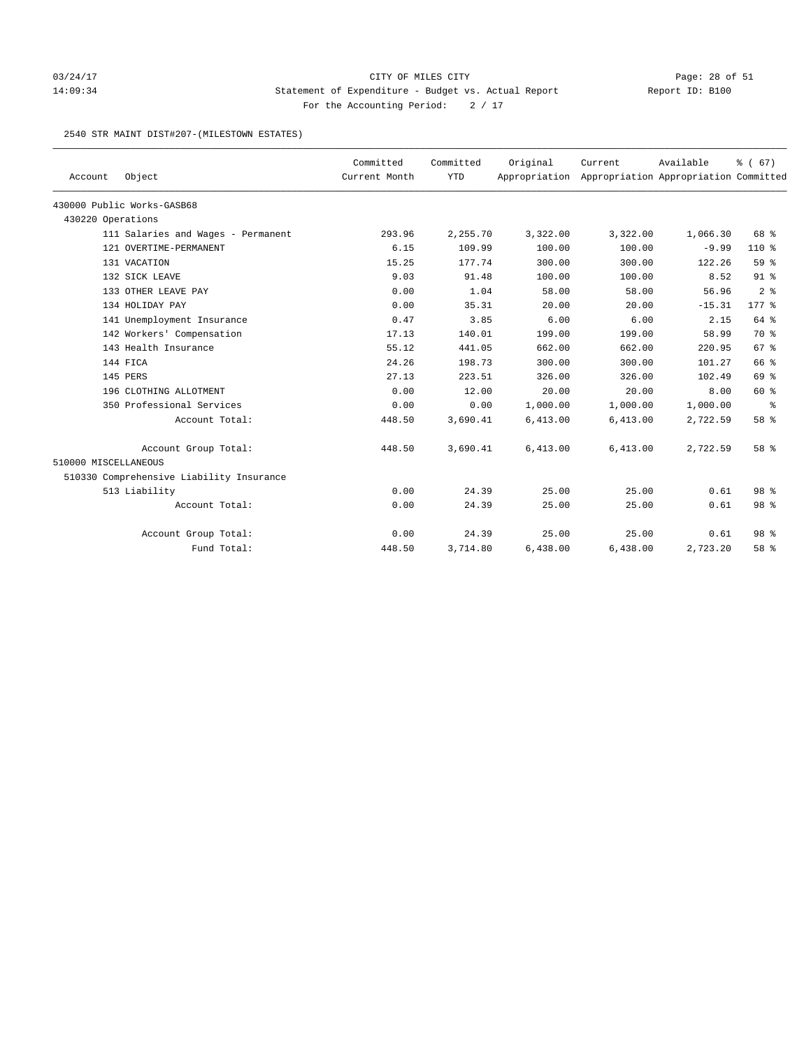03/24/17 CITY OF MILES CITY
14:09:34 Statement of Expenditure - Budget vs. Actual Report Report ID: B100
For the Accounting Period: 2 / 17

2540 STR MAINT DIST#207-(MILESTOWN ESTATES)

| Account Object | Committed Current Month | Committed YTD | Original Appropriation | Current Appropriation | Available Appropriation | % ( 67) Committed |
|---|---|---|---|---|---|---|
| 430000 Public Works-GASB68 | | | | | | |
| 430220 Operations | | | | | | |
| 111 Salaries and Wages - Permanent | 293.96 | 2,255.70 | 3,322.00 | 3,322.00 | 1,066.30 | 68 % |
| 121 OVERTIME-PERMANENT | 6.15 | 109.99 | 100.00 | 100.00 | -9.99 | 110 % |
| 131 VACATION | 15.25 | 177.74 | 300.00 | 300.00 | 122.26 | 59 % |
| 132 SICK LEAVE | 9.03 | 91.48 | 100.00 | 100.00 | 8.52 | 91 % |
| 133 OTHER LEAVE PAY | 0.00 | 1.04 | 58.00 | 58.00 | 56.96 | 2 % |
| 134 HOLIDAY PAY | 0.00 | 35.31 | 20.00 | 20.00 | -15.31 | 177 % |
| 141 Unemployment Insurance | 0.47 | 3.85 | 6.00 | 6.00 | 2.15 | 64 % |
| 142 Workers' Compensation | 17.13 | 140.01 | 199.00 | 199.00 | 58.99 | 70 % |
| 143 Health Insurance | 55.12 | 441.05 | 662.00 | 662.00 | 220.95 | 67 % |
| 144 FICA | 24.26 | 198.73 | 300.00 | 300.00 | 101.27 | 66 % |
| 145 PERS | 27.13 | 223.51 | 326.00 | 326.00 | 102.49 | 69 % |
| 196 CLOTHING ALLOTMENT | 0.00 | 12.00 | 20.00 | 20.00 | 8.00 | 60 % |
| 350 Professional Services | 0.00 | 0.00 | 1,000.00 | 1,000.00 | 1,000.00 | % |
| Account Total: | 448.50 | 3,690.41 | 6,413.00 | 6,413.00 | 2,722.59 | 58 % |
| Account Group Total: | 448.50 | 3,690.41 | 6,413.00 | 6,413.00 | 2,722.59 | 58 % |
| 510000 MISCELLANEOUS | | | | | | |
| 510330 Comprehensive Liability Insurance | | | | | | |
| 513 Liability | 0.00 | 24.39 | 25.00 | 25.00 | 0.61 | 98 % |
| Account Total: | 0.00 | 24.39 | 25.00 | 25.00 | 0.61 | 98 % |
| Account Group Total: | 0.00 | 24.39 | 25.00 | 25.00 | 0.61 | 98 % |
| Fund Total: | 448.50 | 3,714.80 | 6,438.00 | 6,438.00 | 2,723.20 | 58 % |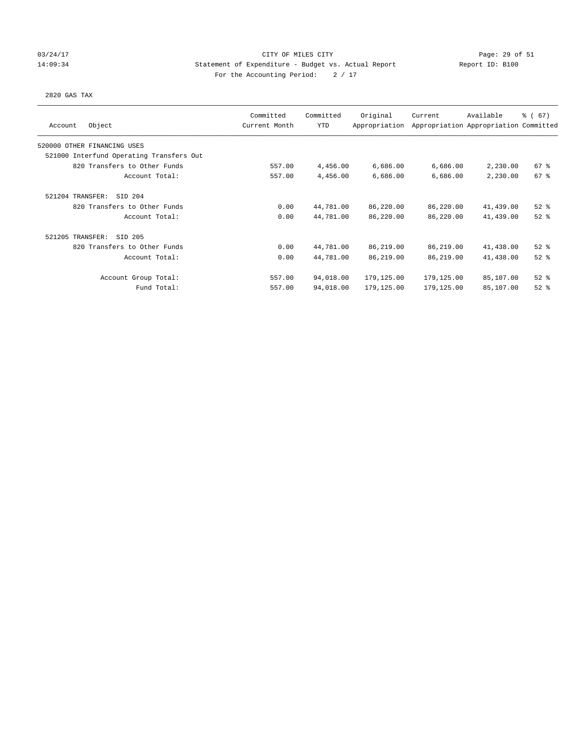CITY OF MILES CITY
Statement of Expenditure - Budget vs. Actual Report
For the Accounting Period: 2 / 17

03/24/17
14:09:34

Report ID: B100

2820 GAS TAX

| Account Object | Committed Current Month | Committed YTD | Original Appropriation | Current Appropriation | Available Appropriation | % ( 67) Committed |
|---|---|---|---|---|---|---|
| 520000 OTHER FINANCING USES | | | | | | |
| 521000 Interfund Operating Transfers Out | | | | | | |
| 820 Transfers to Other Funds | 557.00 | 4,456.00 | 6,686.00 | 6,686.00 | 2,230.00 | 67 % |
| Account Total: | 557.00 | 4,456.00 | 6,686.00 | 6,686.00 | 2,230.00 | 67 % |
| 521204 TRANSFER: SID 204 | | | | | | |
| 820 Transfers to Other Funds | 0.00 | 44,781.00 | 86,220.00 | 86,220.00 | 41,439.00 | 52 % |
| Account Total: | 0.00 | 44,781.00 | 86,220.00 | 86,220.00 | 41,439.00 | 52 % |
| 521205 TRANSFER: SID 205 | | | | | | |
| 820 Transfers to Other Funds | 0.00 | 44,781.00 | 86,219.00 | 86,219.00 | 41,438.00 | 52 % |
| Account Total: | 0.00 | 44,781.00 | 86,219.00 | 86,219.00 | 41,438.00 | 52 % |
| Account Group Total: | 557.00 | 94,018.00 | 179,125.00 | 179,125.00 | 85,107.00 | 52 % |
| Fund Total: | 557.00 | 94,018.00 | 179,125.00 | 179,125.00 | 85,107.00 | 52 % |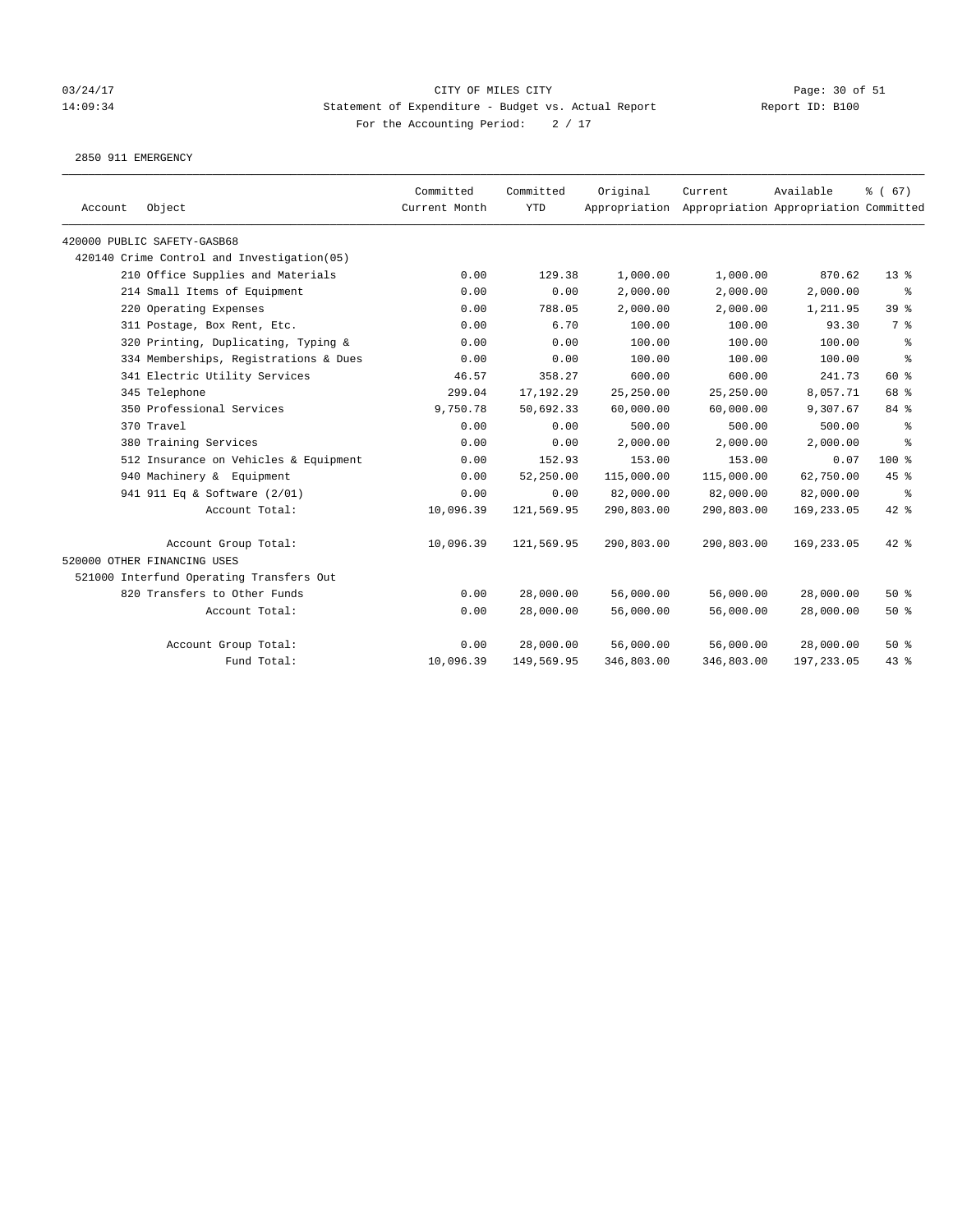CITY OF MILES CITY

Statement of Expenditure - Budget vs. Actual Report

For the Accounting Period: 2 / 17

03/24/17 14:09:34 Report ID: B100

2850 911 EMERGENCY

| Account | Object | Committed Current Month | Committed YTD | Original Appropriation | Current Appropriation | Available Appropriation | % ( 67) Committed |
|---|---|---|---|---|---|---|---|
| 420000 PUBLIC SAFETY-GASB68 | | | | | | | |
| 420140 Crime Control and Investigation(05) | | | | | | | |
| | 210 Office Supplies and Materials | 0.00 | 129.38 | 1,000.00 | 1,000.00 | 870.62 | 13 % |
| | 214 Small Items of Equipment | 0.00 | 0.00 | 2,000.00 | 2,000.00 | 2,000.00 | % |
| | 220 Operating Expenses | 0.00 | 788.05 | 2,000.00 | 2,000.00 | 1,211.95 | 39 % |
| | 311 Postage, Box Rent, Etc. | 0.00 | 6.70 | 100.00 | 100.00 | 93.30 | 7 % |
| | 320 Printing, Duplicating, Typing & | 0.00 | 0.00 | 100.00 | 100.00 | 100.00 | % |
| | 334 Memberships, Registrations & Dues | 0.00 | 0.00 | 100.00 | 100.00 | 100.00 | % |
| | 341 Electric Utility Services | 46.57 | 358.27 | 600.00 | 600.00 | 241.73 | 60 % |
| | 345 Telephone | 299.04 | 17,192.29 | 25,250.00 | 25,250.00 | 8,057.71 | 68 % |
| | 350 Professional Services | 9,750.78 | 50,692.33 | 60,000.00 | 60,000.00 | 9,307.67 | 84 % |
| | 370 Travel | 0.00 | 0.00 | 500.00 | 500.00 | 500.00 | % |
| | 380 Training Services | 0.00 | 0.00 | 2,000.00 | 2,000.00 | 2,000.00 | % |
| | 512 Insurance on Vehicles & Equipment | 0.00 | 152.93 | 153.00 | 153.00 | 0.07 | 100 % |
| | 940 Machinery & Equipment | 0.00 | 52,250.00 | 115,000.00 | 115,000.00 | 62,750.00 | 45 % |
| | 941 911 Eq & Software (2/01) | 0.00 | 0.00 | 82,000.00 | 82,000.00 | 82,000.00 | % |
| | Account Total: | 10,096.39 | 121,569.95 | 290,803.00 | 290,803.00 | 169,233.05 | 42 % |
| | Account Group Total: | 10,096.39 | 121,569.95 | 290,803.00 | 290,803.00 | 169,233.05 | 42 % |
| 520000 OTHER FINANCING USES | | | | | | | |
| 521000 Interfund Operating Transfers Out | | | | | | | |
| | 820 Transfers to Other Funds | 0.00 | 28,000.00 | 56,000.00 | 56,000.00 | 28,000.00 | 50 % |
| | Account Total: | 0.00 | 28,000.00 | 56,000.00 | 56,000.00 | 28,000.00 | 50 % |
| | Account Group Total: | 0.00 | 28,000.00 | 56,000.00 | 56,000.00 | 28,000.00 | 50 % |
| | Fund Total: | 10,096.39 | 149,569.95 | 346,803.00 | 346,803.00 | 197,233.05 | 43 % |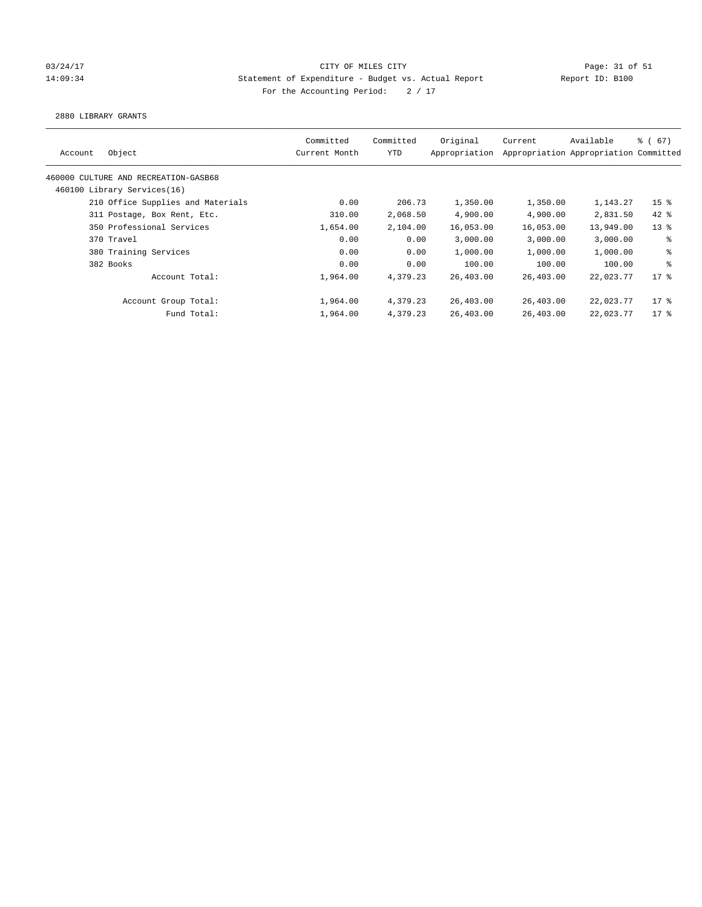CITY OF MILES CITY

Statement of Expenditure - Budget vs. Actual Report

Report ID: B100

For the Accounting Period: 2 / 17

03/24/17
14:09:34

2880 LIBRARY GRANTS

| Account | Object | Committed Current Month | Committed YTD | Original Appropriation | Current Appropriation | Available Appropriation | % ( 67) Committed |
|---|---|---|---|---|---|---|---|
| 460000 CULTURE AND RECREATION-GASB68 | | | | | | | |
| 460100 Library Services(16) | | | | | | | |
| | 210 Office Supplies and Materials | 0.00 | 206.73 | 1,350.00 | 1,350.00 | 1,143.27 | 15 % |
| | 311 Postage, Box Rent, Etc. | 310.00 | 2,068.50 | 4,900.00 | 4,900.00 | 2,831.50 | 42 % |
| | 350 Professional Services | 1,654.00 | 2,104.00 | 16,053.00 | 16,053.00 | 13,949.00 | 13 % |
| | 370 Travel | 0.00 | 0.00 | 3,000.00 | 3,000.00 | 3,000.00 | % |
| | 380 Training Services | 0.00 | 0.00 | 1,000.00 | 1,000.00 | 1,000.00 | % |
| | 382 Books | 0.00 | 0.00 | 100.00 | 100.00 | 100.00 | % |
| | Account Total: | 1,964.00 | 4,379.23 | 26,403.00 | 26,403.00 | 22,023.77 | 17 % |
| | Account Group Total: | 1,964.00 | 4,379.23 | 26,403.00 | 26,403.00 | 22,023.77 | 17 % |
| | Fund Total: | 1,964.00 | 4,379.23 | 26,403.00 | 26,403.00 | 22,023.77 | 17 % |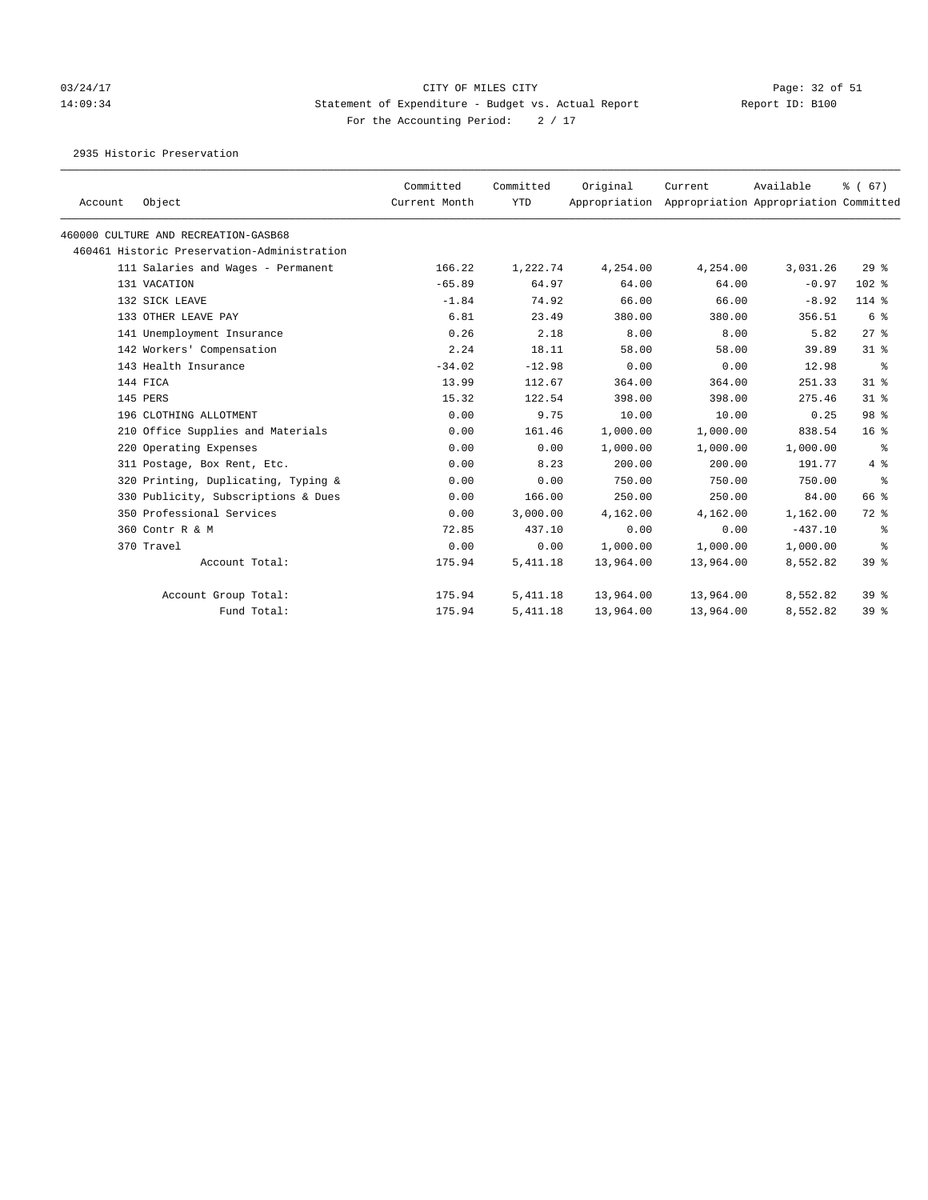# CITY OF MILES CITY

## Statement of Expenditure - Budget vs. Actual Report

03/24/17 14:09:34

Report ID: B100

For the Accounting Period: 2 / 17

### 2935 Historic Preservation

| Account | Object | Committed Current Month | Committed YTD | Original Appropriation | Current Appropriation | Available Appropriation | % ( 67) Committed |
|---|---|---|---|---|---|---|---|
| 460000 CULTURE AND RECREATION-GASB68 | | | | | | | |
| 460461 Historic Preservation-Administration | | | | | | | |
| 111 | Salaries and Wages - Permanent | 166.22 | 1,222.74 | 4,254.00 | 4,254.00 | 3,031.26 | 29 % |
| 131 | VACATION | -65.89 | 64.97 | 64.00 | 64.00 | -0.97 | 102 % |
| 132 | SICK LEAVE | -1.84 | 74.92 | 66.00 | 66.00 | -8.92 | 114 % |
| 133 | OTHER LEAVE PAY | 6.81 | 23.49 | 380.00 | 380.00 | 356.51 | 6 % |
| 141 | Unemployment Insurance | 0.26 | 2.18 | 8.00 | 8.00 | 5.82 | 27 % |
| 142 | Workers' Compensation | 2.24 | 18.11 | 58.00 | 58.00 | 39.89 | 31 % |
| 143 | Health Insurance | -34.02 | -12.98 | 0.00 | 0.00 | 12.98 | % |
| 144 | FICA | 13.99 | 112.67 | 364.00 | 364.00 | 251.33 | 31 % |
| 145 | PERS | 15.32 | 122.54 | 398.00 | 398.00 | 275.46 | 31 % |
| 196 | CLOTHING ALLOTMENT | 0.00 | 9.75 | 10.00 | 10.00 | 0.25 | 98 % |
| 210 | Office Supplies and Materials | 0.00 | 161.46 | 1,000.00 | 1,000.00 | 838.54 | 16 % |
| 220 | Operating Expenses | 0.00 | 0.00 | 1,000.00 | 1,000.00 | 1,000.00 | % |
| 311 | Postage, Box Rent, Etc. | 0.00 | 8.23 | 200.00 | 200.00 | 191.77 | 4 % |
| 320 | Printing, Duplicating, Typing & | 0.00 | 0.00 | 750.00 | 750.00 | 750.00 | % |
| 330 | Publicity, Subscriptions & Dues | 0.00 | 166.00 | 250.00 | 250.00 | 84.00 | 66 % |
| 350 | Professional Services | 0.00 | 3,000.00 | 4,162.00 | 4,162.00 | 1,162.00 | 72 % |
| 360 | Contr R & M | 72.85 | 437.10 | 0.00 | 0.00 | -437.10 | % |
| 370 | Travel | 0.00 | 0.00 | 1,000.00 | 1,000.00 | 1,000.00 | % |
| | Account Total: | 175.94 | 5,411.18 | 13,964.00 | 13,964.00 | 8,552.82 | 39 % |
| | Account Group Total: | 175.94 | 5,411.18 | 13,964.00 | 13,964.00 | 8,552.82 | 39 % |
| | Fund Total: | 175.94 | 5,411.18 | 13,964.00 | 13,964.00 | 8,552.82 | 39 % |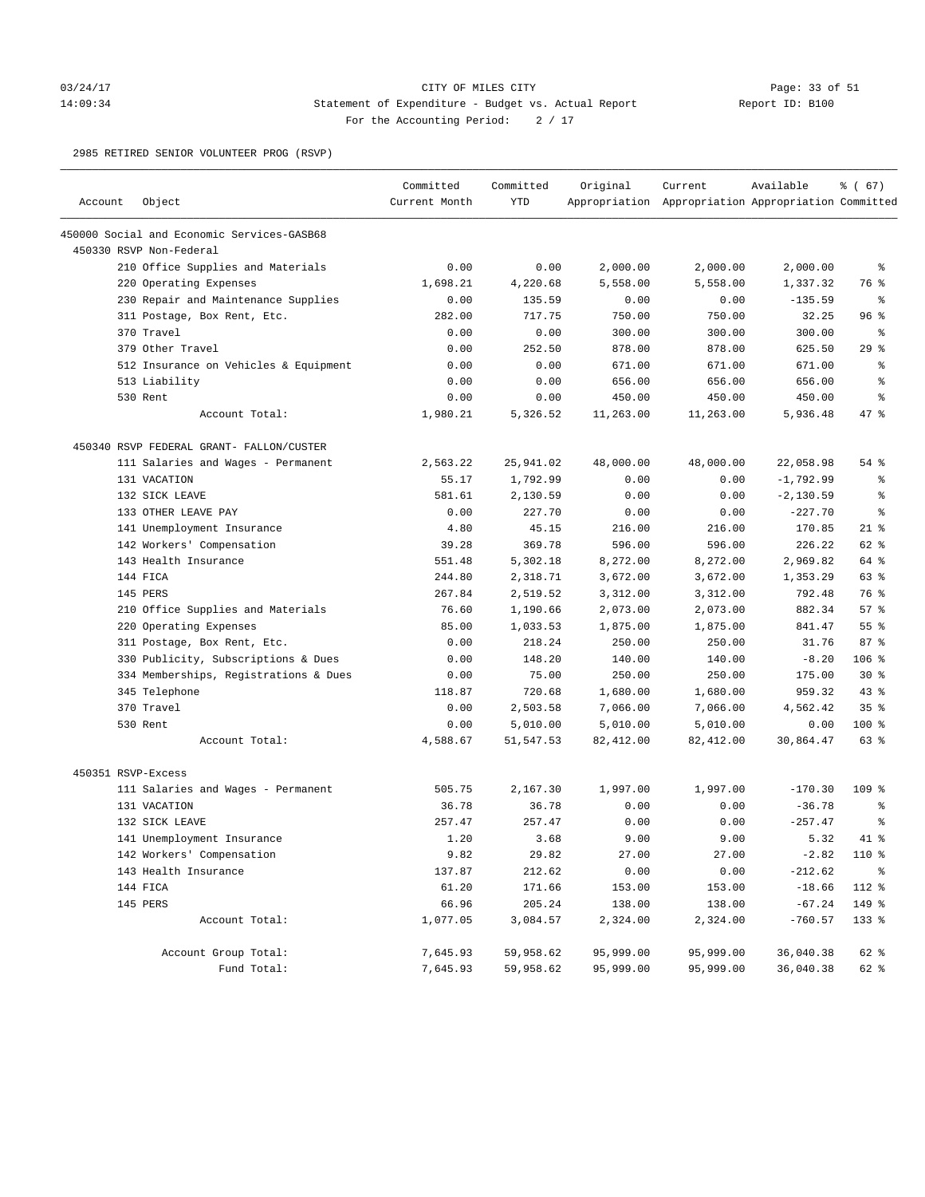CITY OF MILES CITY
Statement of Expenditure - Budget vs. Actual Report
For the Accounting Period: 2 / 17

03/24/17 14:09:34 — Report ID: B100

2985 RETIRED SENIOR VOLUNTEER PROG (RSVP)

| Account | Object | Committed Current Month | Committed YTD | Original Appropriation | Current Appropriation | Available Appropriation | % ( 67) Committed |
|---|---|---|---|---|---|---|---|
| 450000 Social and Economic Services-GASB68 | | | | | | | |
| 450330 RSVP Non-Federal | | | | | | | |
| | 210 Office Supplies and Materials | 0.00 | 0.00 | 2,000.00 | 2,000.00 | 2,000.00 | % |
| | 220 Operating Expenses | 1,698.21 | 4,220.68 | 5,558.00 | 5,558.00 | 1,337.32 | 76 % |
| | 230 Repair and Maintenance Supplies | 0.00 | 135.59 | 0.00 | 0.00 | -135.59 | % |
| | 311 Postage, Box Rent, Etc. | 282.00 | 717.75 | 750.00 | 750.00 | 32.25 | 96 % |
| | 370 Travel | 0.00 | 0.00 | 300.00 | 300.00 | 300.00 | % |
| | 379 Other Travel | 0.00 | 252.50 | 878.00 | 878.00 | 625.50 | 29 % |
| | 512 Insurance on Vehicles & Equipment | 0.00 | 0.00 | 671.00 | 671.00 | 671.00 | % |
| | 513 Liability | 0.00 | 0.00 | 656.00 | 656.00 | 656.00 | % |
| | 530 Rent | 0.00 | 0.00 | 450.00 | 450.00 | 450.00 | % |
| | Account Total: | 1,980.21 | 5,326.52 | 11,263.00 | 11,263.00 | 5,936.48 | 47 % |
| 450340 RSVP FEDERAL GRANT- FALLON/CUSTER | | | | | | | |
| | 111 Salaries and Wages - Permanent | 2,563.22 | 25,941.02 | 48,000.00 | 48,000.00 | 22,058.98 | 54 % |
| | 131 VACATION | 55.17 | 1,792.99 | 0.00 | 0.00 | -1,792.99 | % |
| | 132 SICK LEAVE | 581.61 | 2,130.59 | 0.00 | 0.00 | -2,130.59 | % |
| | 133 OTHER LEAVE PAY | 0.00 | 227.70 | 0.00 | 0.00 | -227.70 | % |
| | 141 Unemployment Insurance | 4.80 | 45.15 | 216.00 | 216.00 | 170.85 | 21 % |
| | 142 Workers' Compensation | 39.28 | 369.78 | 596.00 | 596.00 | 226.22 | 62 % |
| | 143 Health Insurance | 551.48 | 5,302.18 | 8,272.00 | 8,272.00 | 2,969.82 | 64 % |
| | 144 FICA | 244.80 | 2,318.71 | 3,672.00 | 3,672.00 | 1,353.29 | 63 % |
| | 145 PERS | 267.84 | 2,519.52 | 3,312.00 | 3,312.00 | 792.48 | 76 % |
| | 210 Office Supplies and Materials | 76.60 | 1,190.66 | 2,073.00 | 2,073.00 | 882.34 | 57 % |
| | 220 Operating Expenses | 85.00 | 1,033.53 | 1,875.00 | 1,875.00 | 841.47 | 55 % |
| | 311 Postage, Box Rent, Etc. | 0.00 | 218.24 | 250.00 | 250.00 | 31.76 | 87 % |
| | 330 Publicity, Subscriptions & Dues | 0.00 | 148.20 | 140.00 | 140.00 | -8.20 | 106 % |
| | 334 Memberships, Registrations & Dues | 0.00 | 75.00 | 250.00 | 250.00 | 175.00 | 30 % |
| | 345 Telephone | 118.87 | 720.68 | 1,680.00 | 1,680.00 | 959.32 | 43 % |
| | 370 Travel | 0.00 | 2,503.58 | 7,066.00 | 7,066.00 | 4,562.42 | 35 % |
| | 530 Rent | 0.00 | 5,010.00 | 5,010.00 | 5,010.00 | 0.00 | 100 % |
| | Account Total: | 4,588.67 | 51,547.53 | 82,412.00 | 82,412.00 | 30,864.47 | 63 % |
| 450351 RSVP-Excess | | | | | | | |
| | 111 Salaries and Wages - Permanent | 505.75 | 2,167.30 | 1,997.00 | 1,997.00 | -170.30 | 109 % |
| | 131 VACATION | 36.78 | 36.78 | 0.00 | 0.00 | -36.78 | % |
| | 132 SICK LEAVE | 257.47 | 257.47 | 0.00 | 0.00 | -257.47 | % |
| | 141 Unemployment Insurance | 1.20 | 3.68 | 9.00 | 9.00 | 5.32 | 41 % |
| | 142 Workers' Compensation | 9.82 | 29.82 | 27.00 | 27.00 | -2.82 | 110 % |
| | 143 Health Insurance | 137.87 | 212.62 | 0.00 | 0.00 | -212.62 | % |
| | 144 FICA | 61.20 | 171.66 | 153.00 | 153.00 | -18.66 | 112 % |
| | 145 PERS | 66.96 | 205.24 | 138.00 | 138.00 | -67.24 | 149 % |
| | Account Total: | 1,077.05 | 3,084.57 | 2,324.00 | 2,324.00 | -760.57 | 133 % |
| | Account Group Total: | 7,645.93 | 59,958.62 | 95,999.00 | 95,999.00 | 36,040.38 | 62 % |
| | Fund Total: | 7,645.93 | 59,958.62 | 95,999.00 | 95,999.00 | 36,040.38 | 62 % |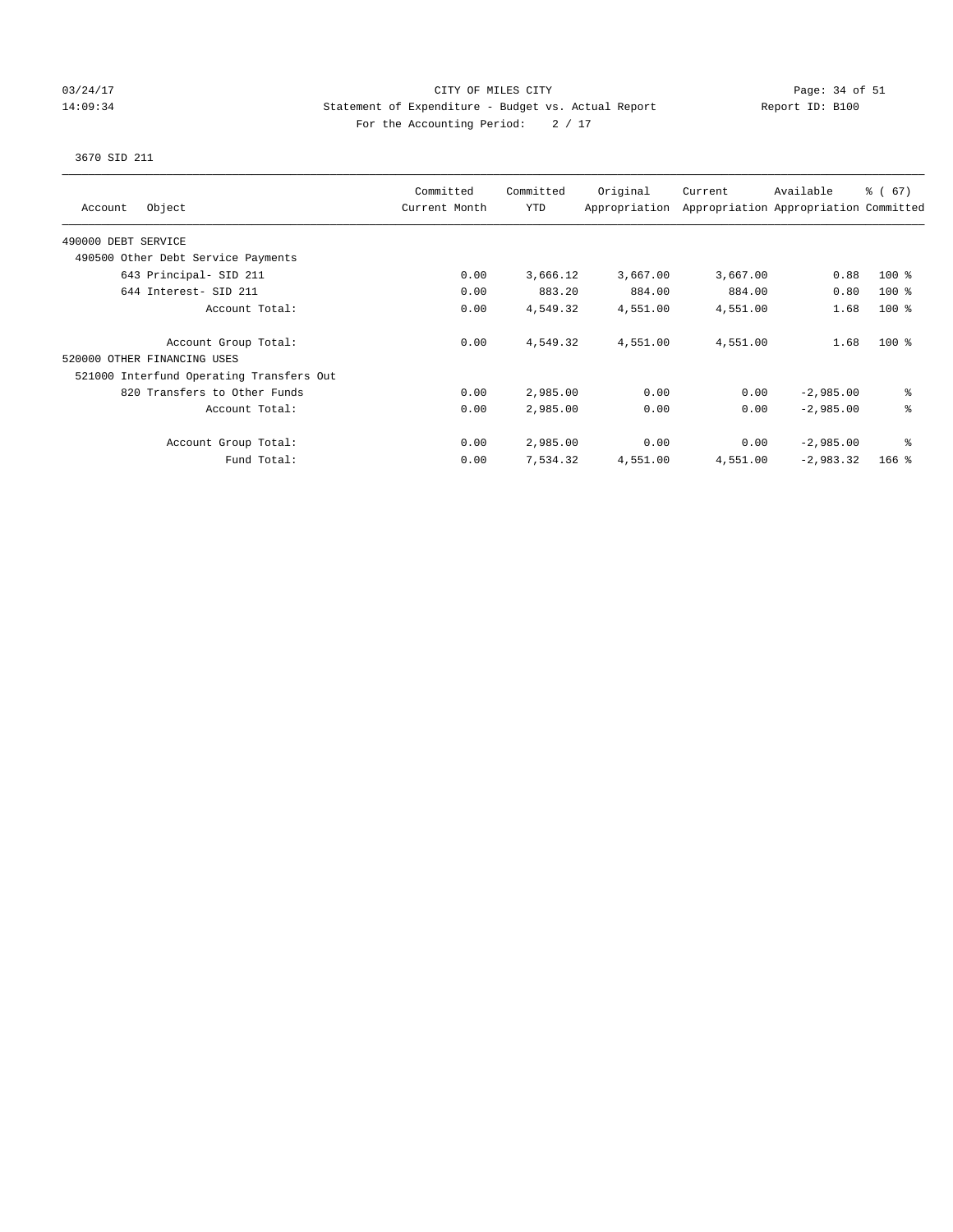CITY OF MILES CITY

Statement of Expenditure - Budget vs. Actual Report

Report ID: B100

For the Accounting Period: 2 / 17

03/24/17
14:09:34

3670 SID 211

| Account Object | Committed Current Month | Committed YTD | Original Appropriation | Current Appropriation | Available Appropriation | % ( 67) Committed |
|---|---|---|---|---|---|---|
| 490000 DEBT SERVICE | | | | | | |
| 490500 Other Debt Service Payments | | | | | | |
| 643 Principal- SID 211 | 0.00 | 3,666.12 | 3,667.00 | 3,667.00 | 0.88 | 100 % |
| 644 Interest- SID 211 | 0.00 | 883.20 | 884.00 | 884.00 | 0.80 | 100 % |
| Account Total: | 0.00 | 4,549.32 | 4,551.00 | 4,551.00 | 1.68 | 100 % |
| Account Group Total: | 0.00 | 4,549.32 | 4,551.00 | 4,551.00 | 1.68 | 100 % |
| 520000 OTHER FINANCING USES | | | | | | |
| 521000 Interfund Operating Transfers Out | | | | | | |
| 820 Transfers to Other Funds | 0.00 | 2,985.00 | 0.00 | 0.00 | -2,985.00 | % |
| Account Total: | 0.00 | 2,985.00 | 0.00 | 0.00 | -2,985.00 | % |
| Account Group Total: | 0.00 | 2,985.00 | 0.00 | 0.00 | -2,985.00 | % |
| Fund Total: | 0.00 | 7,534.32 | 4,551.00 | 4,551.00 | -2,983.32 | 166 % |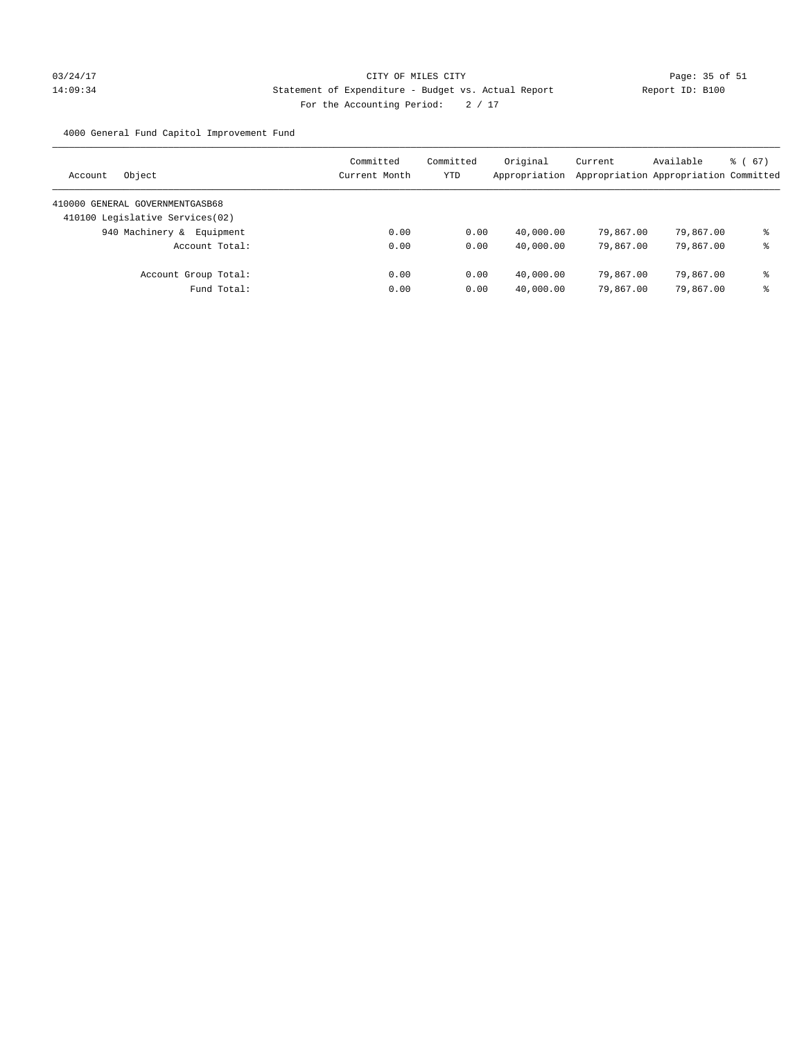CITY OF MILES CITY

Statement of Expenditure - Budget vs. Actual Report

Report ID: B100

For the Accounting Period: 2 / 17

03/24/17
14:09:34

4000 General Fund Capitol Improvement Fund

| Account Object | Committed Current Month | Committed YTD | Original Appropriation | Current Appropriation | Available Appropriation | % ( 67) Committed |
|---|---|---|---|---|---|---|
| 410000 GENERAL GOVERNMENTGASB68 | | | | | | |
| 410100 Legislative Services(02) | | | | | | |
| 940 Machinery & Equipment | 0.00 | 0.00 | 40,000.00 | 79,867.00 | 79,867.00 | % |
| Account Total: | 0.00 | 0.00 | 40,000.00 | 79,867.00 | 79,867.00 | % |
| Account Group Total: | 0.00 | 0.00 | 40,000.00 | 79,867.00 | 79,867.00 | % |
| Fund Total: | 0.00 | 0.00 | 40,000.00 | 79,867.00 | 79,867.00 | % |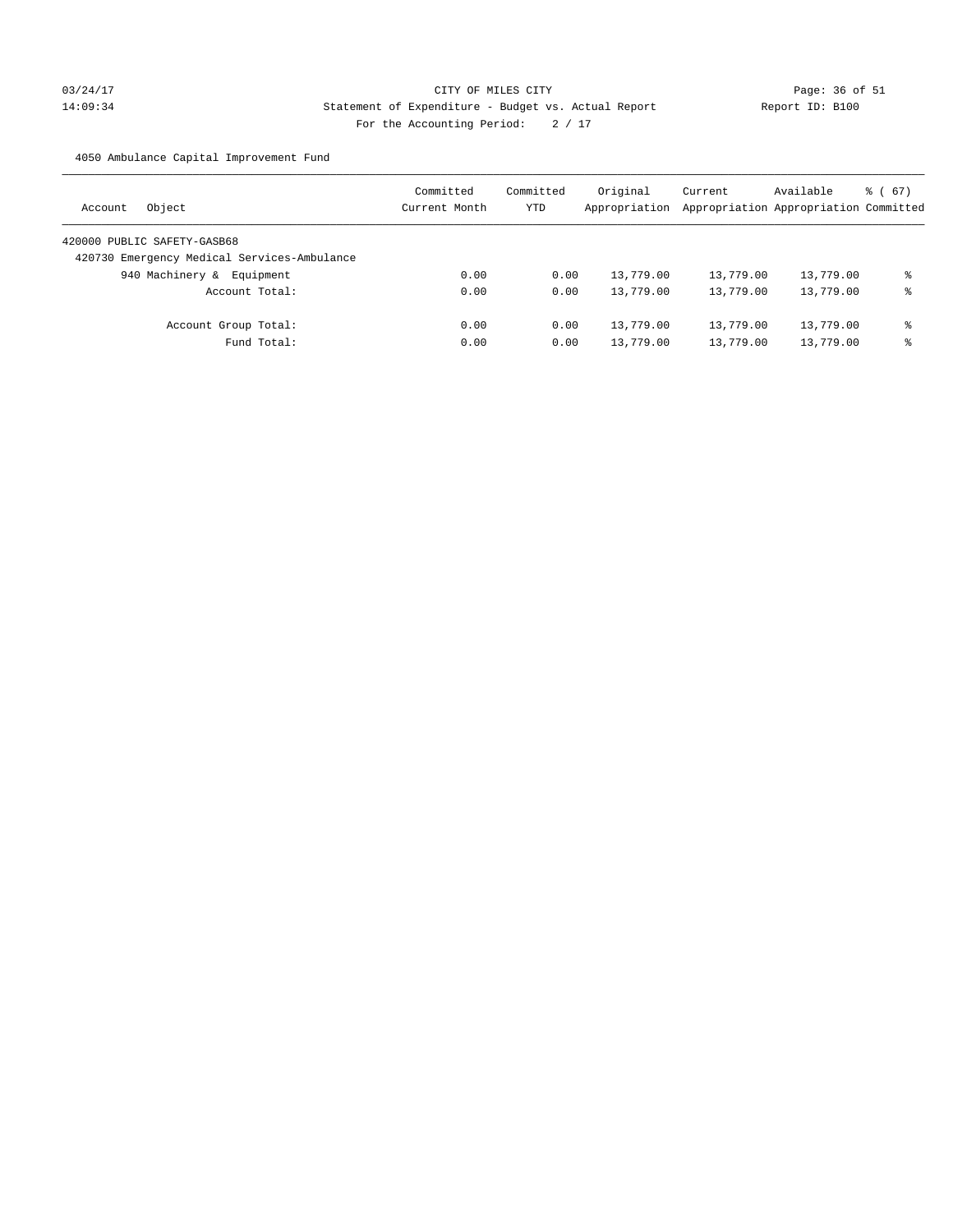CITY OF MILES CITY

Statement of Expenditure - Budget vs. Actual Report

Report ID: B100

For the Accounting Period: 2 / 17

03/24/17
14:09:34

4050 Ambulance Capital Improvement Fund

| Account Object | Committed Current Month | Committed YTD | Original Appropriation | Current Appropriation | Available Appropriation | % ( 67) Committed |
|---|---|---|---|---|---|---|
| 420000 PUBLIC SAFETY-GASB68 | | | | | | |
| 420730 Emergency Medical Services-Ambulance | | | | | | |
| 940 Machinery & Equipment | 0.00 | 0.00 | 13,779.00 | 13,779.00 | 13,779.00 | % |
| Account Total: | 0.00 | 0.00 | 13,779.00 | 13,779.00 | 13,779.00 | % |
| Account Group Total: | 0.00 | 0.00 | 13,779.00 | 13,779.00 | 13,779.00 | % |
| Fund Total: | 0.00 | 0.00 | 13,779.00 | 13,779.00 | 13,779.00 | % |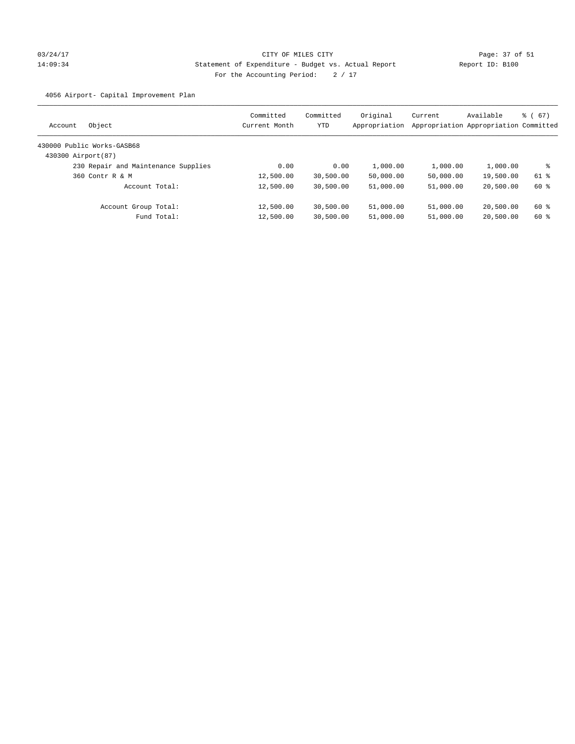CITY OF MILES CITY

Statement of Expenditure - Budget vs. Actual Report

For the Accounting Period: 2 / 17

03/24/17 14:09:34 Report ID: B100

4056 Airport- Capital Improvement Plan

| Account | Object | Committed Current Month | Committed YTD | Original Appropriation | Current Appropriation | Available Appropriation | % ( 67) Committed |
|---|---|---|---|---|---|---|---|
| 430000 Public Works-GASB68 | | | | | | | |
| 430300 Airport(87) | | | | | | | |
| | 230 Repair and Maintenance Supplies | 0.00 | 0.00 | 1,000.00 | 1,000.00 | 1,000.00 | % |
| | 360 Contr R & M | 12,500.00 | 30,500.00 | 50,000.00 | 50,000.00 | 19,500.00 | 61 % |
| | Account Total: | 12,500.00 | 30,500.00 | 51,000.00 | 51,000.00 | 20,500.00 | 60 % |
| | Account Group Total: | 12,500.00 | 30,500.00 | 51,000.00 | 51,000.00 | 20,500.00 | 60 % |
| | Fund Total: | 12,500.00 | 30,500.00 | 51,000.00 | 51,000.00 | 20,500.00 | 60 % |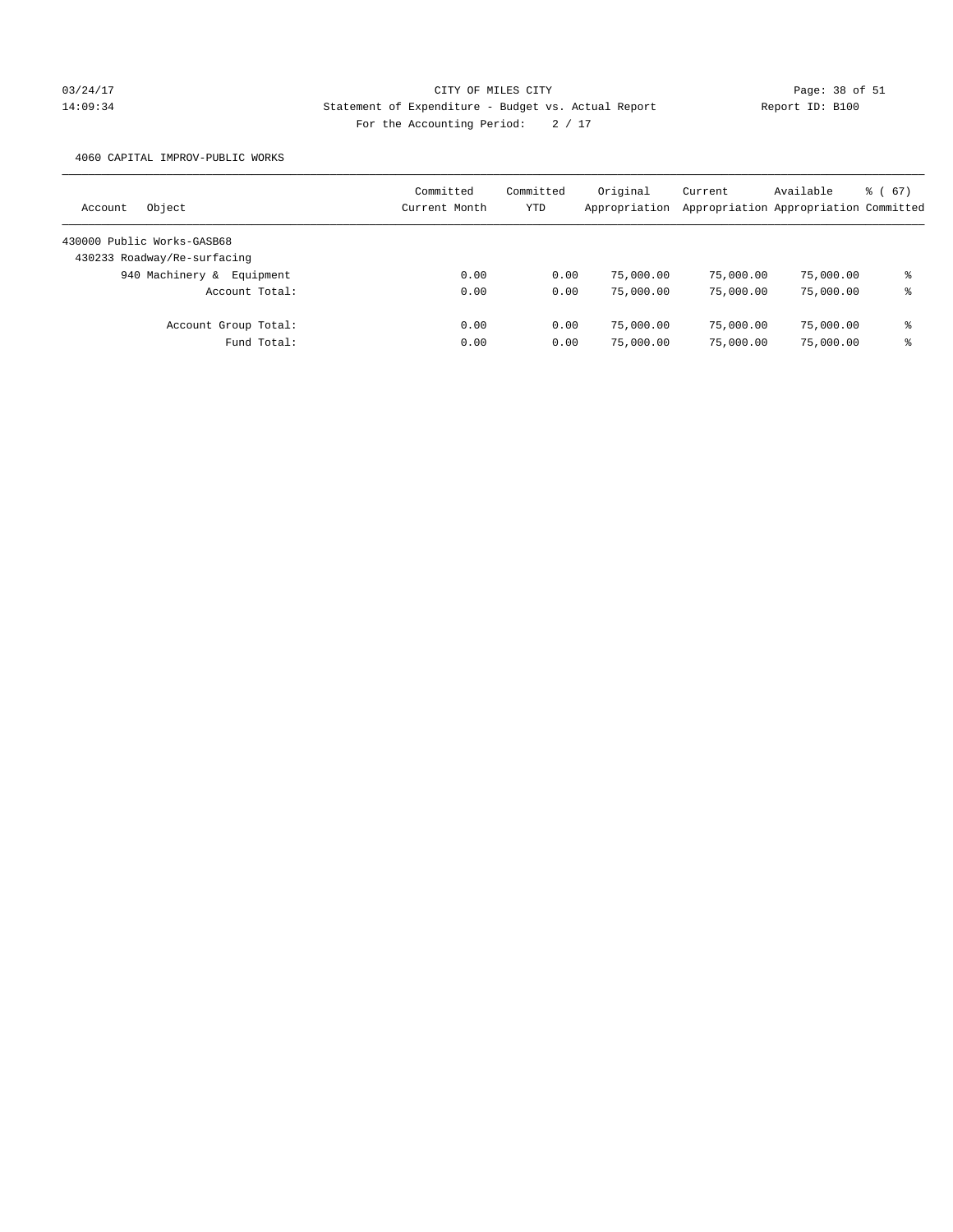CITY OF MILES CITY

Statement of Expenditure - Budget vs. Actual Report

Report ID: B100

For the Accounting Period: 2 / 17

4060 CAPITAL IMPROV-PUBLIC WORKS

| Account Object | Committed Current Month | Committed YTD | Original Appropriation | Current Appropriation | Available Appropriation | % ( 67) Committed |
|---|---|---|---|---|---|---|
| 430000 Public Works-GASB68 | | | | | | |
| 430233 Roadway/Re-surfacing | | | | | | |
| 940 Machinery & Equipment | 0.00 | 0.00 | 75,000.00 | 75,000.00 | 75,000.00 | % |
| Account Total: | 0.00 | 0.00 | 75,000.00 | 75,000.00 | 75,000.00 | % |
| Account Group Total: | 0.00 | 0.00 | 75,000.00 | 75,000.00 | 75,000.00 | % |
| Fund Total: | 0.00 | 0.00 | 75,000.00 | 75,000.00 | 75,000.00 | % |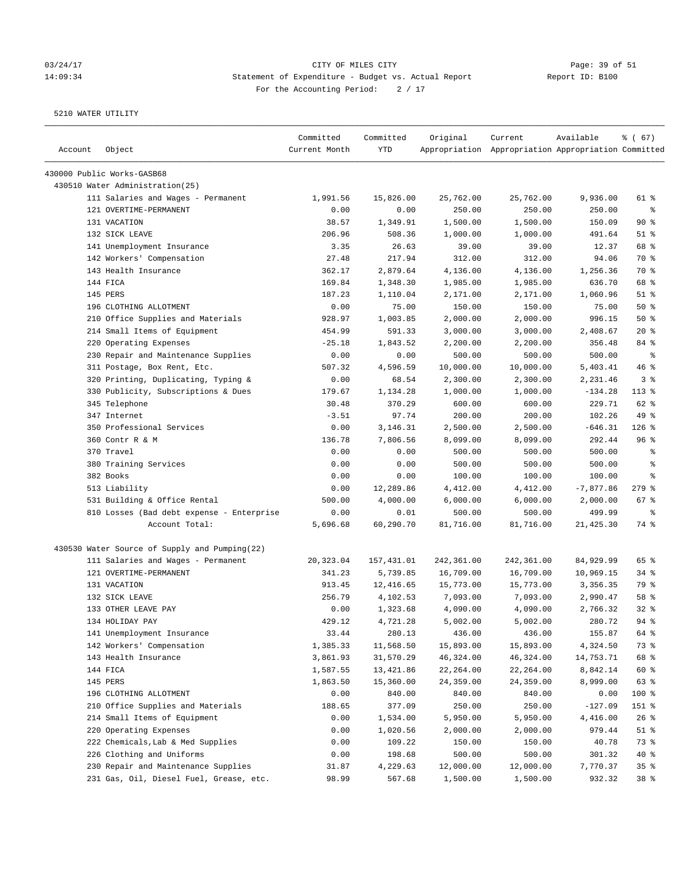CITY OF MILES CITY

Statement of Expenditure - Budget vs. Actual Report

For the Accounting Period: 2 / 17

5210 WATER UTILITY

| Account | Object | Committed Current Month | Committed YTD | Original Appropriation | Current Appropriation | Available Appropriation | % ( 67) Committed |
|---|---|---|---|---|---|---|---|
| 430000 Public Works-GASB68 | | | | | | | |
| 430510 Water Administration(25) | | | | | | | |
| | 111 Salaries and Wages - Permanent | 1,991.56 | 15,826.00 | 25,762.00 | 25,762.00 | 9,936.00 | 61 % |
| | 121 OVERTIME-PERMANENT | 0.00 | 0.00 | 250.00 | 250.00 | 250.00 | % |
| | 131 VACATION | 38.57 | 1,349.91 | 1,500.00 | 1,500.00 | 150.09 | 90 % |
| | 132 SICK LEAVE | 206.96 | 508.36 | 1,000.00 | 1,000.00 | 491.64 | 51 % |
| | 141 Unemployment Insurance | 3.35 | 26.63 | 39.00 | 39.00 | 12.37 | 68 % |
| | 142 Workers' Compensation | 27.48 | 217.94 | 312.00 | 312.00 | 94.06 | 70 % |
| | 143 Health Insurance | 362.17 | 2,879.64 | 4,136.00 | 4,136.00 | 1,256.36 | 70 % |
| | 144 FICA | 169.84 | 1,348.30 | 1,985.00 | 1,985.00 | 636.70 | 68 % |
| | 145 PERS | 187.23 | 1,110.04 | 2,171.00 | 2,171.00 | 1,060.96 | 51 % |
| | 196 CLOTHING ALLOTMENT | 0.00 | 75.00 | 150.00 | 150.00 | 75.00 | 50 % |
| | 210 Office Supplies and Materials | 928.97 | 1,003.85 | 2,000.00 | 2,000.00 | 996.15 | 50 % |
| | 214 Small Items of Equipment | 454.99 | 591.33 | 3,000.00 | 3,000.00 | 2,408.67 | 20 % |
| | 220 Operating Expenses | -25.18 | 1,843.52 | 2,200.00 | 2,200.00 | 356.48 | 84 % |
| | 230 Repair and Maintenance Supplies | 0.00 | 0.00 | 500.00 | 500.00 | 500.00 | % |
| | 311 Postage, Box Rent, Etc. | 507.32 | 4,596.59 | 10,000.00 | 10,000.00 | 5,403.41 | 46 % |
| | 320 Printing, Duplicating, Typing & | 0.00 | 68.54 | 2,300.00 | 2,300.00 | 2,231.46 | 3 % |
| | 330 Publicity, Subscriptions & Dues | 179.67 | 1,134.28 | 1,000.00 | 1,000.00 | -134.28 | 113 % |
| | 345 Telephone | 30.48 | 370.29 | 600.00 | 600.00 | 229.71 | 62 % |
| | 347 Internet | -3.51 | 97.74 | 200.00 | 200.00 | 102.26 | 49 % |
| | 350 Professional Services | 0.00 | 3,146.31 | 2,500.00 | 2,500.00 | -646.31 | 126 % |
| | 360 Contr R & M | 136.78 | 7,806.56 | 8,099.00 | 8,099.00 | 292.44 | 96 % |
| | 370 Travel | 0.00 | 0.00 | 500.00 | 500.00 | 500.00 | % |
| | 380 Training Services | 0.00 | 0.00 | 500.00 | 500.00 | 500.00 | % |
| | 382 Books | 0.00 | 0.00 | 100.00 | 100.00 | 100.00 | % |
| | 513 Liability | 0.00 | 12,289.86 | 4,412.00 | 4,412.00 | -7,877.86 | 279 % |
| | 531 Building & Office Rental | 500.00 | 4,000.00 | 6,000.00 | 6,000.00 | 2,000.00 | 67 % |
| | 810 Losses (Bad debt expense - Enterprise | 0.00 | 0.01 | 500.00 | 500.00 | 499.99 | % |
| | Account Total: | 5,696.68 | 60,290.70 | 81,716.00 | 81,716.00 | 21,425.30 | 74 % |
| 430530 Water Source of Supply and Pumping(22) | | | | | | | |
| | 111 Salaries and Wages - Permanent | 20,323.04 | 157,431.01 | 242,361.00 | 242,361.00 | 84,929.99 | 65 % |
| | 121 OVERTIME-PERMANENT | 341.23 | 5,739.85 | 16,709.00 | 16,709.00 | 10,969.15 | 34 % |
| | 131 VACATION | 913.45 | 12,416.65 | 15,773.00 | 15,773.00 | 3,356.35 | 79 % |
| | 132 SICK LEAVE | 256.79 | 4,102.53 | 7,093.00 | 7,093.00 | 2,990.47 | 58 % |
| | 133 OTHER LEAVE PAY | 0.00 | 1,323.68 | 4,090.00 | 4,090.00 | 2,766.32 | 32 % |
| | 134 HOLIDAY PAY | 429.12 | 4,721.28 | 5,002.00 | 5,002.00 | 280.72 | 94 % |
| | 141 Unemployment Insurance | 33.44 | 280.13 | 436.00 | 436.00 | 155.87 | 64 % |
| | 142 Workers' Compensation | 1,385.33 | 11,568.50 | 15,893.00 | 15,893.00 | 4,324.50 | 73 % |
| | 143 Health Insurance | 3,861.93 | 31,570.29 | 46,324.00 | 46,324.00 | 14,753.71 | 68 % |
| | 144 FICA | 1,587.55 | 13,421.86 | 22,264.00 | 22,264.00 | 8,842.14 | 60 % |
| | 145 PERS | 1,863.50 | 15,360.00 | 24,359.00 | 24,359.00 | 8,999.00 | 63 % |
| | 196 CLOTHING ALLOTMENT | 0.00 | 840.00 | 840.00 | 840.00 | 0.00 | 100 % |
| | 210 Office Supplies and Materials | 188.65 | 377.09 | 250.00 | 250.00 | -127.09 | 151 % |
| | 214 Small Items of Equipment | 0.00 | 1,534.00 | 5,950.00 | 5,950.00 | 4,416.00 | 26 % |
| | 220 Operating Expenses | 0.00 | 1,020.56 | 2,000.00 | 2,000.00 | 979.44 | 51 % |
| | 222 Chemicals,Lab & Med Supplies | 0.00 | 109.22 | 150.00 | 150.00 | 40.78 | 73 % |
| | 226 Clothing and Uniforms | 0.00 | 198.68 | 500.00 | 500.00 | 301.32 | 40 % |
| | 230 Repair and Maintenance Supplies | 31.87 | 4,229.63 | 12,000.00 | 12,000.00 | 7,770.37 | 35 % |
| | 231 Gas, Oil, Diesel Fuel, Grease, etc. | 98.99 | 567.68 | 1,500.00 | 1,500.00 | 932.32 | 38 % |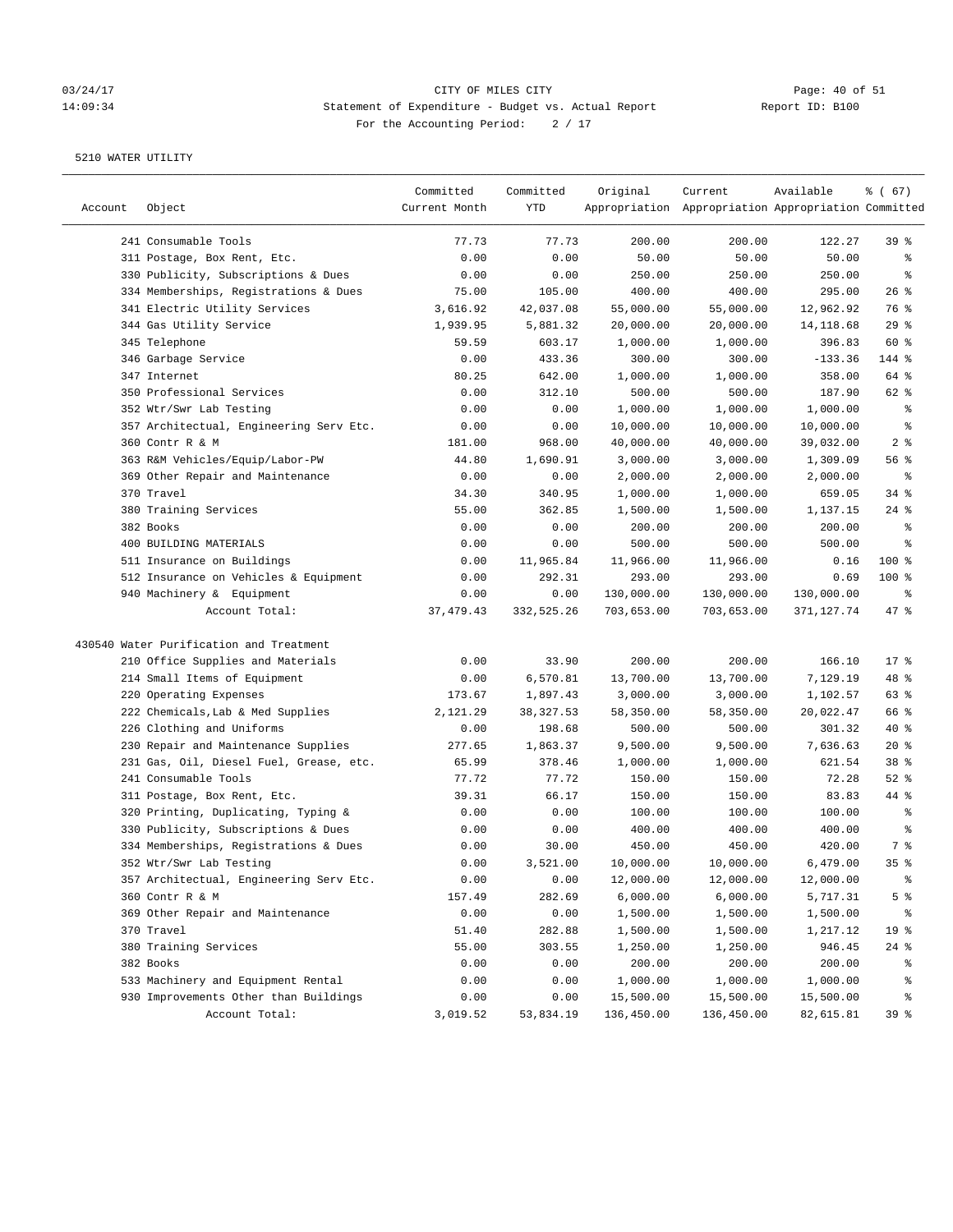03/24/17 CITY OF MILES CITY
14:09:34 Statement of Expenditure - Budget vs. Actual Report Report ID: B100
For the Accounting Period: 2 / 17

5210 WATER UTILITY

| Account | Object | Committed Current Month | Committed YTD | Original Appropriation | Current Appropriation | Available Appropriation | % ( 67) Committed |
|---|---|---|---|---|---|---|---|
| | 241 Consumable Tools | 77.73 | 77.73 | 200.00 | 200.00 | 122.27 | 39 % |
| | 311 Postage, Box Rent, Etc. | 0.00 | 0.00 | 50.00 | 50.00 | 50.00 | % |
| | 330 Publicity, Subscriptions & Dues | 0.00 | 0.00 | 250.00 | 250.00 | 250.00 | % |
| | 334 Memberships, Registrations & Dues | 75.00 | 105.00 | 400.00 | 400.00 | 295.00 | 26 % |
| | 341 Electric Utility Services | 3,616.92 | 42,037.08 | 55,000.00 | 55,000.00 | 12,962.92 | 76 % |
| | 344 Gas Utility Service | 1,939.95 | 5,881.32 | 20,000.00 | 20,000.00 | 14,118.68 | 29 % |
| | 345 Telephone | 59.59 | 603.17 | 1,000.00 | 1,000.00 | 396.83 | 60 % |
| | 346 Garbage Service | 0.00 | 433.36 | 300.00 | 300.00 | -133.36 | 144 % |
| | 347 Internet | 80.25 | 642.00 | 1,000.00 | 1,000.00 | 358.00 | 64 % |
| | 350 Professional Services | 0.00 | 312.10 | 500.00 | 500.00 | 187.90 | 62 % |
| | 352 Wtr/Swr Lab Testing | 0.00 | 0.00 | 1,000.00 | 1,000.00 | 1,000.00 | % |
| | 357 Architectual, Engineering Serv Etc. | 0.00 | 0.00 | 10,000.00 | 10,000.00 | 10,000.00 | % |
| | 360 Contr R & M | 181.00 | 968.00 | 40,000.00 | 40,000.00 | 39,032.00 | 2 % |
| | 363 R&M Vehicles/Equip/Labor-PW | 44.80 | 1,690.91 | 3,000.00 | 3,000.00 | 1,309.09 | 56 % |
| | 369 Other Repair and Maintenance | 0.00 | 0.00 | 2,000.00 | 2,000.00 | 2,000.00 | % |
| | 370 Travel | 34.30 | 340.95 | 1,000.00 | 1,000.00 | 659.05 | 34 % |
| | 380 Training Services | 55.00 | 362.85 | 1,500.00 | 1,500.00 | 1,137.15 | 24 % |
| | 382 Books | 0.00 | 0.00 | 200.00 | 200.00 | 200.00 | % |
| | 400 BUILDING MATERIALS | 0.00 | 0.00 | 500.00 | 500.00 | 500.00 | % |
| | 511 Insurance on Buildings | 0.00 | 11,965.84 | 11,966.00 | 11,966.00 | 0.16 | 100 % |
| | 512 Insurance on Vehicles & Equipment | 0.00 | 292.31 | 293.00 | 293.00 | 0.69 | 100 % |
| | 940 Machinery & Equipment | 0.00 | 0.00 | 130,000.00 | 130,000.00 | 130,000.00 | % |
| | Account Total: | 37,479.43 | 332,525.26 | 703,653.00 | 703,653.00 | 371,127.74 | 47 % |
| 430540 | Water Purification and Treatment | | | | | | |
| | 210 Office Supplies and Materials | 0.00 | 33.90 | 200.00 | 200.00 | 166.10 | 17 % |
| | 214 Small Items of Equipment | 0.00 | 6,570.81 | 13,700.00 | 13,700.00 | 7,129.19 | 48 % |
| | 220 Operating Expenses | 173.67 | 1,897.43 | 3,000.00 | 3,000.00 | 1,102.57 | 63 % |
| | 222 Chemicals,Lab & Med Supplies | 2,121.29 | 38,327.53 | 58,350.00 | 58,350.00 | 20,022.47 | 66 % |
| | 226 Clothing and Uniforms | 0.00 | 198.68 | 500.00 | 500.00 | 301.32 | 40 % |
| | 230 Repair and Maintenance Supplies | 277.65 | 1,863.37 | 9,500.00 | 9,500.00 | 7,636.63 | 20 % |
| | 231 Gas, Oil, Diesel Fuel, Grease, etc. | 65.99 | 378.46 | 1,000.00 | 1,000.00 | 621.54 | 38 % |
| | 241 Consumable Tools | 77.72 | 77.72 | 150.00 | 150.00 | 72.28 | 52 % |
| | 311 Postage, Box Rent, Etc. | 39.31 | 66.17 | 150.00 | 150.00 | 83.83 | 44 % |
| | 320 Printing, Duplicating, Typing & | 0.00 | 0.00 | 100.00 | 100.00 | 100.00 | % |
| | 330 Publicity, Subscriptions & Dues | 0.00 | 0.00 | 400.00 | 400.00 | 400.00 | % |
| | 334 Memberships, Registrations & Dues | 0.00 | 30.00 | 450.00 | 450.00 | 420.00 | 7 % |
| | 352 Wtr/Swr Lab Testing | 0.00 | 3,521.00 | 10,000.00 | 10,000.00 | 6,479.00 | 35 % |
| | 357 Architectual, Engineering Serv Etc. | 0.00 | 0.00 | 12,000.00 | 12,000.00 | 12,000.00 | % |
| | 360 Contr R & M | 157.49 | 282.69 | 6,000.00 | 6,000.00 | 5,717.31 | 5 % |
| | 369 Other Repair and Maintenance | 0.00 | 0.00 | 1,500.00 | 1,500.00 | 1,500.00 | % |
| | 370 Travel | 51.40 | 282.88 | 1,500.00 | 1,500.00 | 1,217.12 | 19 % |
| | 380 Training Services | 55.00 | 303.55 | 1,250.00 | 1,250.00 | 946.45 | 24 % |
| | 382 Books | 0.00 | 0.00 | 200.00 | 200.00 | 200.00 | % |
| | 533 Machinery and Equipment Rental | 0.00 | 0.00 | 1,000.00 | 1,000.00 | 1,000.00 | % |
| | 930 Improvements Other than Buildings | 0.00 | 0.00 | 15,500.00 | 15,500.00 | 15,500.00 | % |
| | Account Total: | 3,019.52 | 53,834.19 | 136,450.00 | 136,450.00 | 82,615.81 | 39 % |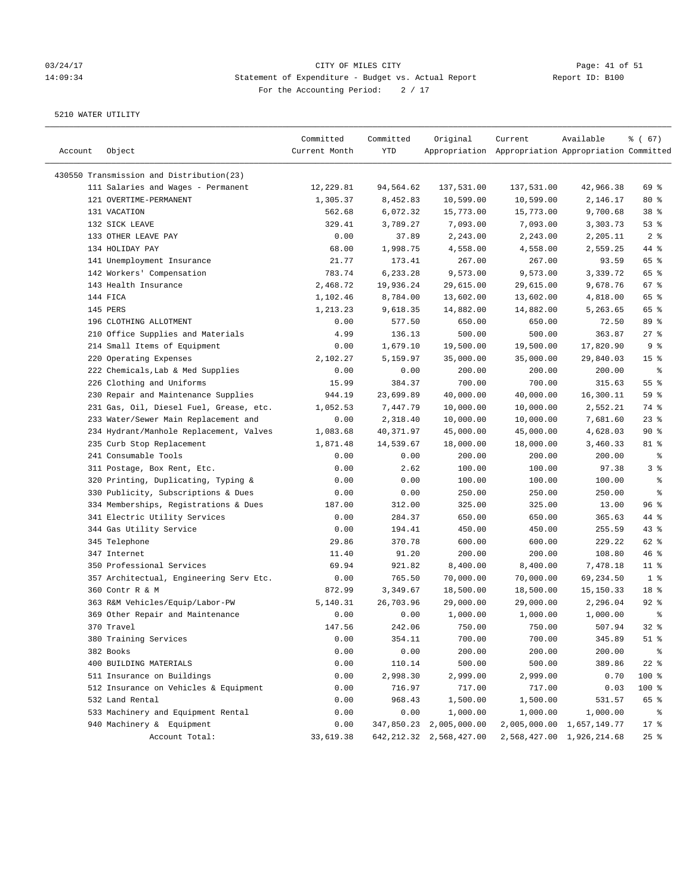CITY OF MILES CITY
Statement of Expenditure - Budget vs. Actual Report
For the Accounting Period: 2 / 17

5210 WATER UTILITY

| Account | Object | Committed Current Month | Committed YTD | Original Appropriation | Current Appropriation | Available Appropriation | % ( 67) Committed |
|---|---|---|---|---|---|---|---|
| 430550 | Transmission and Distribution(23) | | | | | | |
| | 111 Salaries and Wages - Permanent | 12,229.81 | 94,564.62 | 137,531.00 | 137,531.00 | 42,966.38 | 69 % |
| | 121 OVERTIME-PERMANENT | 1,305.37 | 8,452.83 | 10,599.00 | 10,599.00 | 2,146.17 | 80 % |
| | 131 VACATION | 562.68 | 6,072.32 | 15,773.00 | 15,773.00 | 9,700.68 | 38 % |
| | 132 SICK LEAVE | 329.41 | 3,789.27 | 7,093.00 | 7,093.00 | 3,303.73 | 53 % |
| | 133 OTHER LEAVE PAY | 0.00 | 37.89 | 2,243.00 | 2,243.00 | 2,205.11 | 2 % |
| | 134 HOLIDAY PAY | 68.00 | 1,998.75 | 4,558.00 | 4,558.00 | 2,559.25 | 44 % |
| | 141 Unemployment Insurance | 21.77 | 173.41 | 267.00 | 267.00 | 93.59 | 65 % |
| | 142 Workers' Compensation | 783.74 | 6,233.28 | 9,573.00 | 9,573.00 | 3,339.72 | 65 % |
| | 143 Health Insurance | 2,468.72 | 19,936.24 | 29,615.00 | 29,615.00 | 9,678.76 | 67 % |
| | 144 FICA | 1,102.46 | 8,784.00 | 13,602.00 | 13,602.00 | 4,818.00 | 65 % |
| | 145 PERS | 1,213.23 | 9,618.35 | 14,882.00 | 14,882.00 | 5,263.65 | 65 % |
| | 196 CLOTHING ALLOTMENT | 0.00 | 577.50 | 650.00 | 650.00 | 72.50 | 89 % |
| | 210 Office Supplies and Materials | 4.99 | 136.13 | 500.00 | 500.00 | 363.87 | 27 % |
| | 214 Small Items of Equipment | 0.00 | 1,679.10 | 19,500.00 | 19,500.00 | 17,820.90 | 9 % |
| | 220 Operating Expenses | 2,102.27 | 5,159.97 | 35,000.00 | 35,000.00 | 29,840.03 | 15 % |
| | 222 Chemicals,Lab & Med Supplies | 0.00 | 0.00 | 200.00 | 200.00 | 200.00 | % |
| | 226 Clothing and Uniforms | 15.99 | 384.37 | 700.00 | 700.00 | 315.63 | 55 % |
| | 230 Repair and Maintenance Supplies | 944.19 | 23,699.89 | 40,000.00 | 40,000.00 | 16,300.11 | 59 % |
| | 231 Gas, Oil, Diesel Fuel, Grease, etc. | 1,052.53 | 7,447.79 | 10,000.00 | 10,000.00 | 2,552.21 | 74 % |
| | 233 Water/Sewer Main Replacement and | 0.00 | 2,318.40 | 10,000.00 | 10,000.00 | 7,681.60 | 23 % |
| | 234 Hydrant/Manhole Replacement, Valves | 1,083.68 | 40,371.97 | 45,000.00 | 45,000.00 | 4,628.03 | 90 % |
| | 235 Curb Stop Replacement | 1,871.48 | 14,539.67 | 18,000.00 | 18,000.00 | 3,460.33 | 81 % |
| | 241 Consumable Tools | 0.00 | 0.00 | 200.00 | 200.00 | 200.00 | % |
| | 311 Postage, Box Rent, Etc. | 0.00 | 2.62 | 100.00 | 100.00 | 97.38 | 3 % |
| | 320 Printing, Duplicating, Typing & | 0.00 | 0.00 | 100.00 | 100.00 | 100.00 | % |
| | 330 Publicity, Subscriptions & Dues | 0.00 | 0.00 | 250.00 | 250.00 | 250.00 | % |
| | 334 Memberships, Registrations & Dues | 187.00 | 312.00 | 325.00 | 325.00 | 13.00 | 96 % |
| | 341 Electric Utility Services | 0.00 | 284.37 | 650.00 | 650.00 | 365.63 | 44 % |
| | 344 Gas Utility Service | 0.00 | 194.41 | 450.00 | 450.00 | 255.59 | 43 % |
| | 345 Telephone | 29.86 | 370.78 | 600.00 | 600.00 | 229.22 | 62 % |
| | 347 Internet | 11.40 | 91.20 | 200.00 | 200.00 | 108.80 | 46 % |
| | 350 Professional Services | 69.94 | 921.82 | 8,400.00 | 8,400.00 | 7,478.18 | 11 % |
| | 357 Architectual, Engineering Serv Etc. | 0.00 | 765.50 | 70,000.00 | 70,000.00 | 69,234.50 | 1 % |
| | 360 Contr R & M | 872.99 | 3,349.67 | 18,500.00 | 18,500.00 | 15,150.33 | 18 % |
| | 363 R&M Vehicles/Equip/Labor-PW | 5,140.31 | 26,703.96 | 29,000.00 | 29,000.00 | 2,296.04 | 92 % |
| | 369 Other Repair and Maintenance | 0.00 | 0.00 | 1,000.00 | 1,000.00 | 1,000.00 | % |
| | 370 Travel | 147.56 | 242.06 | 750.00 | 750.00 | 507.94 | 32 % |
| | 380 Training Services | 0.00 | 354.11 | 700.00 | 700.00 | 345.89 | 51 % |
| | 382 Books | 0.00 | 0.00 | 200.00 | 200.00 | 200.00 | % |
| | 400 BUILDING MATERIALS | 0.00 | 110.14 | 500.00 | 500.00 | 389.86 | 22 % |
| | 511 Insurance on Buildings | 0.00 | 2,998.30 | 2,999.00 | 2,999.00 | 0.70 | 100 % |
| | 512 Insurance on Vehicles & Equipment | 0.00 | 716.97 | 717.00 | 717.00 | 0.03 | 100 % |
| | 532 Land Rental | 0.00 | 968.43 | 1,500.00 | 1,500.00 | 531.57 | 65 % |
| | 533 Machinery and Equipment Rental | 0.00 | 0.00 | 1,000.00 | 1,000.00 | 1,000.00 | % |
| | 940 Machinery & Equipment | 0.00 | 347,850.23 | 2,005,000.00 | 2,005,000.00 | 1,657,149.77 | 17 % |
| | Account Total: | 33,619.38 | 642,212.32 | 2,568,427.00 | 2,568,427.00 | 1,926,214.68 | 25 % |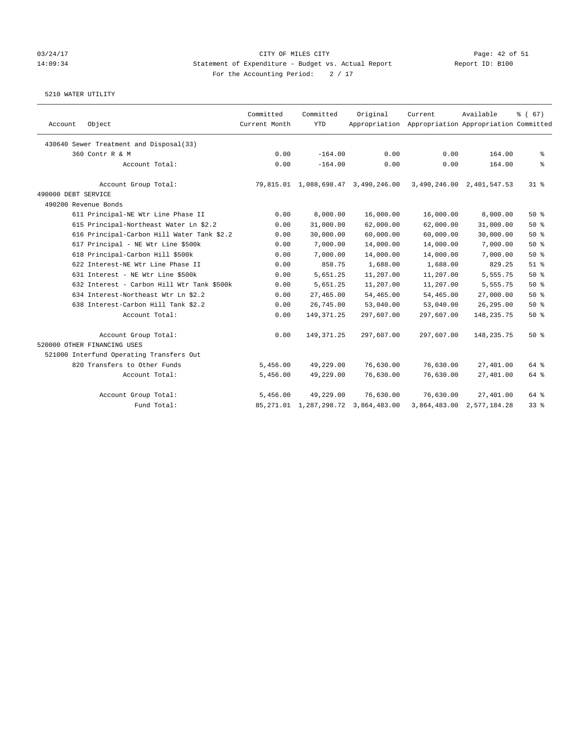CITY OF MILES CITY
Statement of Expenditure - Budget vs. Actual Report
For the Accounting Period: 2 / 17

03/24/17
14:09:34

Report ID: B100

5210 WATER UTILITY

| Account | Object | Committed Current Month | Committed YTD | Original Appropriation | Current Appropriation | Available Appropriation | % ( 67) Committed |
|---|---|---|---|---|---|---|---|
| 430640 Sewer Treatment and Disposal(33) | | | | | | | |
| | 360 Contr R & M | 0.00 | -164.00 | 0.00 | 0.00 | 164.00 | % |
| | Account Total: | 0.00 | -164.00 | 0.00 | 0.00 | 164.00 | % |
| | Account Group Total: | 79,815.01 | 1,088,698.47 | 3,490,246.00 | 3,490,246.00 | 2,401,547.53 | 31 % |
| 490000 DEBT SERVICE | | | | | | | |
| 490200 Revenue Bonds | | | | | | | |
| | 611 Principal-NE Wtr Line Phase II | 0.00 | 8,000.00 | 16,000.00 | 16,000.00 | 8,000.00 | 50 % |
| | 615 Principal-Northeast Water Ln $2.2 | 0.00 | 31,000.00 | 62,000.00 | 62,000.00 | 31,000.00 | 50 % |
| | 616 Principal-Carbon Hill Water Tank $2.2 | 0.00 | 30,000.00 | 60,000.00 | 60,000.00 | 30,000.00 | 50 % |
| | 617 Principal - NE Wtr Line $500k | 0.00 | 7,000.00 | 14,000.00 | 14,000.00 | 7,000.00 | 50 % |
| | 618 Principal-Carbon Hill $500k | 0.00 | 7,000.00 | 14,000.00 | 14,000.00 | 7,000.00 | 50 % |
| | 622 Interest-NE Wtr Line Phase II | 0.00 | 858.75 | 1,688.00 | 1,688.00 | 829.25 | 51 % |
| | 631 Interest - NE Wtr Line $500k | 0.00 | 5,651.25 | 11,207.00 | 11,207.00 | 5,555.75 | 50 % |
| | 632 Interest - Carbon Hill Wtr Tank $500k | 0.00 | 5,651.25 | 11,207.00 | 11,207.00 | 5,555.75 | 50 % |
| | 634 Interest-Northeast Wtr Ln $2.2 | 0.00 | 27,465.00 | 54,465.00 | 54,465.00 | 27,000.00 | 50 % |
| | 638 Interest-Carbon Hill Tank $2.2 | 0.00 | 26,745.00 | 53,040.00 | 53,040.00 | 26,295.00 | 50 % |
| | Account Total: | 0.00 | 149,371.25 | 297,607.00 | 297,607.00 | 148,235.75 | 50 % |
| | Account Group Total: | 0.00 | 149,371.25 | 297,607.00 | 297,607.00 | 148,235.75 | 50 % |
| 520000 OTHER FINANCING USES | | | | | | | |
| 521000 Interfund Operating Transfers Out | | | | | | | |
| | 820 Transfers to Other Funds | 5,456.00 | 49,229.00 | 76,630.00 | 76,630.00 | 27,401.00 | 64 % |
| | Account Total: | 5,456.00 | 49,229.00 | 76,630.00 | 76,630.00 | 27,401.00 | 64 % |
| | Account Group Total: | 5,456.00 | 49,229.00 | 76,630.00 | 76,630.00 | 27,401.00 | 64 % |
| | Fund Total: | 85,271.01 | 1,287,298.72 | 3,864,483.00 | 3,864,483.00 | 2,577,184.28 | 33 % |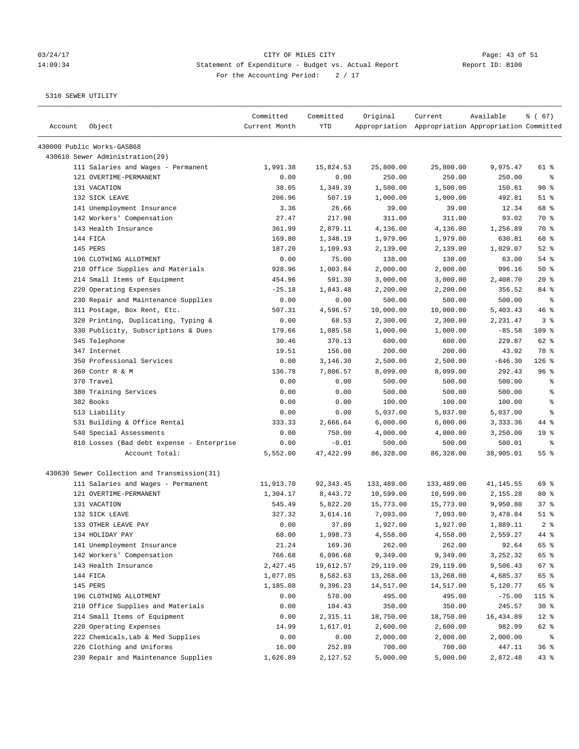CITY OF MILES CITY
Statement of Expenditure - Budget vs. Actual Report
For the Accounting Period: 2 / 17

5310 SEWER UTILITY

| Account | Object | Committed Current Month | Committed YTD | Original Appropriation | Current Appropriation | Available Appropriation | % ( 67) Committed |
|---|---|---|---|---|---|---|---|
| 430000 Public Works-GASB68 | | | | | | | |
| 430610 Sewer Administration(29) | | | | | | | |
| | 111 Salaries and Wages - Permanent | 1,991.38 | 15,824.53 | 25,800.00 | 25,800.00 | 9,975.47 | 61 % |
| | 121 OVERTIME-PERMANENT | 0.00 | 0.00 | 250.00 | 250.00 | 250.00 | % |
| | 131 VACATION | 38.05 | 1,349.39 | 1,500.00 | 1,500.00 | 150.61 | 90 % |
| | 132 SICK LEAVE | 206.96 | 507.19 | 1,000.00 | 1,000.00 | 492.81 | 51 % |
| | 141 Unemployment Insurance | 3.36 | 26.66 | 39.00 | 39.00 | 12.34 | 68 % |
| | 142 Workers' Compensation | 27.47 | 217.98 | 311.00 | 311.00 | 93.02 | 70 % |
| | 143 Health Insurance | 361.99 | 2,879.11 | 4,136.00 | 4,136.00 | 1,256.89 | 70 % |
| | 144 FICA | 169.80 | 1,348.19 | 1,979.00 | 1,979.00 | 630.81 | 68 % |
| | 145 PERS | 187.20 | 1,109.93 | 2,139.00 | 2,139.00 | 1,029.07 | 52 % |
| | 196 CLOTHING ALLOTMENT | 0.00 | 75.00 | 138.00 | 138.00 | 63.00 | 54 % |
| | 210 Office Supplies and Materials | 928.96 | 1,003.84 | 2,000.00 | 2,000.00 | 996.16 | 50 % |
| | 214 Small Items of Equipment | 454.96 | 591.30 | 3,000.00 | 3,000.00 | 2,408.70 | 20 % |
| | 220 Operating Expenses | -25.18 | 1,843.48 | 2,200.00 | 2,200.00 | 356.52 | 84 % |
| | 230 Repair and Maintenance Supplies | 0.00 | 0.00 | 500.00 | 500.00 | 500.00 | % |
| | 311 Postage, Box Rent, Etc. | 507.31 | 4,596.57 | 10,000.00 | 10,000.00 | 5,403.43 | 46 % |
| | 320 Printing, Duplicating, Typing & | 0.00 | 68.53 | 2,300.00 | 2,300.00 | 2,231.47 | 3 % |
| | 330 Publicity, Subscriptions & Dues | 179.66 | 1,085.58 | 1,000.00 | 1,000.00 | -85.58 | 109 % |
| | 345 Telephone | 30.46 | 370.13 | 600.00 | 600.00 | 229.87 | 62 % |
| | 347 Internet | 19.51 | 156.08 | 200.00 | 200.00 | 43.92 | 78 % |
| | 350 Professional Services | 0.00 | 3,146.30 | 2,500.00 | 2,500.00 | -646.30 | 126 % |
| | 360 Contr R & M | 136.78 | 7,806.57 | 8,099.00 | 8,099.00 | 292.43 | 96 % |
| | 370 Travel | 0.00 | 0.00 | 500.00 | 500.00 | 500.00 | % |
| | 380 Training Services | 0.00 | 0.00 | 500.00 | 500.00 | 500.00 | % |
| | 382 Books | 0.00 | 0.00 | 100.00 | 100.00 | 100.00 | % |
| | 513 Liability | 0.00 | 0.00 | 5,037.00 | 5,037.00 | 5,037.00 | % |
| | 531 Building & Office Rental | 333.33 | 2,666.64 | 6,000.00 | 6,000.00 | 3,333.36 | 44 % |
| | 540 Special Assessments | 0.00 | 750.00 | 4,000.00 | 4,000.00 | 3,250.00 | 19 % |
| | 810 Losses (Bad debt expense - Enterprise | 0.00 | -0.01 | 500.00 | 500.00 | 500.01 | % |
| | Account Total: | 5,552.00 | 47,422.99 | 86,328.00 | 86,328.00 | 38,905.01 | 55 % |
| 430630 Sewer Collection and Transmission(31) | | | | | | | |
| | 111 Salaries and Wages - Permanent | 11,913.70 | 92,343.45 | 133,489.00 | 133,489.00 | 41,145.55 | 69 % |
| | 121 OVERTIME-PERMANENT | 1,304.17 | 8,443.72 | 10,599.00 | 10,599.00 | 2,155.28 | 80 % |
| | 131 VACATION | 545.49 | 5,822.20 | 15,773.00 | 15,773.00 | 9,950.80 | 37 % |
| | 132 SICK LEAVE | 327.32 | 3,614.16 | 7,093.00 | 7,093.00 | 3,478.84 | 51 % |
| | 133 OTHER LEAVE PAY | 0.00 | 37.89 | 1,927.00 | 1,927.00 | 1,889.11 | 2 % |
| | 134 HOLIDAY PAY | 68.00 | 1,998.73 | 4,558.00 | 4,558.00 | 2,559.27 | 44 % |
| | 141 Unemployment Insurance | 21.24 | 169.36 | 262.00 | 262.00 | 92.64 | 65 % |
| | 142 Workers' Compensation | 766.68 | 6,096.68 | 9,349.00 | 9,349.00 | 3,252.32 | 65 % |
| | 143 Health Insurance | 2,427.45 | 19,612.57 | 29,119.00 | 29,119.00 | 9,506.43 | 67 % |
| | 144 FICA | 1,077.05 | 8,582.63 | 13,268.00 | 13,268.00 | 4,685.37 | 65 % |
| | 145 PERS | 1,185.08 | 9,396.23 | 14,517.00 | 14,517.00 | 5,120.77 | 65 % |
| | 196 CLOTHING ALLOTMENT | 0.00 | 570.00 | 495.00 | 495.00 | -75.00 | 115 % |
| | 210 Office Supplies and Materials | 0.00 | 104.43 | 350.00 | 350.00 | 245.57 | 30 % |
| | 214 Small Items of Equipment | 0.00 | 2,315.11 | 18,750.00 | 18,750.00 | 16,434.89 | 12 % |
| | 220 Operating Expenses | 14.99 | 1,617.01 | 2,600.00 | 2,600.00 | 982.99 | 62 % |
| | 222 Chemicals, Lab & Med Supplies | 0.00 | 0.00 | 2,000.00 | 2,000.00 | 2,000.00 | % |
| | 226 Clothing and Uniforms | 16.00 | 252.89 | 700.00 | 700.00 | 447.11 | 36 % |
| | 230 Repair and Maintenance Supplies | 1,626.89 | 2,127.52 | 5,000.00 | 5,000.00 | 2,872.48 | 43 % |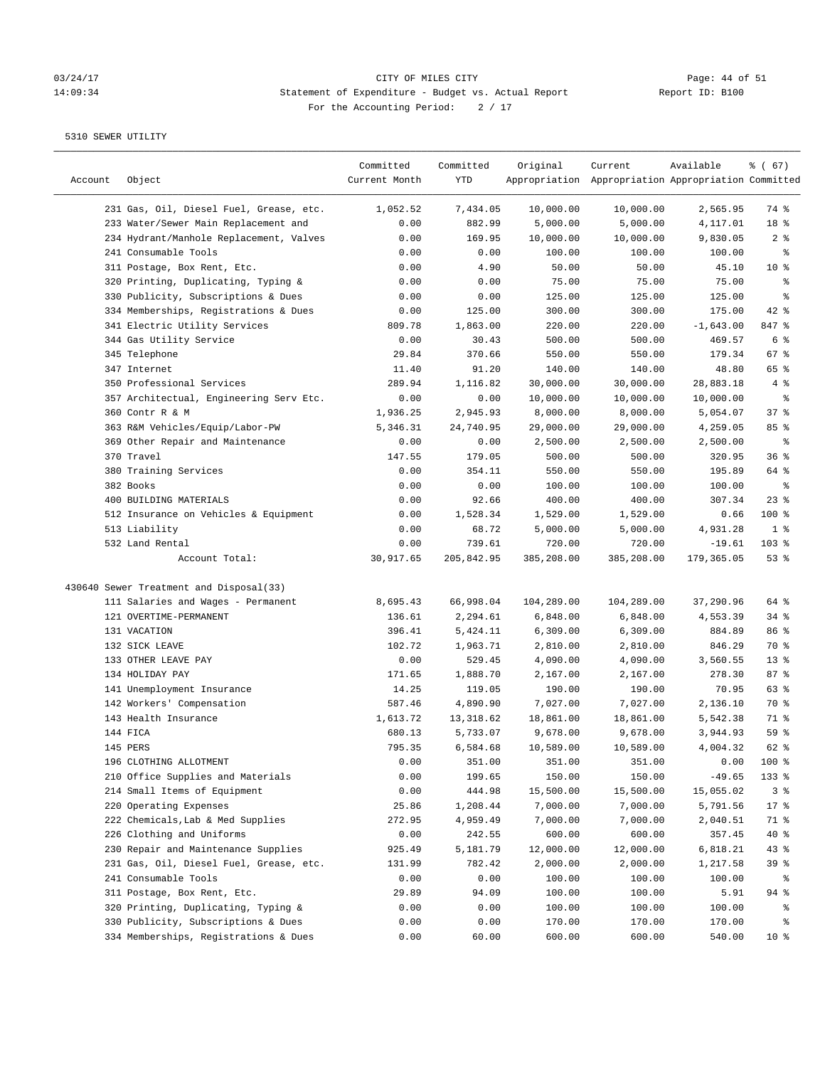CITY OF MILES CITY
Statement of Expenditure - Budget vs. Actual Report
For the Accounting Period: 2 / 17

5310 SEWER UTILITY

| Account | Object | Committed Current Month | Committed YTD | Original Appropriation | Current Appropriation | Available Appropriation | % ( 67) Committed |
|---|---|---|---|---|---|---|---|
| | 231 Gas, Oil, Diesel Fuel, Grease, etc. | 1,052.52 | 7,434.05 | 10,000.00 | 10,000.00 | 2,565.95 | 74 % |
| | 233 Water/Sewer Main Replacement and | 0.00 | 882.99 | 5,000.00 | 5,000.00 | 4,117.01 | 18 % |
| | 234 Hydrant/Manhole Replacement, Valves | 0.00 | 169.95 | 10,000.00 | 10,000.00 | 9,830.05 | 2 % |
| | 241 Consumable Tools | 0.00 | 0.00 | 100.00 | 100.00 | 100.00 | % |
| | 311 Postage, Box Rent, Etc. | 0.00 | 4.90 | 50.00 | 50.00 | 45.10 | 10 % |
| | 320 Printing, Duplicating, Typing & | 0.00 | 0.00 | 75.00 | 75.00 | 75.00 | % |
| | 330 Publicity, Subscriptions & Dues | 0.00 | 0.00 | 125.00 | 125.00 | 125.00 | % |
| | 334 Memberships, Registrations & Dues | 0.00 | 125.00 | 300.00 | 300.00 | 175.00 | 42 % |
| | 341 Electric Utility Services | 809.78 | 1,863.00 | 220.00 | 220.00 | -1,643.00 | 847 % |
| | 344 Gas Utility Service | 0.00 | 30.43 | 500.00 | 500.00 | 469.57 | 6 % |
| | 345 Telephone | 29.84 | 370.66 | 550.00 | 550.00 | 179.34 | 67 % |
| | 347 Internet | 11.40 | 91.20 | 140.00 | 140.00 | 48.80 | 65 % |
| | 350 Professional Services | 289.94 | 1,116.82 | 30,000.00 | 30,000.00 | 28,883.18 | 4 % |
| | 357 Architectual, Engineering Serv Etc. | 0.00 | 0.00 | 10,000.00 | 10,000.00 | 10,000.00 | % |
| | 360 Contr R & M | 1,936.25 | 2,945.93 | 8,000.00 | 8,000.00 | 5,054.07 | 37 % |
| | 363 R&M Vehicles/Equip/Labor-PW | 5,346.31 | 24,740.95 | 29,000.00 | 29,000.00 | 4,259.05 | 85 % |
| | 369 Other Repair and Maintenance | 0.00 | 0.00 | 2,500.00 | 2,500.00 | 2,500.00 | % |
| | 370 Travel | 147.55 | 179.05 | 500.00 | 500.00 | 320.95 | 36 % |
| | 380 Training Services | 0.00 | 354.11 | 550.00 | 550.00 | 195.89 | 64 % |
| | 382 Books | 0.00 | 0.00 | 100.00 | 100.00 | 100.00 | % |
| | 400 BUILDING MATERIALS | 0.00 | 92.66 | 400.00 | 400.00 | 307.34 | 23 % |
| | 512 Insurance on Vehicles & Equipment | 0.00 | 1,528.34 | 1,529.00 | 1,529.00 | 0.66 | 100 % |
| | 513 Liability | 0.00 | 68.72 | 5,000.00 | 5,000.00 | 4,931.28 | 1 % |
| | 532 Land Rental | 0.00 | 739.61 | 720.00 | 720.00 | -19.61 | 103 % |
| | Account Total: | 30,917.65 | 205,842.95 | 385,208.00 | 385,208.00 | 179,365.05 | 53 % |
| 430640 Sewer Treatment and Disposal(33) | | | | | | | |
| | 111 Salaries and Wages - Permanent | 8,695.43 | 66,998.04 | 104,289.00 | 104,289.00 | 37,290.96 | 64 % |
| | 121 OVERTIME-PERMANENT | 136.61 | 2,294.61 | 6,848.00 | 6,848.00 | 4,553.39 | 34 % |
| | 131 VACATION | 396.41 | 5,424.11 | 6,309.00 | 6,309.00 | 884.89 | 86 % |
| | 132 SICK LEAVE | 102.72 | 1,963.71 | 2,810.00 | 2,810.00 | 846.29 | 70 % |
| | 133 OTHER LEAVE PAY | 0.00 | 529.45 | 4,090.00 | 4,090.00 | 3,560.55 | 13 % |
| | 134 HOLIDAY PAY | 171.65 | 1,888.70 | 2,167.00 | 2,167.00 | 278.30 | 87 % |
| | 141 Unemployment Insurance | 14.25 | 119.05 | 190.00 | 190.00 | 70.95 | 63 % |
| | 142 Workers' Compensation | 587.46 | 4,890.90 | 7,027.00 | 7,027.00 | 2,136.10 | 70 % |
| | 143 Health Insurance | 1,613.72 | 13,318.62 | 18,861.00 | 18,861.00 | 5,542.38 | 71 % |
| | 144 FICA | 680.13 | 5,733.07 | 9,678.00 | 9,678.00 | 3,944.93 | 59 % |
| | 145 PERS | 795.35 | 6,584.68 | 10,589.00 | 10,589.00 | 4,004.32 | 62 % |
| | 196 CLOTHING ALLOTMENT | 0.00 | 351.00 | 351.00 | 351.00 | 0.00 | 100 % |
| | 210 Office Supplies and Materials | 0.00 | 199.65 | 150.00 | 150.00 | -49.65 | 133 % |
| | 214 Small Items of Equipment | 0.00 | 444.98 | 15,500.00 | 15,500.00 | 15,055.02 | 3 % |
| | 220 Operating Expenses | 25.86 | 1,208.44 | 7,000.00 | 7,000.00 | 5,791.56 | 17 % |
| | 222 Chemicals,Lab & Med Supplies | 272.95 | 4,959.49 | 7,000.00 | 7,000.00 | 2,040.51 | 71 % |
| | 226 Clothing and Uniforms | 0.00 | 242.55 | 600.00 | 600.00 | 357.45 | 40 % |
| | 230 Repair and Maintenance Supplies | 925.49 | 5,181.79 | 12,000.00 | 12,000.00 | 6,818.21 | 43 % |
| | 231 Gas, Oil, Diesel Fuel, Grease, etc. | 131.99 | 782.42 | 2,000.00 | 2,000.00 | 1,217.58 | 39 % |
| | 241 Consumable Tools | 0.00 | 0.00 | 100.00 | 100.00 | 100.00 | % |
| | 311 Postage, Box Rent, Etc. | 29.89 | 94.09 | 100.00 | 100.00 | 5.91 | 94 % |
| | 320 Printing, Duplicating, Typing & | 0.00 | 0.00 | 100.00 | 100.00 | 100.00 | % |
| | 330 Publicity, Subscriptions & Dues | 0.00 | 0.00 | 170.00 | 170.00 | 170.00 | % |
| | 334 Memberships, Registrations & Dues | 0.00 | 60.00 | 600.00 | 600.00 | 540.00 | 10 % |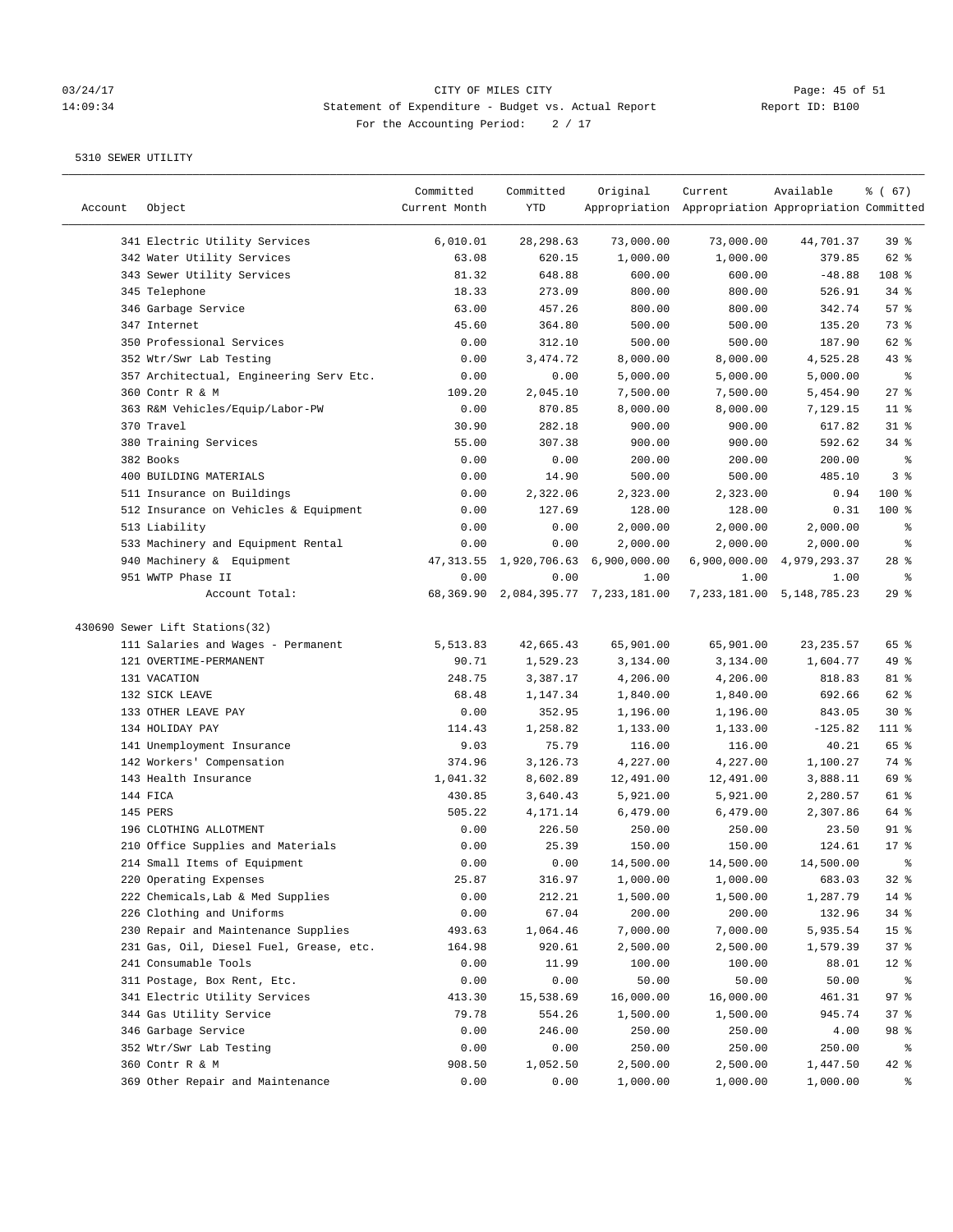CITY OF MILES CITY

Statement of Expenditure - Budget vs. Actual Report

For the Accounting Period: 2 / 17

03/24/17 14:09:34 Report ID: B100

5310 SEWER UTILITY

| Account | Object | Committed Current Month | Committed YTD | Original Appropriation | Current Appropriation | Available Appropriation | % ( 67) Committed |
|---|---|---|---|---|---|---|---|
| | 341 Electric Utility Services | 6,010.01 | 28,298.63 | 73,000.00 | 73,000.00 | 44,701.37 | 39 % |
| | 342 Water Utility Services | 63.08 | 620.15 | 1,000.00 | 1,000.00 | 379.85 | 62 % |
| | 343 Sewer Utility Services | 81.32 | 648.88 | 600.00 | 600.00 | -48.88 | 108 % |
| | 345 Telephone | 18.33 | 273.09 | 800.00 | 800.00 | 526.91 | 34 % |
| | 346 Garbage Service | 63.00 | 457.26 | 800.00 | 800.00 | 342.74 | 57 % |
| | 347 Internet | 45.60 | 364.80 | 500.00 | 500.00 | 135.20 | 73 % |
| | 350 Professional Services | 0.00 | 312.10 | 500.00 | 500.00 | 187.90 | 62 % |
| | 352 Wtr/Swr Lab Testing | 0.00 | 3,474.72 | 8,000.00 | 8,000.00 | 4,525.28 | 43 % |
| | 357 Architectual, Engineering Serv Etc. | 0.00 | 0.00 | 5,000.00 | 5,000.00 | 5,000.00 | % |
| | 360 Contr R & M | 109.20 | 2,045.10 | 7,500.00 | 7,500.00 | 5,454.90 | 27 % |
| | 363 R&M Vehicles/Equip/Labor-PW | 0.00 | 870.85 | 8,000.00 | 8,000.00 | 7,129.15 | 11 % |
| | 370 Travel | 30.90 | 282.18 | 900.00 | 900.00 | 617.82 | 31 % |
| | 380 Training Services | 55.00 | 307.38 | 900.00 | 900.00 | 592.62 | 34 % |
| | 382 Books | 0.00 | 0.00 | 200.00 | 200.00 | 200.00 | % |
| | 400 BUILDING MATERIALS | 0.00 | 14.90 | 500.00 | 500.00 | 485.10 | 3 % |
| | 511 Insurance on Buildings | 0.00 | 2,322.06 | 2,323.00 | 2,323.00 | 0.94 | 100 % |
| | 512 Insurance on Vehicles & Equipment | 0.00 | 127.69 | 128.00 | 128.00 | 0.31 | 100 % |
| | 513 Liability | 0.00 | 0.00 | 2,000.00 | 2,000.00 | 2,000.00 | % |
| | 533 Machinery and Equipment Rental | 0.00 | 0.00 | 2,000.00 | 2,000.00 | 2,000.00 | % |
| | 940 Machinery & Equipment | 47,313.55 | 1,920,706.63 | 6,900,000.00 | 6,900,000.00 | 4,979,293.37 | 28 % |
| | 951 WWTP Phase II | 0.00 | 0.00 | 1.00 | 1.00 | 1.00 | % |
| | Account Total: | 68,369.90 | 2,084,395.77 | 7,233,181.00 | 7,233,181.00 | 5,148,785.23 | 29 % |
| 430690 Sewer Lift Stations(32) | | | | | | | |
| | 111 Salaries and Wages - Permanent | 5,513.83 | 42,665.43 | 65,901.00 | 65,901.00 | 23,235.57 | 65 % |
| | 121 OVERTIME-PERMANENT | 90.71 | 1,529.23 | 3,134.00 | 3,134.00 | 1,604.77 | 49 % |
| | 131 VACATION | 248.75 | 3,387.17 | 4,206.00 | 4,206.00 | 818.83 | 81 % |
| | 132 SICK LEAVE | 68.48 | 1,147.34 | 1,840.00 | 1,840.00 | 692.66 | 62 % |
| | 133 OTHER LEAVE PAY | 0.00 | 352.95 | 1,196.00 | 1,196.00 | 843.05 | 30 % |
| | 134 HOLIDAY PAY | 114.43 | 1,258.82 | 1,133.00 | 1,133.00 | -125.82 | 111 % |
| | 141 Unemployment Insurance | 9.03 | 75.79 | 116.00 | 116.00 | 40.21 | 65 % |
| | 142 Workers' Compensation | 374.96 | 3,126.73 | 4,227.00 | 4,227.00 | 1,100.27 | 74 % |
| | 143 Health Insurance | 1,041.32 | 8,602.89 | 12,491.00 | 12,491.00 | 3,888.11 | 69 % |
| | 144 FICA | 430.85 | 3,640.43 | 5,921.00 | 5,921.00 | 2,280.57 | 61 % |
| | 145 PERS | 505.22 | 4,171.14 | 6,479.00 | 6,479.00 | 2,307.86 | 64 % |
| | 196 CLOTHING ALLOTMENT | 0.00 | 226.50 | 250.00 | 250.00 | 23.50 | 91 % |
| | 210 Office Supplies and Materials | 0.00 | 25.39 | 150.00 | 150.00 | 124.61 | 17 % |
| | 214 Small Items of Equipment | 0.00 | 0.00 | 14,500.00 | 14,500.00 | 14,500.00 | % |
| | 220 Operating Expenses | 25.87 | 316.97 | 1,000.00 | 1,000.00 | 683.03 | 32 % |
| | 222 Chemicals,Lab & Med Supplies | 0.00 | 212.21 | 1,500.00 | 1,500.00 | 1,287.79 | 14 % |
| | 226 Clothing and Uniforms | 0.00 | 67.04 | 200.00 | 200.00 | 132.96 | 34 % |
| | 230 Repair and Maintenance Supplies | 493.63 | 1,064.46 | 7,000.00 | 7,000.00 | 5,935.54 | 15 % |
| | 231 Gas, Oil, Diesel Fuel, Grease, etc. | 164.98 | 920.61 | 2,500.00 | 2,500.00 | 1,579.39 | 37 % |
| | 241 Consumable Tools | 0.00 | 11.99 | 100.00 | 100.00 | 88.01 | 12 % |
| | 311 Postage, Box Rent, Etc. | 0.00 | 0.00 | 50.00 | 50.00 | 50.00 | % |
| | 341 Electric Utility Services | 413.30 | 15,538.69 | 16,000.00 | 16,000.00 | 461.31 | 97 % |
| | 344 Gas Utility Service | 79.78 | 554.26 | 1,500.00 | 1,500.00 | 945.74 | 37 % |
| | 346 Garbage Service | 0.00 | 246.00 | 250.00 | 250.00 | 4.00 | 98 % |
| | 352 Wtr/Swr Lab Testing | 0.00 | 0.00 | 250.00 | 250.00 | 250.00 | % |
| | 360 Contr R & M | 908.50 | 1,052.50 | 2,500.00 | 2,500.00 | 1,447.50 | 42 % |
| | 369 Other Repair and Maintenance | 0.00 | 0.00 | 1,000.00 | 1,000.00 | 1,000.00 | % |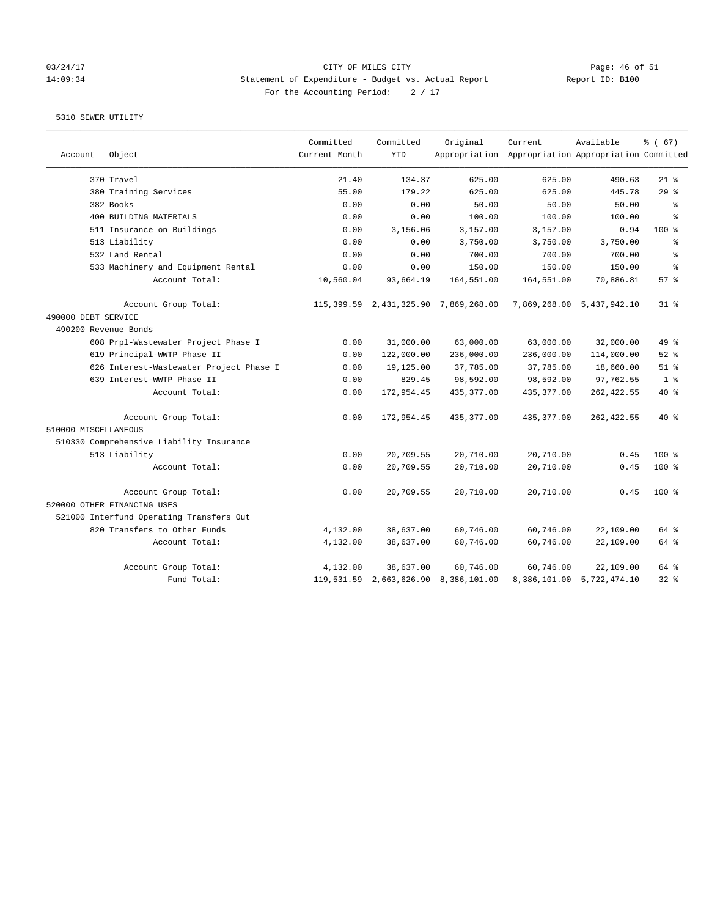03/24/17 CITY OF MILES CITY
14:09:34 Statement of Expenditure - Budget vs. Actual Report Report ID: B100
For the Accounting Period: 2 / 17

5310 SEWER UTILITY

| Account | Object | Committed Current Month | Committed YTD | Original Appropriation | Current Appropriation | Available Appropriation | % ( 67) Committed |
|---|---|---|---|---|---|---|---|
| | 370 Travel | 21.40 | 134.37 | 625.00 | 625.00 | 490.63 | 21 % |
| | 380 Training Services | 55.00 | 179.22 | 625.00 | 625.00 | 445.78 | 29 % |
| | 382 Books | 0.00 | 0.00 | 50.00 | 50.00 | 50.00 | % |
| | 400 BUILDING MATERIALS | 0.00 | 0.00 | 100.00 | 100.00 | 100.00 | % |
| | 511 Insurance on Buildings | 0.00 | 3,156.06 | 3,157.00 | 3,157.00 | 0.94 | 100 % |
| | 513 Liability | 0.00 | 0.00 | 3,750.00 | 3,750.00 | 3,750.00 | % |
| | 532 Land Rental | 0.00 | 0.00 | 700.00 | 700.00 | 700.00 | % |
| | 533 Machinery and Equipment Rental | 0.00 | 0.00 | 150.00 | 150.00 | 150.00 | % |
| | Account Total: | 10,560.04 | 93,664.19 | 164,551.00 | 164,551.00 | 70,886.81 | 57 % |
| | Account Group Total: | 115,399.59 | 2,431,325.90 | 7,869,268.00 | 7,869,268.00 | 5,437,942.10 | 31 % |
| 490000 DEBT SERVICE | | | | | | | |
| 490200 Revenue Bonds | | | | | | | |
| | 608 Prpl-Wastewater Project Phase I | 0.00 | 31,000.00 | 63,000.00 | 63,000.00 | 32,000.00 | 49 % |
| | 619 Principal-WWTP Phase II | 0.00 | 122,000.00 | 236,000.00 | 236,000.00 | 114,000.00 | 52 % |
| | 626 Interest-Wastewater Project Phase I | 0.00 | 19,125.00 | 37,785.00 | 37,785.00 | 18,660.00 | 51 % |
| | 639 Interest-WWTP Phase II | 0.00 | 829.45 | 98,592.00 | 98,592.00 | 97,762.55 | 1 % |
| | Account Total: | 0.00 | 172,954.45 | 435,377.00 | 435,377.00 | 262,422.55 | 40 % |
| | Account Group Total: | 0.00 | 172,954.45 | 435,377.00 | 435,377.00 | 262,422.55 | 40 % |
| 510000 MISCELLANEOUS | | | | | | | |
| 510330 Comprehensive Liability Insurance | | | | | | | |
| | 513 Liability | 0.00 | 20,709.55 | 20,710.00 | 20,710.00 | 0.45 | 100 % |
| | Account Total: | 0.00 | 20,709.55 | 20,710.00 | 20,710.00 | 0.45 | 100 % |
| | Account Group Total: | 0.00 | 20,709.55 | 20,710.00 | 20,710.00 | 0.45 | 100 % |
| 520000 OTHER FINANCING USES | | | | | | | |
| 521000 Interfund Operating Transfers Out | | | | | | | |
| | 820 Transfers to Other Funds | 4,132.00 | 38,637.00 | 60,746.00 | 60,746.00 | 22,109.00 | 64 % |
| | Account Total: | 4,132.00 | 38,637.00 | 60,746.00 | 60,746.00 | 22,109.00 | 64 % |
| | Account Group Total: | 4,132.00 | 38,637.00 | 60,746.00 | 60,746.00 | 22,109.00 | 64 % |
| | Fund Total: | 119,531.59 | 2,663,626.90 | 8,386,101.00 | 8,386,101.00 | 5,722,474.10 | 32 % |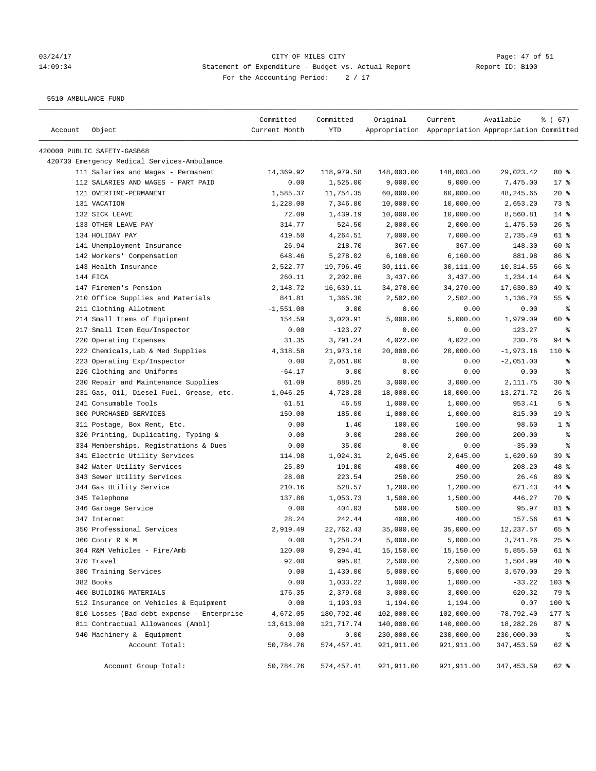CITY OF MILES CITY

Statement of Expenditure - Budget vs. Actual Report

Report ID: B100

For the Accounting Period: 2 / 17

5510 AMBULANCE FUND

| Account Object | Committed Current Month | Committed YTD | Original Appropriation | Current Appropriation | Available Appropriation | % ( 67) Committed |
|---|---|---|---|---|---|---|
| 420000 PUBLIC SAFETY-GASB68 | | | | | | |
| 420730 Emergency Medical Services-Ambulance | | | | | | |
| 111 Salaries and Wages - Permanent | 14,369.92 | 118,979.58 | 148,003.00 | 148,003.00 | 29,023.42 | 80 % |
| 112 SALARIES AND WAGES - PART PAID | 0.00 | 1,525.00 | 9,000.00 | 9,000.00 | 7,475.00 | 17 % |
| 121 OVERTIME-PERMANENT | 1,585.37 | 11,754.35 | 60,000.00 | 60,000.00 | 48,245.65 | 20 % |
| 131 VACATION | 1,228.00 | 7,346.80 | 10,000.00 | 10,000.00 | 2,653.20 | 73 % |
| 132 SICK LEAVE | 72.09 | 1,439.19 | 10,000.00 | 10,000.00 | 8,560.81 | 14 % |
| 133 OTHER LEAVE PAY | 314.77 | 524.50 | 2,000.00 | 2,000.00 | 1,475.50 | 26 % |
| 134 HOLIDAY PAY | 419.50 | 4,264.51 | 7,000.00 | 7,000.00 | 2,735.49 | 61 % |
| 141 Unemployment Insurance | 26.94 | 218.70 | 367.00 | 367.00 | 148.30 | 60 % |
| 142 Workers' Compensation | 648.46 | 5,278.02 | 6,160.00 | 6,160.00 | 881.98 | 86 % |
| 143 Health Insurance | 2,522.77 | 19,796.45 | 30,111.00 | 30,111.00 | 10,314.55 | 66 % |
| 144 FICA | 260.11 | 2,202.86 | 3,437.00 | 3,437.00 | 1,234.14 | 64 % |
| 147 Firemen's Pension | 2,148.72 | 16,639.11 | 34,270.00 | 34,270.00 | 17,630.89 | 49 % |
| 210 Office Supplies and Materials | 841.81 | 1,365.30 | 2,502.00 | 2,502.00 | 1,136.70 | 55 % |
| 211 Clothing Allotment | -1,551.00 | 0.00 | 0.00 | 0.00 | 0.00 | % |
| 214 Small Items of Equipment | 154.59 | 3,020.91 | 5,000.00 | 5,000.00 | 1,979.09 | 60 % |
| 217 Small Item Equ/Inspector | 0.00 | -123.27 | 0.00 | 0.00 | 123.27 | % |
| 220 Operating Expenses | 31.35 | 3,791.24 | 4,022.00 | 4,022.00 | 230.76 | 94 % |
| 222 Chemicals,Lab & Med Supplies | 4,318.58 | 21,973.16 | 20,000.00 | 20,000.00 | -1,973.16 | 110 % |
| 223 Operating Exp/Inspector | 0.00 | 2,051.00 | 0.00 | 0.00 | -2,051.00 | % |
| 226 Clothing and Uniforms | -64.17 | 0.00 | 0.00 | 0.00 | 0.00 | % |
| 230 Repair and Maintenance Supplies | 61.09 | 888.25 | 3,000.00 | 3,000.00 | 2,111.75 | 30 % |
| 231 Gas, Oil, Diesel Fuel, Grease, etc. | 1,046.25 | 4,728.28 | 18,000.00 | 18,000.00 | 13,271.72 | 26 % |
| 241 Consumable Tools | 61.51 | 46.59 | 1,000.00 | 1,000.00 | 953.41 | 5 % |
| 300 PURCHASED SERVICES | 150.00 | 185.00 | 1,000.00 | 1,000.00 | 815.00 | 19 % |
| 311 Postage, Box Rent, Etc. | 0.00 | 1.40 | 100.00 | 100.00 | 98.60 | 1 % |
| 320 Printing, Duplicating, Typing & | 0.00 | 0.00 | 200.00 | 200.00 | 200.00 | % |
| 334 Memberships, Registrations & Dues | 0.00 | 35.00 | 0.00 | 0.00 | -35.00 | % |
| 341 Electric Utility Services | 114.98 | 1,024.31 | 2,645.00 | 2,645.00 | 1,620.69 | 39 % |
| 342 Water Utility Services | 25.89 | 191.80 | 400.00 | 400.00 | 208.20 | 48 % |
| 343 Sewer Utility Services | 28.08 | 223.54 | 250.00 | 250.00 | 26.46 | 89 % |
| 344 Gas Utility Service | 210.16 | 528.57 | 1,200.00 | 1,200.00 | 671.43 | 44 % |
| 345 Telephone | 137.86 | 1,053.73 | 1,500.00 | 1,500.00 | 446.27 | 70 % |
| 346 Garbage Service | 0.00 | 404.03 | 500.00 | 500.00 | 95.97 | 81 % |
| 347 Internet | 28.24 | 242.44 | 400.00 | 400.00 | 157.56 | 61 % |
| 350 Professional Services | 2,919.49 | 22,762.43 | 35,000.00 | 35,000.00 | 12,237.57 | 65 % |
| 360 Contr R & M | 0.00 | 1,258.24 | 5,000.00 | 5,000.00 | 3,741.76 | 25 % |
| 364 R&M Vehicles - Fire/Amb | 120.00 | 9,294.41 | 15,150.00 | 15,150.00 | 5,855.59 | 61 % |
| 370 Travel | 92.00 | 995.01 | 2,500.00 | 2,500.00 | 1,504.99 | 40 % |
| 380 Training Services | 0.00 | 1,430.00 | 5,000.00 | 5,000.00 | 3,570.00 | 29 % |
| 382 Books | 0.00 | 1,033.22 | 1,000.00 | 1,000.00 | -33.22 | 103 % |
| 400 BUILDING MATERIALS | 176.35 | 2,379.68 | 3,000.00 | 3,000.00 | 620.32 | 79 % |
| 512 Insurance on Vehicles & Equipment | 0.00 | 1,193.93 | 1,194.00 | 1,194.00 | 0.07 | 100 % |
| 810 Losses (Bad debt expense - Enterprise | 4,672.05 | 180,792.40 | 102,000.00 | 102,000.00 | -78,792.40 | 177 % |
| 811 Contractual Allowances (Ambl) | 13,613.00 | 121,717.74 | 140,000.00 | 140,000.00 | 18,282.26 | 87 % |
| 940 Machinery & Equipment | 0.00 | 0.00 | 230,000.00 | 230,000.00 | 230,000.00 | % |
| Account Total: | 50,784.76 | 574,457.41 | 921,911.00 | 921,911.00 | 347,453.59 | 62 % |
| Account Group Total: | 50,784.76 | 574,457.41 | 921,911.00 | 921,911.00 | 347,453.59 | 62 % |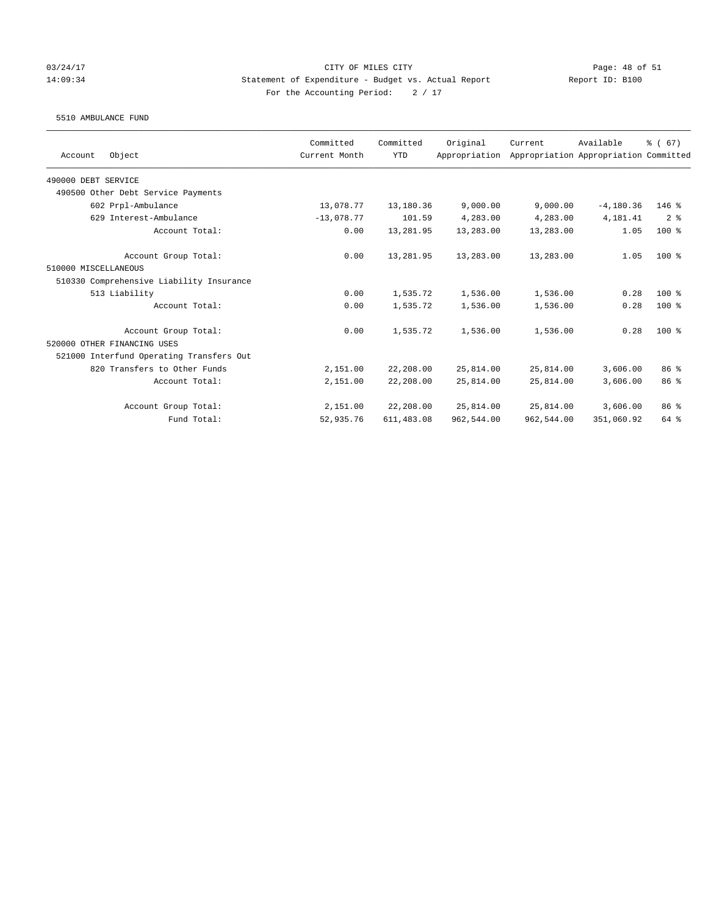CITY OF MILES CITY
Statement of Expenditure - Budget vs. Actual Report
For the Accounting Period: 2 / 17

03/24/17
14:09:34

Report ID: B100

5510 AMBULANCE FUND

| Account Object | Committed Current Month | Committed YTD | Original Appropriation | Current Appropriation | Available Appropriation | % ( 67) Committed |
|---|---|---|---|---|---|---|
| 490000 DEBT SERVICE | | | | | | |
| 490500 Other Debt Service Payments | | | | | | |
| 602 Prpl-Ambulance | 13,078.77 | 13,180.36 | 9,000.00 | 9,000.00 | -4,180.36 | 146 % |
| 629 Interest-Ambulance | -13,078.77 | 101.59 | 4,283.00 | 4,283.00 | 4,181.41 | 2 % |
| Account Total: | 0.00 | 13,281.95 | 13,283.00 | 13,283.00 | 1.05 | 100 % |
| Account Group Total: | 0.00 | 13,281.95 | 13,283.00 | 13,283.00 | 1.05 | 100 % |
| 510000 MISCELLANEOUS | | | | | | |
| 510330 Comprehensive Liability Insurance | | | | | | |
| 513 Liability | 0.00 | 1,535.72 | 1,536.00 | 1,536.00 | 0.28 | 100 % |
| Account Total: | 0.00 | 1,535.72 | 1,536.00 | 1,536.00 | 0.28 | 100 % |
| Account Group Total: | 0.00 | 1,535.72 | 1,536.00 | 1,536.00 | 0.28 | 100 % |
| 520000 OTHER FINANCING USES | | | | | | |
| 521000 Interfund Operating Transfers Out | | | | | | |
| 820 Transfers to Other Funds | 2,151.00 | 22,208.00 | 25,814.00 | 25,814.00 | 3,606.00 | 86 % |
| Account Total: | 2,151.00 | 22,208.00 | 25,814.00 | 25,814.00 | 3,606.00 | 86 % |
| Account Group Total: | 2,151.00 | 22,208.00 | 25,814.00 | 25,814.00 | 3,606.00 | 86 % |
| Fund Total: | 52,935.76 | 611,483.08 | 962,544.00 | 962,544.00 | 351,060.92 | 64 % |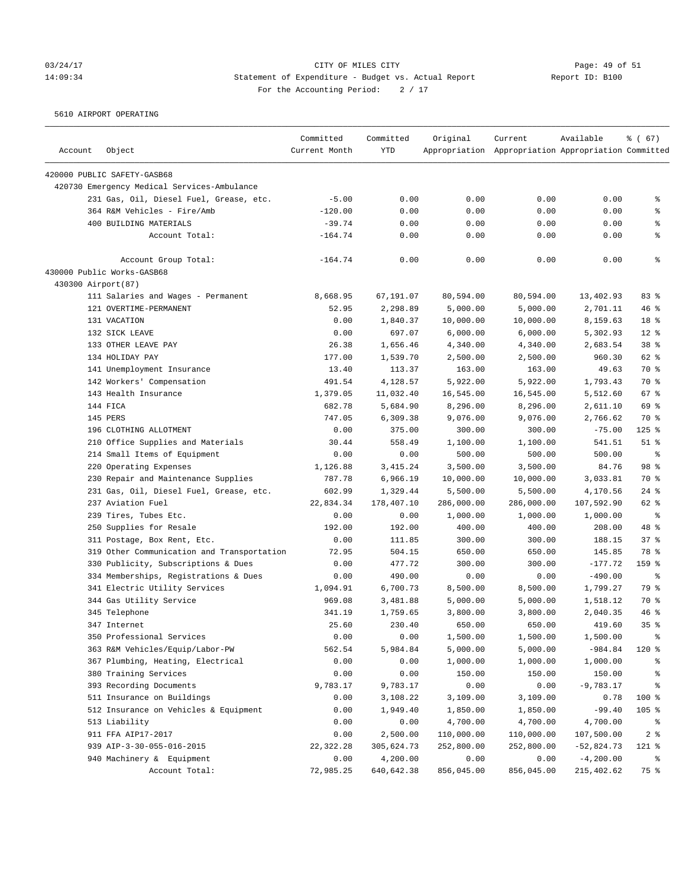03/24/17 CITY OF MILES CITY
14:09:34 Statement of Expenditure - Budget vs. Actual Report Report ID: B100
For the Accounting Period: 2 / 17

5610 AIRPORT OPERATING

| Account | Object | Committed Current Month | Committed YTD | Original Appropriation | Current Appropriation | Available Appropriation | % ( 67) Committed |
|---|---|---|---|---|---|---|---|
| 420000 PUBLIC SAFETY-GASB68 | | | | | | | |
| 420730 Emergency Medical Services-Ambulance | | | | | | | |
| | 231 Gas, Oil, Diesel Fuel, Grease, etc. | -5.00 | 0.00 | 0.00 | 0.00 | 0.00 | % |
| | 364 R&M Vehicles - Fire/Amb | -120.00 | 0.00 | 0.00 | 0.00 | 0.00 | % |
| | 400 BUILDING MATERIALS | -39.74 | 0.00 | 0.00 | 0.00 | 0.00 | % |
| | Account Total: | -164.74 | 0.00 | 0.00 | 0.00 | 0.00 | % |
| | Account Group Total: | -164.74 | 0.00 | 0.00 | 0.00 | 0.00 | % |
| 430000 Public Works-GASB68 | | | | | | | |
| 430300 Airport(87) | | | | | | | |
| | 111 Salaries and Wages - Permanent | 8,668.95 | 67,191.07 | 80,594.00 | 80,594.00 | 13,402.93 | 83 % |
| | 121 OVERTIME-PERMANENT | 52.95 | 2,298.89 | 5,000.00 | 5,000.00 | 2,701.11 | 46 % |
| | 131 VACATION | 0.00 | 1,840.37 | 10,000.00 | 10,000.00 | 8,159.63 | 18 % |
| | 132 SICK LEAVE | 0.00 | 697.07 | 6,000.00 | 6,000.00 | 5,302.93 | 12 % |
| | 133 OTHER LEAVE PAY | 26.38 | 1,656.46 | 4,340.00 | 4,340.00 | 2,683.54 | 38 % |
| | 134 HOLIDAY PAY | 177.00 | 1,539.70 | 2,500.00 | 2,500.00 | 960.30 | 62 % |
| | 141 Unemployment Insurance | 13.40 | 113.37 | 163.00 | 163.00 | 49.63 | 70 % |
| | 142 Workers' Compensation | 491.54 | 4,128.57 | 5,922.00 | 5,922.00 | 1,793.43 | 70 % |
| | 143 Health Insurance | 1,379.05 | 11,032.40 | 16,545.00 | 16,545.00 | 5,512.60 | 67 % |
| | 144 FICA | 682.78 | 5,684.90 | 8,296.00 | 8,296.00 | 2,611.10 | 69 % |
| | 145 PERS | 747.05 | 6,309.38 | 9,076.00 | 9,076.00 | 2,766.62 | 70 % |
| | 196 CLOTHING ALLOTMENT | 0.00 | 375.00 | 300.00 | 300.00 | -75.00 | 125 % |
| | 210 Office Supplies and Materials | 30.44 | 558.49 | 1,100.00 | 1,100.00 | 541.51 | 51 % |
| | 214 Small Items of Equipment | 0.00 | 0.00 | 500.00 | 500.00 | 500.00 | % |
| | 220 Operating Expenses | 1,126.88 | 3,415.24 | 3,500.00 | 3,500.00 | 84.76 | 98 % |
| | 230 Repair and Maintenance Supplies | 787.78 | 6,966.19 | 10,000.00 | 10,000.00 | 3,033.81 | 70 % |
| | 231 Gas, Oil, Diesel Fuel, Grease, etc. | 602.99 | 1,329.44 | 5,500.00 | 5,500.00 | 4,170.56 | 24 % |
| | 237 Aviation Fuel | 22,834.34 | 178,407.10 | 286,000.00 | 286,000.00 | 107,592.90 | 62 % |
| | 239 Tires, Tubes Etc. | 0.00 | 0.00 | 1,000.00 | 1,000.00 | 1,000.00 | % |
| | 250 Supplies for Resale | 192.00 | 192.00 | 400.00 | 400.00 | 208.00 | 48 % |
| | 311 Postage, Box Rent, Etc. | 0.00 | 111.85 | 300.00 | 300.00 | 188.15 | 37 % |
| | 319 Other Communication and Transportation | 72.95 | 504.15 | 650.00 | 650.00 | 145.85 | 78 % |
| | 330 Publicity, Subscriptions & Dues | 0.00 | 477.72 | 300.00 | 300.00 | -177.72 | 159 % |
| | 334 Memberships, Registrations & Dues | 0.00 | 490.00 | 0.00 | 0.00 | -490.00 | % |
| | 341 Electric Utility Services | 1,094.91 | 6,700.73 | 8,500.00 | 8,500.00 | 1,799.27 | 79 % |
| | 344 Gas Utility Service | 969.08 | 3,481.88 | 5,000.00 | 5,000.00 | 1,518.12 | 70 % |
| | 345 Telephone | 341.19 | 1,759.65 | 3,800.00 | 3,800.00 | 2,040.35 | 46 % |
| | 347 Internet | 25.60 | 230.40 | 650.00 | 650.00 | 419.60 | 35 % |
| | 350 Professional Services | 0.00 | 0.00 | 1,500.00 | 1,500.00 | 1,500.00 | % |
| | 363 R&M Vehicles/Equip/Labor-PW | 562.54 | 5,984.84 | 5,000.00 | 5,000.00 | -984.84 | 120 % |
| | 367 Plumbing, Heating, Electrical | 0.00 | 0.00 | 1,000.00 | 1,000.00 | 1,000.00 | % |
| | 380 Training Services | 0.00 | 0.00 | 150.00 | 150.00 | 150.00 | % |
| | 393 Recording Documents | 9,783.17 | 9,783.17 | 0.00 | 0.00 | -9,783.17 | % |
| | 511 Insurance on Buildings | 0.00 | 3,108.22 | 3,109.00 | 3,109.00 | 0.78 | 100 % |
| | 512 Insurance on Vehicles & Equipment | 0.00 | 1,949.40 | 1,850.00 | 1,850.00 | -99.40 | 105 % |
| | 513 Liability | 0.00 | 0.00 | 4,700.00 | 4,700.00 | 4,700.00 | % |
| | 911 FFA AIP17-2017 | 0.00 | 2,500.00 | 110,000.00 | 110,000.00 | 107,500.00 | 2 % |
| | 939 AIP-3-30-055-016-2015 | 22,322.28 | 305,624.73 | 252,800.00 | 252,800.00 | -52,824.73 | 121 % |
| | 940 Machinery & Equipment | 0.00 | 4,200.00 | 0.00 | 0.00 | -4,200.00 | % |
| | Account Total: | 72,985.25 | 640,642.38 | 856,045.00 | 856,045.00 | 215,402.62 | 75 % |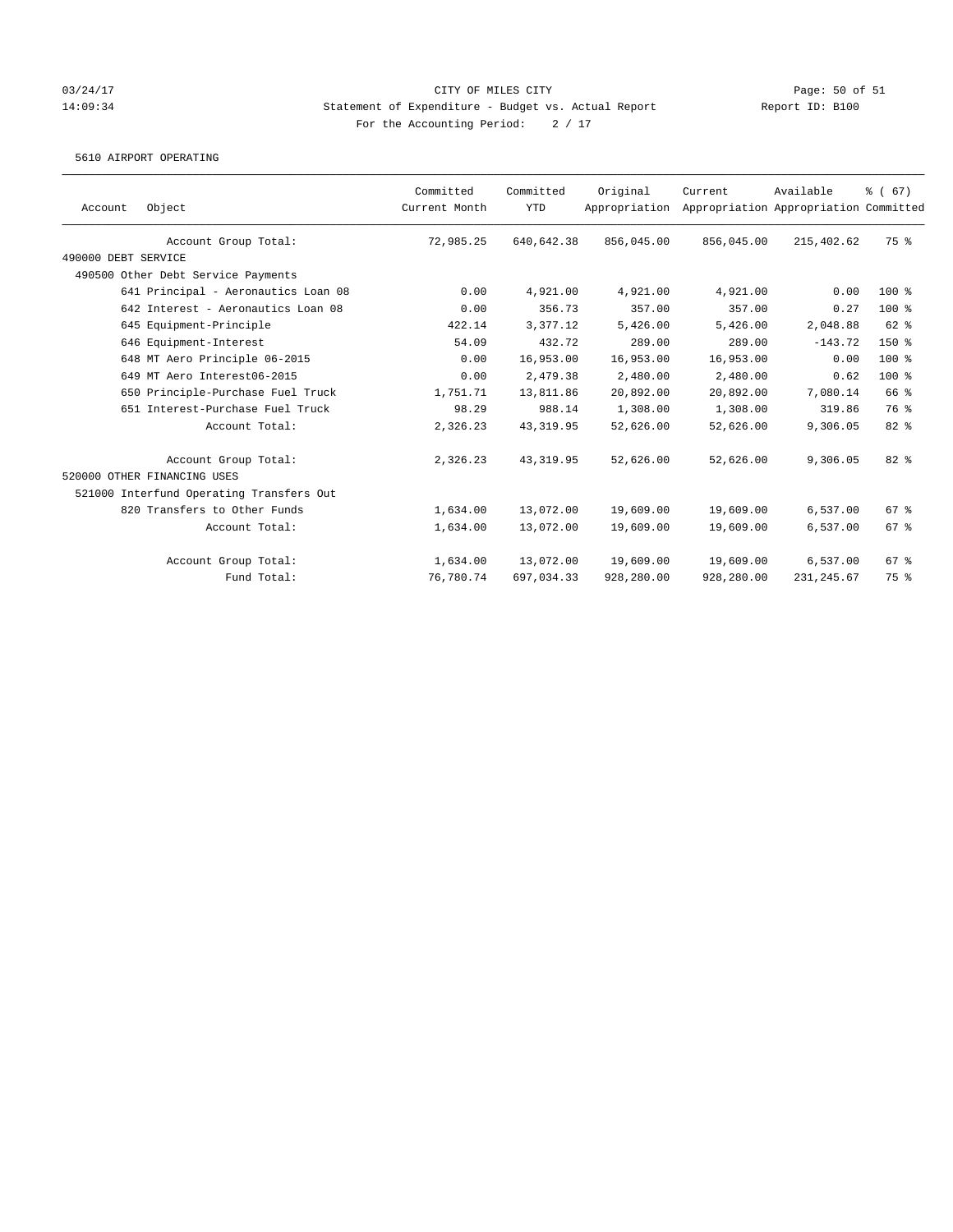CITY OF MILES CITY

Statement of Expenditure - Budget vs. Actual Report

Report ID: B100

03/24/17 14:09:34

For the Accounting Period: 2 / 17

5610 AIRPORT OPERATING

| Account | Object | Committed Current Month | Committed YTD | Original Appropriation | Current Appropriation | Available Appropriation | % ( 67) Committed |
|---|---|---|---|---|---|---|---|
| | Account Group Total: | 72,985.25 | 640,642.38 | 856,045.00 | 856,045.00 | 215,402.62 | 75 % |
| 490000 DEBT SERVICE | | | | | | | |
| 490500 Other Debt Service Payments | | | | | | | |
| | 641 Principal - Aeronautics Loan 08 | 0.00 | 4,921.00 | 4,921.00 | 4,921.00 | 0.00 | 100 % |
| | 642 Interest - Aeronautics Loan 08 | 0.00 | 356.73 | 357.00 | 357.00 | 0.27 | 100 % |
| | 645 Equipment-Principle | 422.14 | 3,377.12 | 5,426.00 | 5,426.00 | 2,048.88 | 62 % |
| | 646 Equipment-Interest | 54.09 | 432.72 | 289.00 | 289.00 | -143.72 | 150 % |
| | 648 MT Aero Principle 06-2015 | 0.00 | 16,953.00 | 16,953.00 | 16,953.00 | 0.00 | 100 % |
| | 649 MT Aero Interest06-2015 | 0.00 | 2,479.38 | 2,480.00 | 2,480.00 | 0.62 | 100 % |
| | 650 Principle-Purchase Fuel Truck | 1,751.71 | 13,811.86 | 20,892.00 | 20,892.00 | 7,080.14 | 66 % |
| | 651 Interest-Purchase Fuel Truck | 98.29 | 988.14 | 1,308.00 | 1,308.00 | 319.86 | 76 % |
| | Account Total: | 2,326.23 | 43,319.95 | 52,626.00 | 52,626.00 | 9,306.05 | 82 % |
| | Account Group Total: | 2,326.23 | 43,319.95 | 52,626.00 | 52,626.00 | 9,306.05 | 82 % |
| 520000 OTHER FINANCING USES | | | | | | | |
| 521000 Interfund Operating Transfers Out | | | | | | | |
| | 820 Transfers to Other Funds | 1,634.00 | 13,072.00 | 19,609.00 | 19,609.00 | 6,537.00 | 67 % |
| | Account Total: | 1,634.00 | 13,072.00 | 19,609.00 | 19,609.00 | 6,537.00 | 67 % |
| | Account Group Total: | 1,634.00 | 13,072.00 | 19,609.00 | 19,609.00 | 6,537.00 | 67 % |
| | Fund Total: | 76,780.74 | 697,034.33 | 928,280.00 | 928,280.00 | 231,245.67 | 75 % |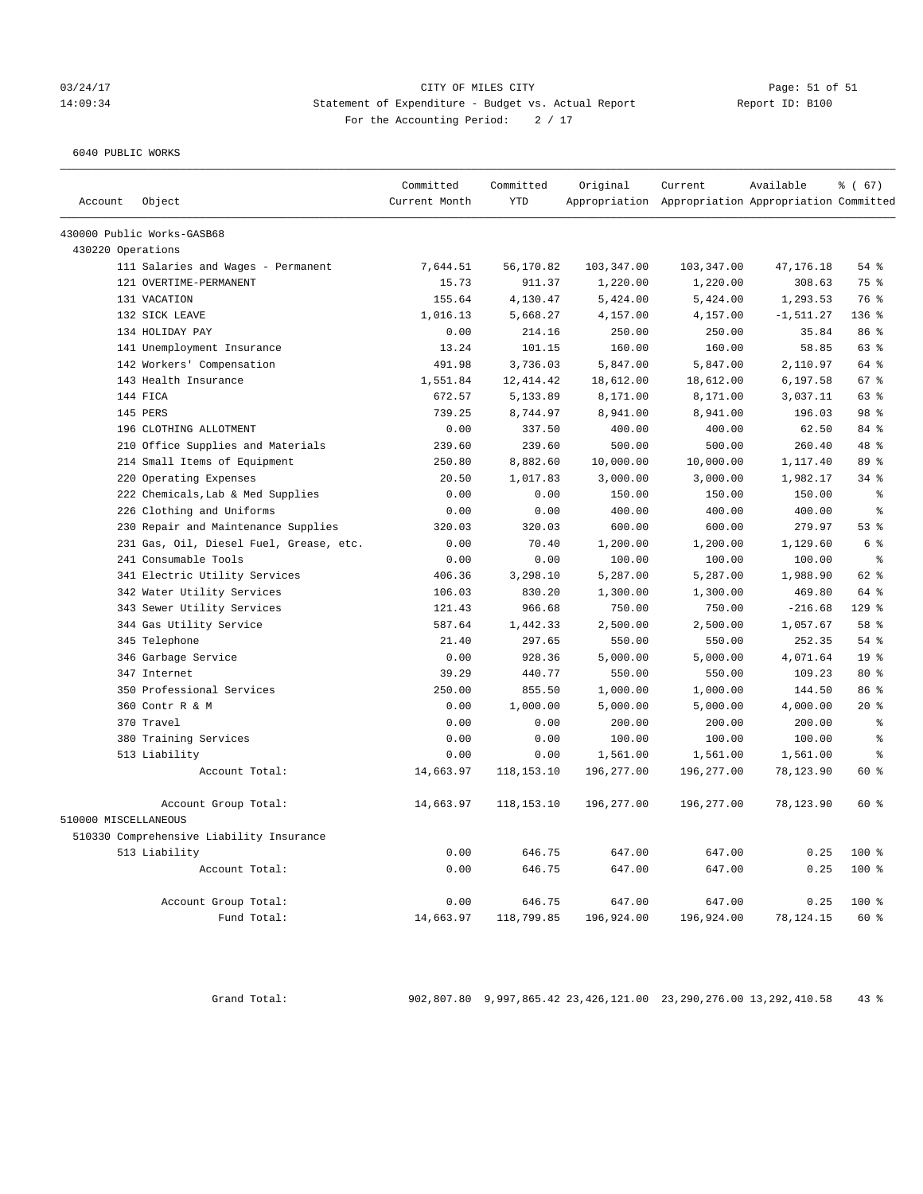CITY OF MILES CITY

Statement of Expenditure - Budget vs. Actual Report

Report ID: B100

For the Accounting Period: 2 / 17

03/24/17
14:09:34

6040 PUBLIC WORKS

| Account | Object | Committed Current Month | Committed YTD | Original Appropriation | Current Appropriation | Available Appropriation | % ( 67) Committed |
|---|---|---|---|---|---|---|---|
| 430000 Public Works-GASB68 | | | | | | | |
| 430220 Operations | | | | | | | |
| | 111 Salaries and Wages - Permanent | 7,644.51 | 56,170.82 | 103,347.00 | 103,347.00 | 47,176.18 | 54 % |
| | 121 OVERTIME-PERMANENT | 15.73 | 911.37 | 1,220.00 | 1,220.00 | 308.63 | 75 % |
| | 131 VACATION | 155.64 | 4,130.47 | 5,424.00 | 5,424.00 | 1,293.53 | 76 % |
| | 132 SICK LEAVE | 1,016.13 | 5,668.27 | 4,157.00 | 4,157.00 | -1,511.27 | 136 % |
| | 134 HOLIDAY PAY | 0.00 | 214.16 | 250.00 | 250.00 | 35.84 | 86 % |
| | 141 Unemployment Insurance | 13.24 | 101.15 | 160.00 | 160.00 | 58.85 | 63 % |
| | 142 Workers' Compensation | 491.98 | 3,736.03 | 5,847.00 | 5,847.00 | 2,110.97 | 64 % |
| | 143 Health Insurance | 1,551.84 | 12,414.42 | 18,612.00 | 18,612.00 | 6,197.58 | 67 % |
| | 144 FICA | 672.57 | 5,133.89 | 8,171.00 | 8,171.00 | 3,037.11 | 63 % |
| | 145 PERS | 739.25 | 8,744.97 | 8,941.00 | 8,941.00 | 196.03 | 98 % |
| | 196 CLOTHING ALLOTMENT | 0.00 | 337.50 | 400.00 | 400.00 | 62.50 | 84 % |
| | 210 Office Supplies and Materials | 239.60 | 239.60 | 500.00 | 500.00 | 260.40 | 48 % |
| | 214 Small Items of Equipment | 250.80 | 8,882.60 | 10,000.00 | 10,000.00 | 1,117.40 | 89 % |
| | 220 Operating Expenses | 20.50 | 1,017.83 | 3,000.00 | 3,000.00 | 1,982.17 | 34 % |
| | 222 Chemicals,Lab & Med Supplies | 0.00 | 0.00 | 150.00 | 150.00 | 150.00 | % |
| | 226 Clothing and Uniforms | 0.00 | 0.00 | 400.00 | 400.00 | 400.00 | % |
| | 230 Repair and Maintenance Supplies | 320.03 | 320.03 | 600.00 | 600.00 | 279.97 | 53 % |
| | 231 Gas, Oil, Diesel Fuel, Grease, etc. | 0.00 | 70.40 | 1,200.00 | 1,200.00 | 1,129.60 | 6 % |
| | 241 Consumable Tools | 0.00 | 0.00 | 100.00 | 100.00 | 100.00 | % |
| | 341 Electric Utility Services | 406.36 | 3,298.10 | 5,287.00 | 5,287.00 | 1,988.90 | 62 % |
| | 342 Water Utility Services | 106.03 | 830.20 | 1,300.00 | 1,300.00 | 469.80 | 64 % |
| | 343 Sewer Utility Services | 121.43 | 966.68 | 750.00 | 750.00 | -216.68 | 129 % |
| | 344 Gas Utility Service | 587.64 | 1,442.33 | 2,500.00 | 2,500.00 | 1,057.67 | 58 % |
| | 345 Telephone | 21.40 | 297.65 | 550.00 | 550.00 | 252.35 | 54 % |
| | 346 Garbage Service | 0.00 | 928.36 | 5,000.00 | 5,000.00 | 4,071.64 | 19 % |
| | 347 Internet | 39.29 | 440.77 | 550.00 | 550.00 | 109.23 | 80 % |
| | 350 Professional Services | 250.00 | 855.50 | 1,000.00 | 1,000.00 | 144.50 | 86 % |
| | 360 Contr R & M | 0.00 | 1,000.00 | 5,000.00 | 5,000.00 | 4,000.00 | 20 % |
| | 370 Travel | 0.00 | 0.00 | 200.00 | 200.00 | 200.00 | % |
| | 380 Training Services | 0.00 | 0.00 | 100.00 | 100.00 | 100.00 | % |
| | 513 Liability | 0.00 | 0.00 | 1,561.00 | 1,561.00 | 1,561.00 | % |
| | Account Total: | 14,663.97 | 118,153.10 | 196,277.00 | 196,277.00 | 78,123.90 | 60 % |
| | Account Group Total: | 14,663.97 | 118,153.10 | 196,277.00 | 196,277.00 | 78,123.90 | 60 % |
| 510000 MISCELLANEOUS | | | | | | | |
| 510330 Comprehensive Liability Insurance | | | | | | | |
| | 513 Liability | 0.00 | 646.75 | 647.00 | 647.00 | 0.25 | 100 % |
| | Account Total: | 0.00 | 646.75 | 647.00 | 647.00 | 0.25 | 100 % |
| | Account Group Total: | 0.00 | 646.75 | 647.00 | 647.00 | 0.25 | 100 % |
| | Fund Total: | 14,663.97 | 118,799.85 | 196,924.00 | 196,924.00 | 78,124.15 | 60 % |
| | Grand Total: | 902,807.80 | 9,997,865.42 | 23,426,121.00 | 23,290,276.00 | 13,292,410.58 | 43 % |